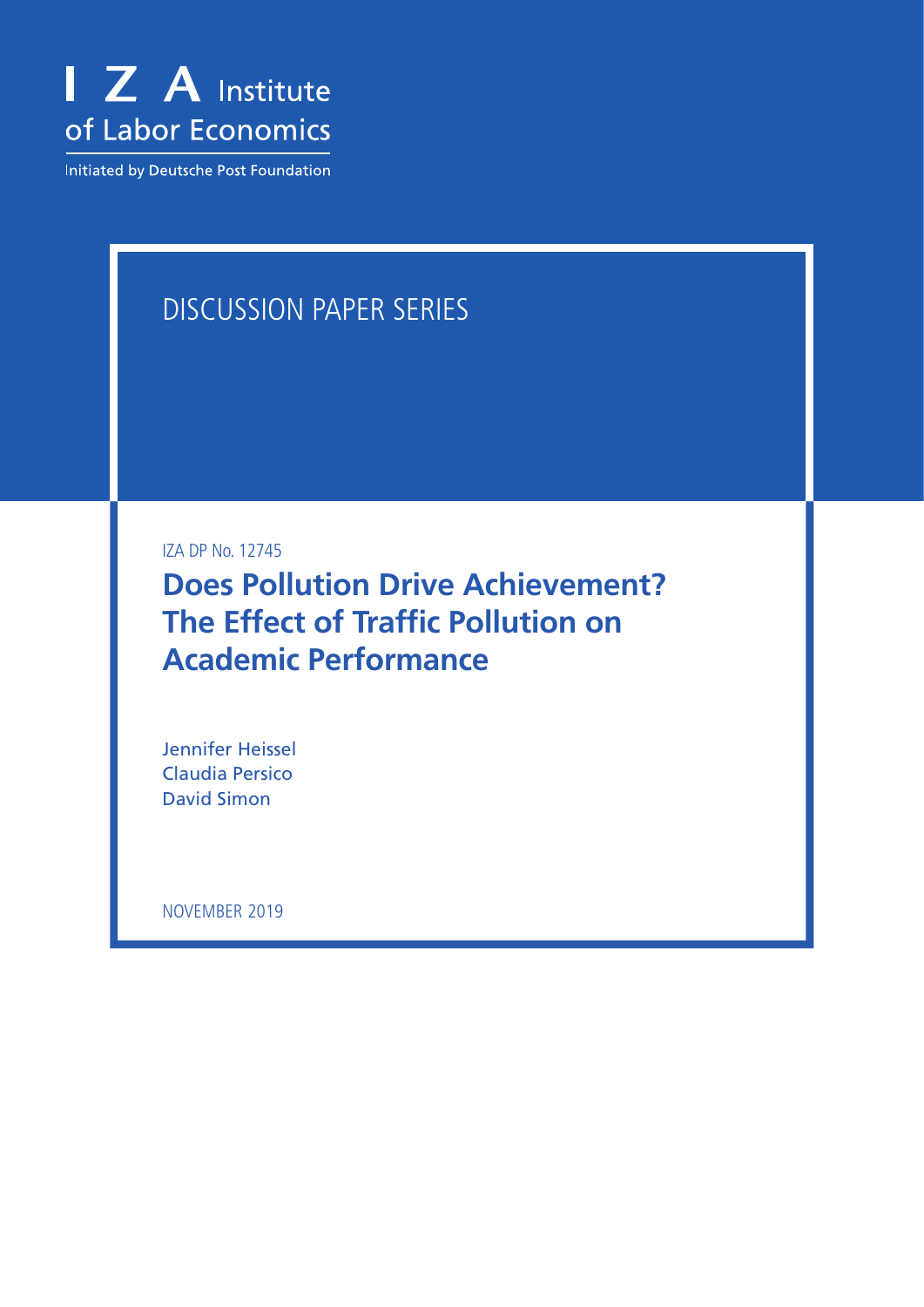I Z A Institute of Labor Economics

Initiated by Deutsche Post Foundation

DISCUSSION PAPER SERIES

IZA DP No. 12745

# Does Pollution Drive Achievement? The Effect of Traffic Pollution on Academic Performance

Jennifer Heissel
Claudia Persico
David Simon

NOVEMBER 2019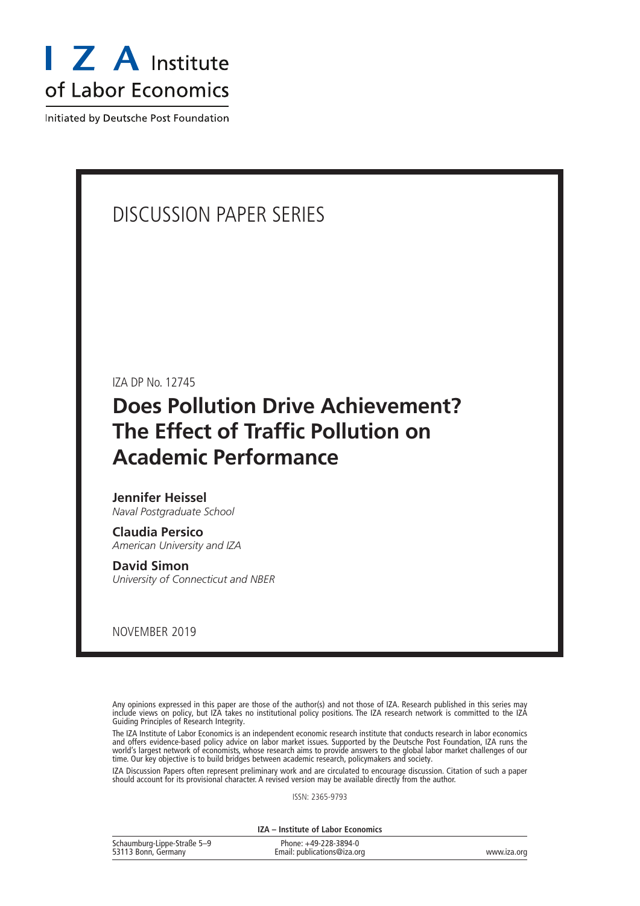I Z A Institute of Labor Economics

Initiated by Deutsche Post Foundation

# DISCUSSION PAPER SERIES

IZA DP No. 12745

## Does Pollution Drive Achievement? The Effect of Traffic Pollution on Academic Performance

**Jennifer Heissel**
*Naval Postgraduate School*

**Claudia Persico**
*American University and IZA*

**David Simon**
*University of Connecticut and NBER*

NOVEMBER 2019

Any opinions expressed in this paper are those of the author(s) and not those of IZA. Research published in this series may include views on policy, but IZA takes no institutional policy positions. The IZA research network is committed to the IZA Guiding Principles of Research Integrity.

The IZA Institute of Labor Economics is an independent economic research institute that conducts research in labor economics and offers evidence-based policy advice on labor market issues. Supported by the Deutsche Post Foundation, IZA runs the world's largest network of economists, whose research aims to provide answers to the global labor market challenges of our time. Our key objective is to build bridges between academic research, policymakers and society.

IZA Discussion Papers often represent preliminary work and are circulated to encourage discussion. Citation of such a paper should account for its provisional character. A revised version may be available directly from the author.

ISSN: 2365-9793

**IZA – Institute of Labor Economics**

Schaumburg-Lippe-Straße 5–9
53113 Bonn, Germany

Phone: +49-228-3894-0
Email: publications@iza.org

www.iza.org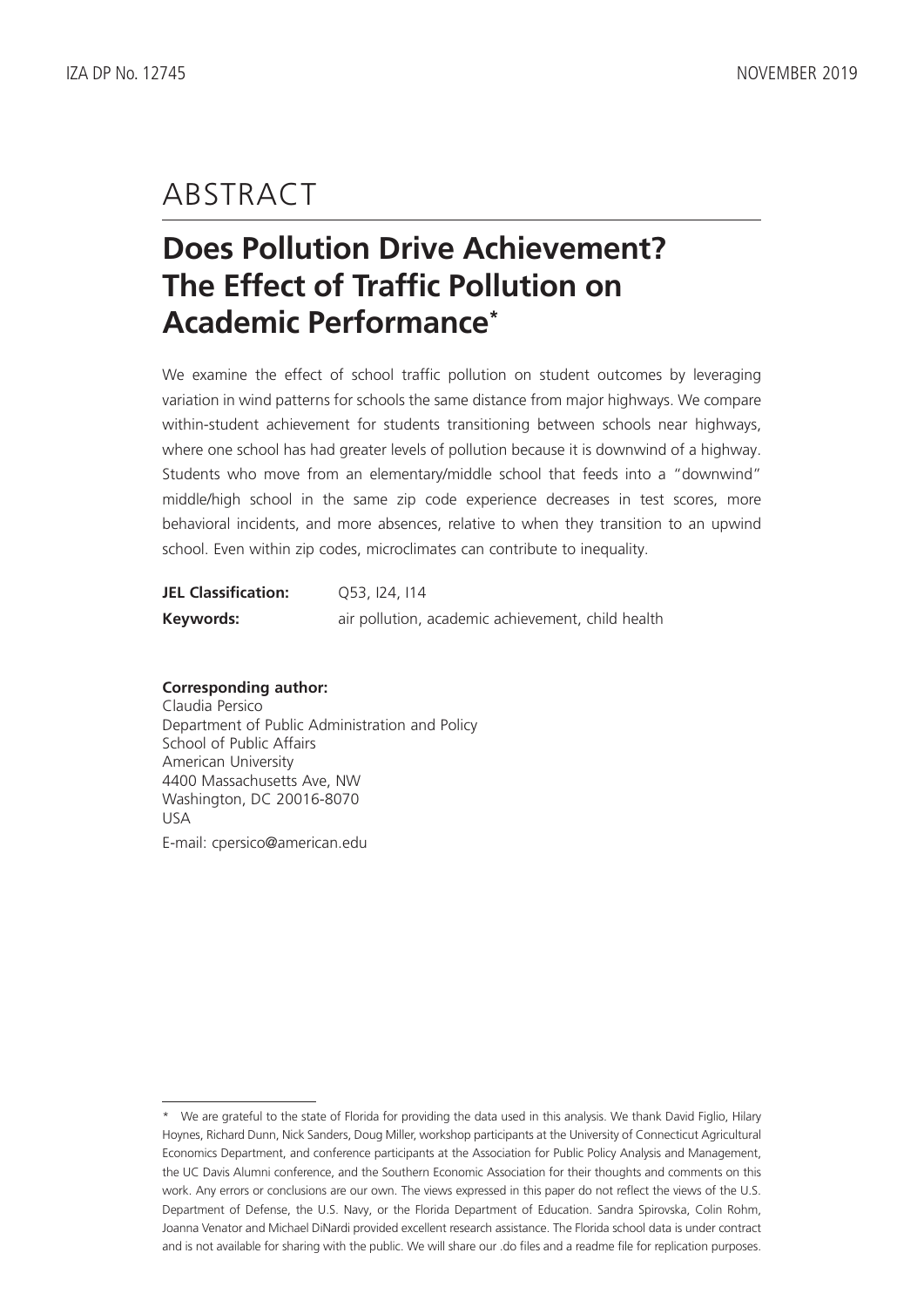# ABSTRACT

## Does Pollution Drive Achievement? The Effect of Traffic Pollution on Academic Performance*

We examine the effect of school traffic pollution on student outcomes by leveraging variation in wind patterns for schools the same distance from major highways. We compare within-student achievement for students transitioning between schools near highways, where one school has had greater levels of pollution because it is downwind of a highway. Students who move from an elementary/middle school that feeds into a "downwind" middle/high school in the same zip code experience decreases in test scores, more behavioral incidents, and more absences, relative to when they transition to an upwind school. Even within zip codes, microclimates can contribute to inequality.

**JEL Classification:** Q53, I24, I14

**Keywords:** air pollution, academic achievement, child health

**Corresponding author:**
Claudia Persico
Department of Public Administration and Policy
School of Public Affairs
American University
4400 Massachusetts Ave, NW
Washington, DC 20016-8070
USA

E-mail: cpersico@american.edu

\* We are grateful to the state of Florida for providing the data used in this analysis. We thank David Figlio, Hilary Hoynes, Richard Dunn, Nick Sanders, Doug Miller, workshop participants at the University of Connecticut Agricultural Economics Department, and conference participants at the Association for Public Policy Analysis and Management, the UC Davis Alumni conference, and the Southern Economic Association for their thoughts and comments on this work. Any errors or conclusions are our own. The views expressed in this paper do not reflect the views of the U.S. Department of Defense, the U.S. Navy, or the Florida Department of Education. Sandra Spirovska, Colin Rohm, Joanna Venator and Michael DiNardi provided excellent research assistance. The Florida school data is under contract and is not available for sharing with the public. We will share our .do files and a readme file for replication purposes.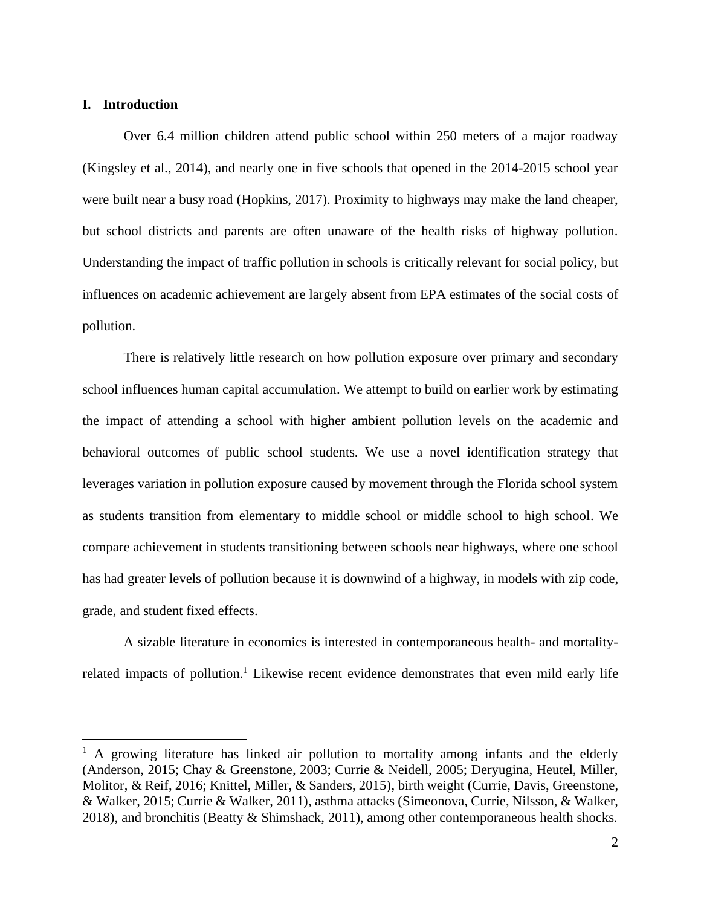## I. Introduction

Over 6.4 million children attend public school within 250 meters of a major roadway (Kingsley et al., 2014), and nearly one in five schools that opened in the 2014-2015 school year were built near a busy road (Hopkins, 2017). Proximity to highways may make the land cheaper, but school districts and parents are often unaware of the health risks of highway pollution. Understanding the impact of traffic pollution in schools is critically relevant for social policy, but influences on academic achievement are largely absent from EPA estimates of the social costs of pollution.

There is relatively little research on how pollution exposure over primary and secondary school influences human capital accumulation. We attempt to build on earlier work by estimating the impact of attending a school with higher ambient pollution levels on the academic and behavioral outcomes of public school students. We use a novel identification strategy that leverages variation in pollution exposure caused by movement through the Florida school system as students transition from elementary to middle school or middle school to high school. We compare achievement in students transitioning between schools near highways, where one school has had greater levels of pollution because it is downwind of a highway, in models with zip code, grade, and student fixed effects.

A sizable literature in economics is interested in contemporaneous health- and mortality-related impacts of pollution.[1] Likewise recent evidence demonstrates that even mild early life

[1] A growing literature has linked air pollution to mortality among infants and the elderly (Anderson, 2015; Chay & Greenstone, 2003; Currie & Neidell, 2005; Deryugina, Heutel, Miller, Molitor, & Reif, 2016; Knittel, Miller, & Sanders, 2015), birth weight (Currie, Davis, Greenstone, & Walker, 2015; Currie & Walker, 2011), asthma attacks (Simeonova, Currie, Nilsson, & Walker, 2018), and bronchitis (Beatty & Shimshack, 2011), among other contemporaneous health shocks.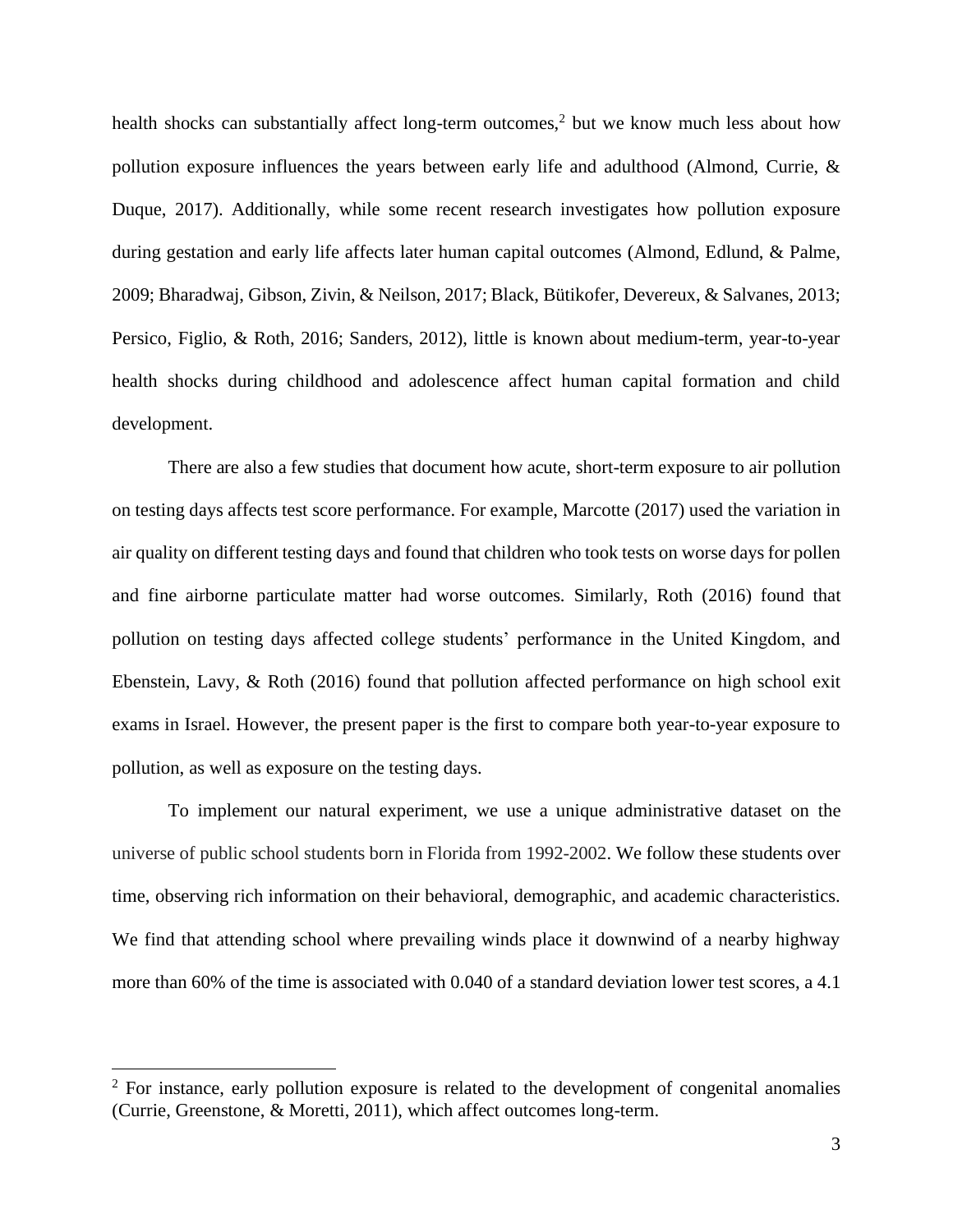health shocks can substantially affect long-term outcomes,[2] but we know much less about how pollution exposure influences the years between early life and adulthood (Almond, Currie, & Duque, 2017). Additionally, while some recent research investigates how pollution exposure during gestation and early life affects later human capital outcomes (Almond, Edlund, & Palme, 2009; Bharadwaj, Gibson, Zivin, & Neilson, 2017; Black, Bütikofer, Devereux, & Salvanes, 2013; Persico, Figlio, & Roth, 2016; Sanders, 2012), little is known about medium-term, year-to-year health shocks during childhood and adolescence affect human capital formation and child development.

There are also a few studies that document how acute, short-term exposure to air pollution on testing days affects test score performance. For example, Marcotte (2017) used the variation in air quality on different testing days and found that children who took tests on worse days for pollen and fine airborne particulate matter had worse outcomes. Similarly, Roth (2016) found that pollution on testing days affected college students' performance in the United Kingdom, and Ebenstein, Lavy, & Roth (2016) found that pollution affected performance on high school exit exams in Israel. However, the present paper is the first to compare both year-to-year exposure to pollution, as well as exposure on the testing days.

To implement our natural experiment, we use a unique administrative dataset on the universe of public school students born in Florida from 1992-2002. We follow these students over time, observing rich information on their behavioral, demographic, and academic characteristics. We find that attending school where prevailing winds place it downwind of a nearby highway more than 60% of the time is associated with 0.040 of a standard deviation lower test scores, a 4.1

[2] For instance, early pollution exposure is related to the development of congenital anomalies (Currie, Greenstone, & Moretti, 2011), which affect outcomes long-term.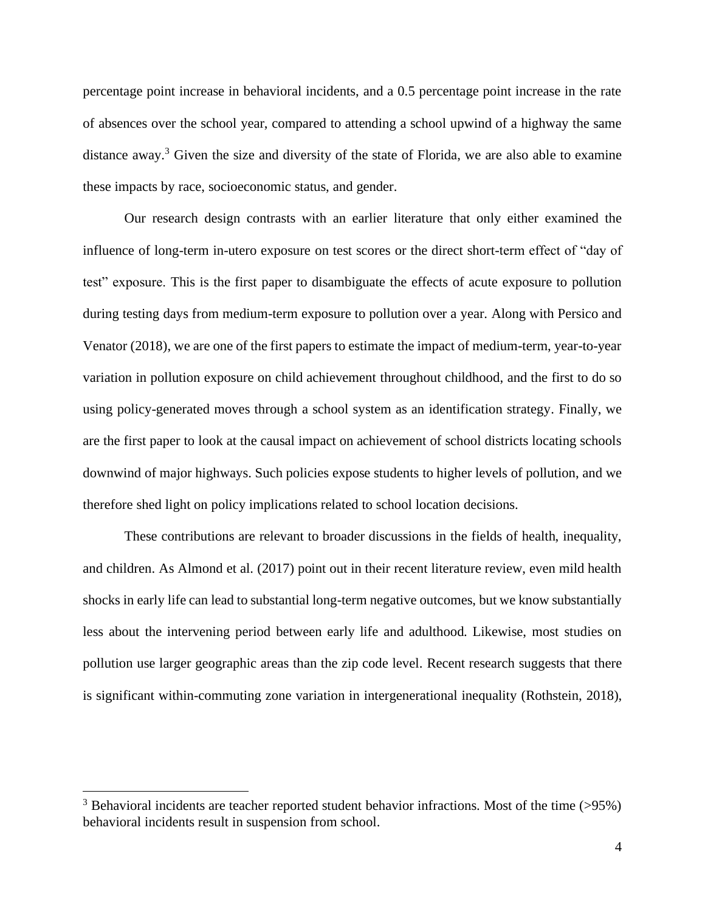percentage point increase in behavioral incidents, and a 0.5 percentage point increase in the rate of absences over the school year, compared to attending a school upwind of a highway the same distance away.[3] Given the size and diversity of the state of Florida, we are also able to examine these impacts by race, socioeconomic status, and gender.

Our research design contrasts with an earlier literature that only either examined the influence of long-term in-utero exposure on test scores or the direct short-term effect of "day of test" exposure. This is the first paper to disambiguate the effects of acute exposure to pollution during testing days from medium-term exposure to pollution over a year. Along with Persico and Venator (2018), we are one of the first papers to estimate the impact of medium-term, year-to-year variation in pollution exposure on child achievement throughout childhood, and the first to do so using policy-generated moves through a school system as an identification strategy. Finally, we are the first paper to look at the causal impact on achievement of school districts locating schools downwind of major highways. Such policies expose students to higher levels of pollution, and we therefore shed light on policy implications related to school location decisions.

These contributions are relevant to broader discussions in the fields of health, inequality, and children. As Almond et al. (2017) point out in their recent literature review, even mild health shocks in early life can lead to substantial long-term negative outcomes, but we know substantially less about the intervening period between early life and adulthood. Likewise, most studies on pollution use larger geographic areas than the zip code level. Recent research suggests that there is significant within-commuting zone variation in intergenerational inequality (Rothstein, 2018),

[3] Behavioral incidents are teacher reported student behavior infractions. Most of the time (>95%) behavioral incidents result in suspension from school.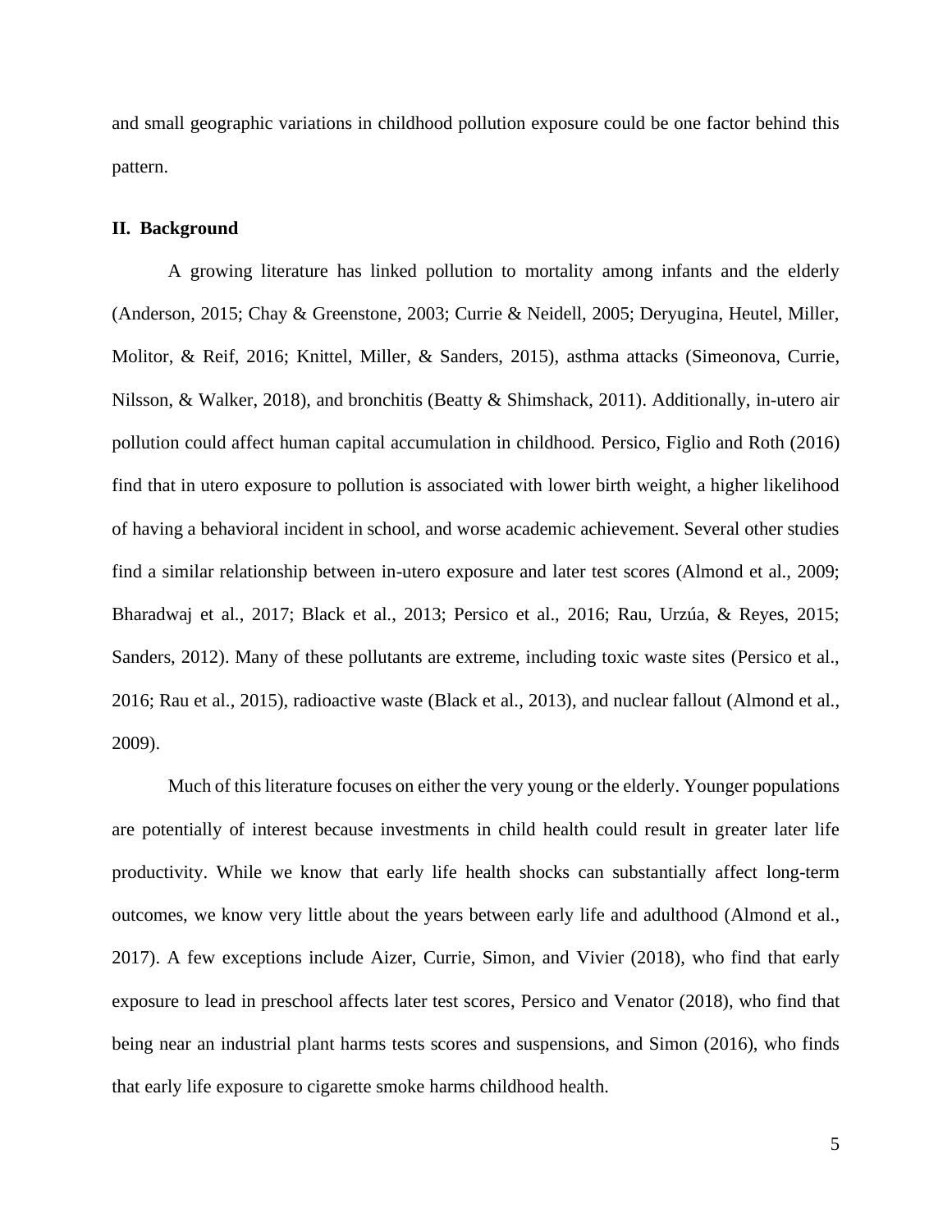and small geographic variations in childhood pollution exposure could be one factor behind this pattern.

## II. Background

A growing literature has linked pollution to mortality among infants and the elderly (Anderson, 2015; Chay & Greenstone, 2003; Currie & Neidell, 2005; Deryugina, Heutel, Miller, Molitor, & Reif, 2016; Knittel, Miller, & Sanders, 2015), asthma attacks (Simeonova, Currie, Nilsson, & Walker, 2018), and bronchitis (Beatty & Shimshack, 2011). Additionally, in-utero air pollution could affect human capital accumulation in childhood. Persico, Figlio and Roth (2016) find that in utero exposure to pollution is associated with lower birth weight, a higher likelihood of having a behavioral incident in school, and worse academic achievement. Several other studies find a similar relationship between in-utero exposure and later test scores (Almond et al., 2009; Bharadwaj et al., 2017; Black et al., 2013; Persico et al., 2016; Rau, Urzúa, & Reyes, 2015; Sanders, 2012). Many of these pollutants are extreme, including toxic waste sites (Persico et al., 2016; Rau et al., 2015), radioactive waste (Black et al., 2013), and nuclear fallout (Almond et al., 2009).

Much of this literature focuses on either the very young or the elderly. Younger populations are potentially of interest because investments in child health could result in greater later life productivity. While we know that early life health shocks can substantially affect long-term outcomes, we know very little about the years between early life and adulthood (Almond et al., 2017). A few exceptions include Aizer, Currie, Simon, and Vivier (2018), who find that early exposure to lead in preschool affects later test scores, Persico and Venator (2018), who find that being near an industrial plant harms tests scores and suspensions, and Simon (2016), who finds that early life exposure to cigarette smoke harms childhood health.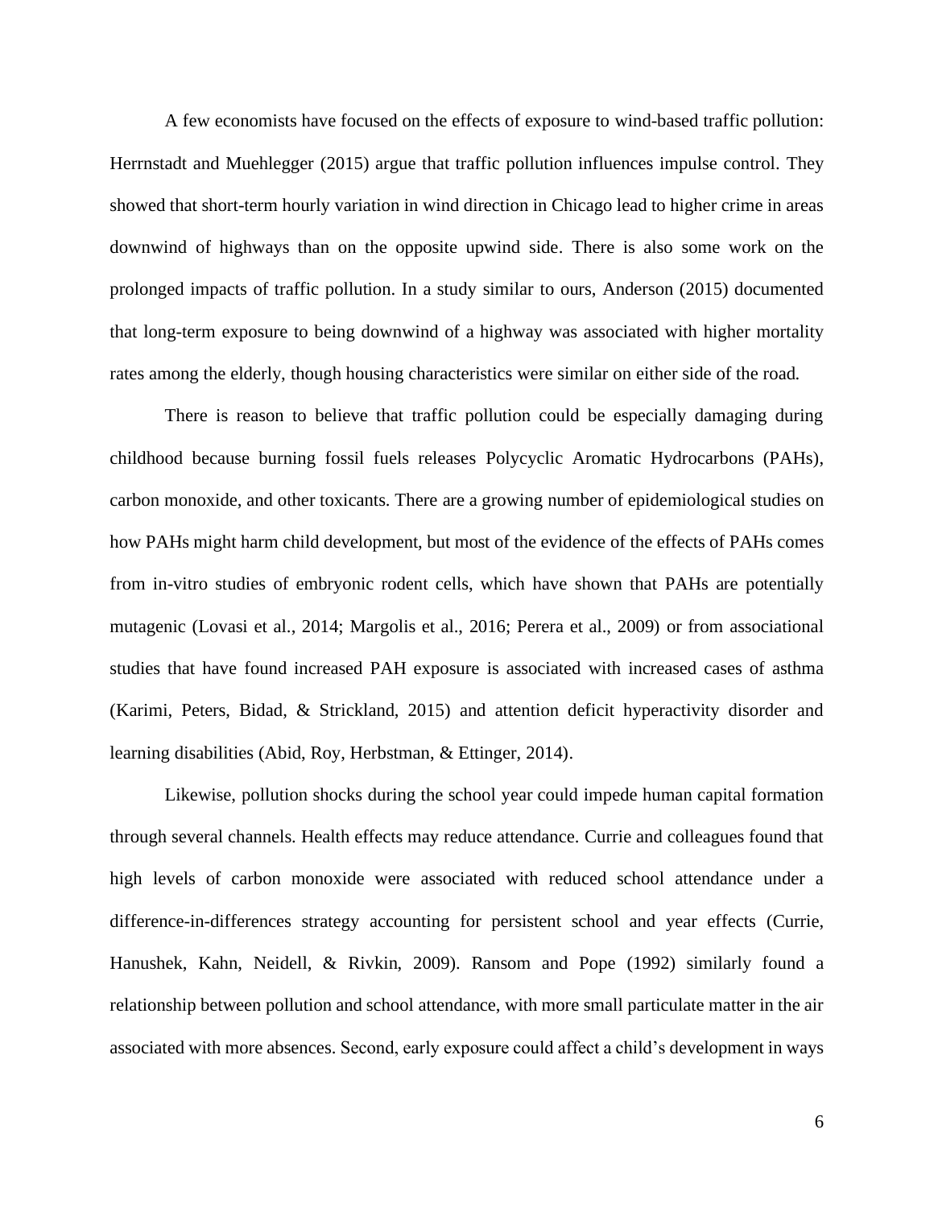A few economists have focused on the effects of exposure to wind-based traffic pollution: Herrnstadt and Muehlegger (2015) argue that traffic pollution influences impulse control. They showed that short-term hourly variation in wind direction in Chicago lead to higher crime in areas downwind of highways than on the opposite upwind side. There is also some work on the prolonged impacts of traffic pollution. In a study similar to ours, Anderson (2015) documented that long-term exposure to being downwind of a highway was associated with higher mortality rates among the elderly, though housing characteristics were similar on either side of the road.

There is reason to believe that traffic pollution could be especially damaging during childhood because burning fossil fuels releases Polycyclic Aromatic Hydrocarbons (PAHs), carbon monoxide, and other toxicants. There are a growing number of epidemiological studies on how PAHs might harm child development, but most of the evidence of the effects of PAHs comes from in-vitro studies of embryonic rodent cells, which have shown that PAHs are potentially mutagenic (Lovasi et al., 2014; Margolis et al., 2016; Perera et al., 2009) or from associational studies that have found increased PAH exposure is associated with increased cases of asthma (Karimi, Peters, Bidad, & Strickland, 2015) and attention deficit hyperactivity disorder and learning disabilities (Abid, Roy, Herbstman, & Ettinger, 2014).

Likewise, pollution shocks during the school year could impede human capital formation through several channels. Health effects may reduce attendance. Currie and colleagues found that high levels of carbon monoxide were associated with reduced school attendance under a difference-in-differences strategy accounting for persistent school and year effects (Currie, Hanushek, Kahn, Neidell, & Rivkin, 2009). Ransom and Pope (1992) similarly found a relationship between pollution and school attendance, with more small particulate matter in the air associated with more absences. Second, early exposure could affect a child's development in ways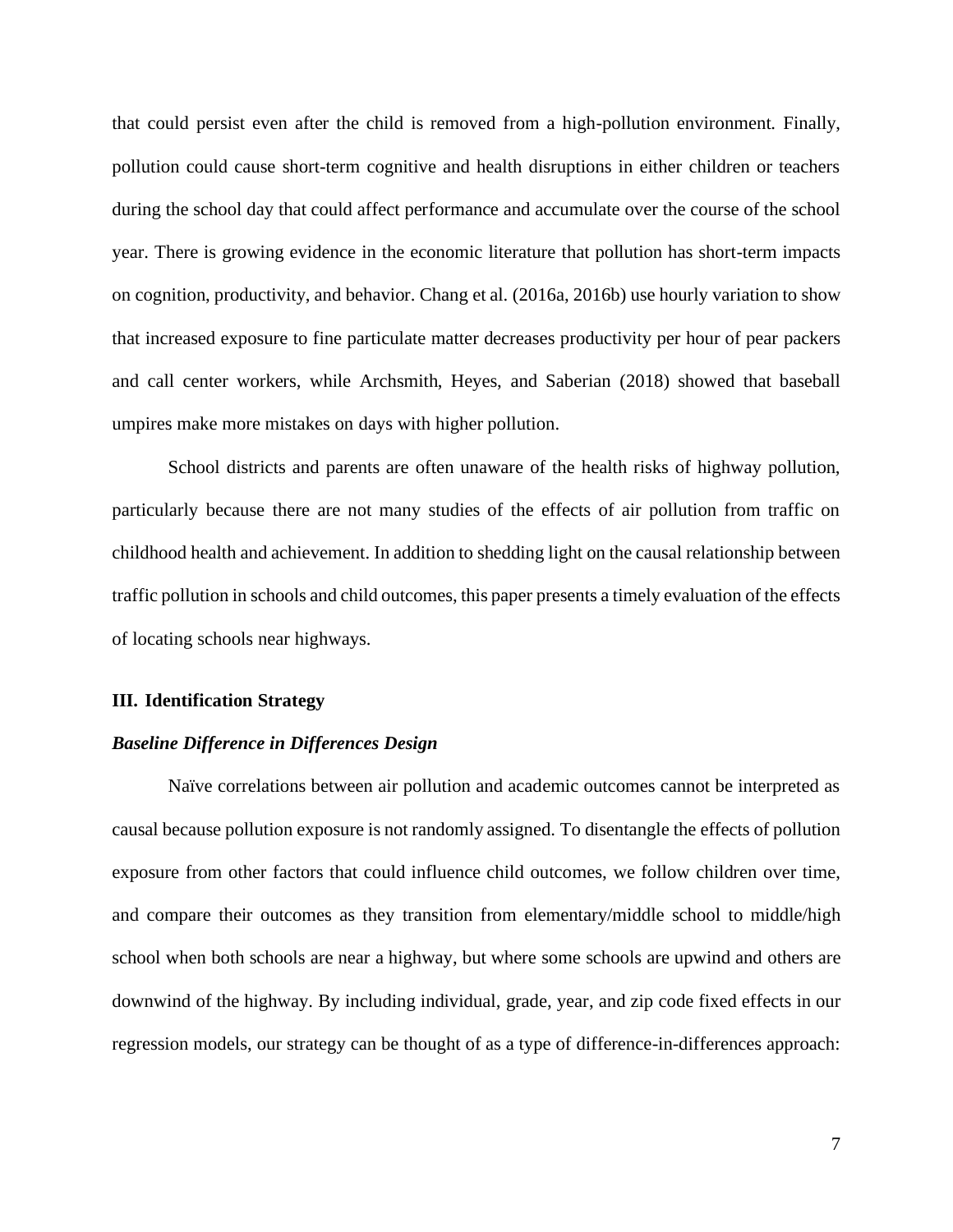that could persist even after the child is removed from a high-pollution environment. Finally, pollution could cause short-term cognitive and health disruptions in either children or teachers during the school day that could affect performance and accumulate over the course of the school year. There is growing evidence in the economic literature that pollution has short-term impacts on cognition, productivity, and behavior. Chang et al. (2016a, 2016b) use hourly variation to show that increased exposure to fine particulate matter decreases productivity per hour of pear packers and call center workers, while Archsmith, Heyes, and Saberian (2018) showed that baseball umpires make more mistakes on days with higher pollution.

School districts and parents are often unaware of the health risks of highway pollution, particularly because there are not many studies of the effects of air pollution from traffic on childhood health and achievement. In addition to shedding light on the causal relationship between traffic pollution in schools and child outcomes, this paper presents a timely evaluation of the effects of locating schools near highways.

## III. Identification Strategy

### *Baseline Difference in Differences Design*

Naïve correlations between air pollution and academic outcomes cannot be interpreted as causal because pollution exposure is not randomly assigned. To disentangle the effects of pollution exposure from other factors that could influence child outcomes, we follow children over time, and compare their outcomes as they transition from elementary/middle school to middle/high school when both schools are near a highway, but where some schools are upwind and others are downwind of the highway. By including individual, grade, year, and zip code fixed effects in our regression models, our strategy can be thought of as a type of difference-in-differences approach: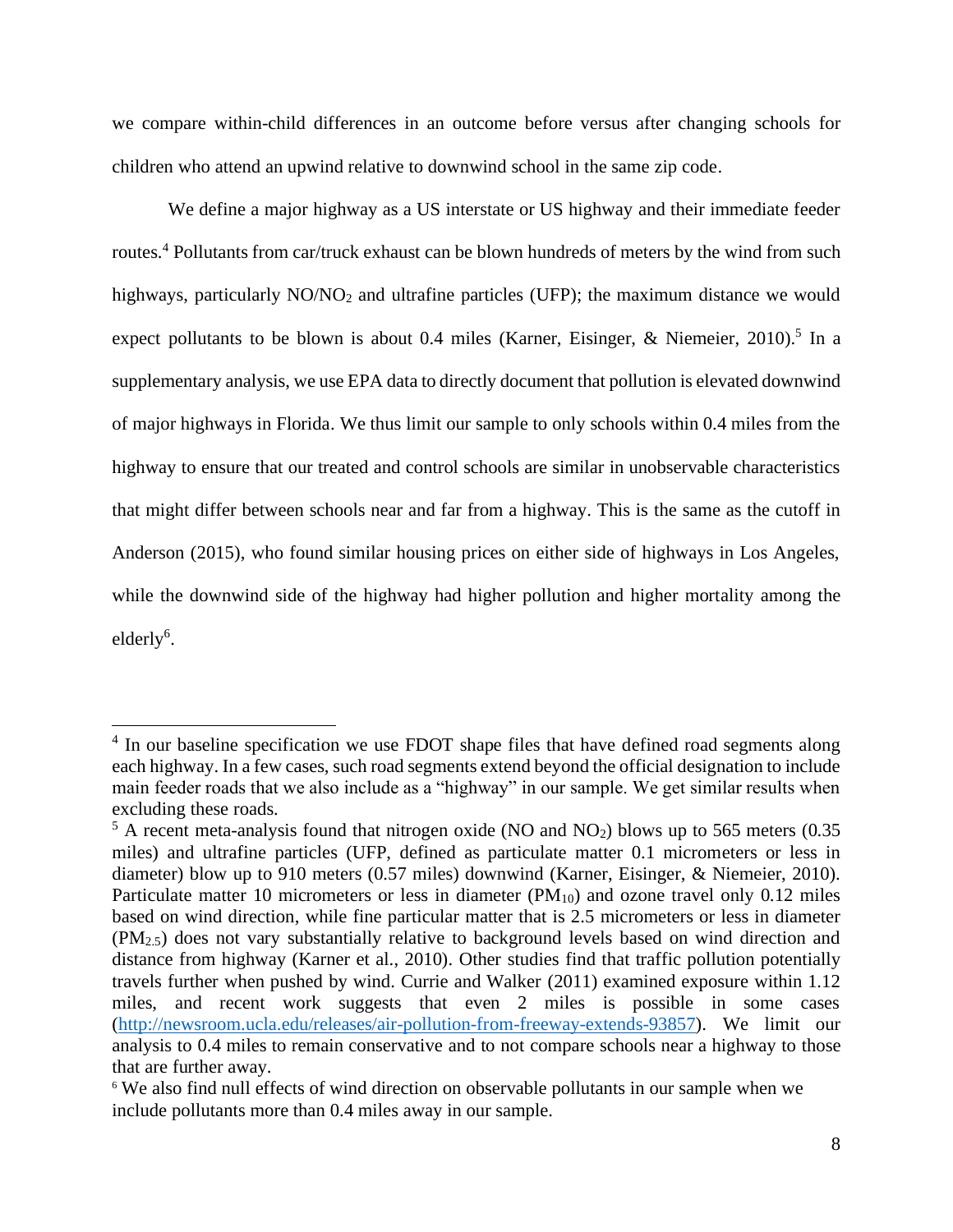we compare within-child differences in an outcome before versus after changing schools for children who attend an upwind relative to downwind school in the same zip code.

We define a major highway as a US interstate or US highway and their immediate feeder routes.[4] Pollutants from car/truck exhaust can be blown hundreds of meters by the wind from such highways, particularly $NO/NO_2$ and ultrafine particles (UFP); the maximum distance we would expect pollutants to be blown is about 0.4 miles (Karner, Eisinger, & Niemeier, 2010).[5] In a supplementary analysis, we use EPA data to directly document that pollution is elevated downwind of major highways in Florida. We thus limit our sample to only schools within 0.4 miles from the highway to ensure that our treated and control schools are similar in unobservable characteristics that might differ between schools near and far from a highway. This is the same as the cutoff in Anderson (2015), who found similar housing prices on either side of highways in Los Angeles, while the downwind side of the highway had higher pollution and higher mortality among the elderly[6].

---

[4] In our baseline specification we use FDOT shape files that have defined road segments along each highway. In a few cases, such road segments extend beyond the official designation to include main feeder roads that we also include as a "highway" in our sample. We get similar results when excluding these roads.

[5] A recent meta-analysis found that nitrogen oxide (NO and $NO_2$) blows up to 565 meters (0.35 miles) and ultrafine particles (UFP, defined as particulate matter 0.1 micrometers or less in diameter) blow up to 910 meters (0.57 miles) downwind (Karner, Eisinger, & Niemeier, 2010). Particulate matter 10 micrometers or less in diameter ($PM_{10}$) and ozone travel only 0.12 miles based on wind direction, while fine particular matter that is 2.5 micrometers or less in diameter ($PM_{2.5}$) does not vary substantially relative to background levels based on wind direction and distance from highway (Karner et al., 2010). Other studies find that traffic pollution potentially travels further when pushed by wind. Currie and Walker (2011) examined exposure within 1.12 miles, and recent work suggests that even 2 miles is possible in some cases (http://newsroom.ucla.edu/releases/air-pollution-from-freeway-extends-93857). We limit our analysis to 0.4 miles to remain conservative and to not compare schools near a highway to those that are further away.

[6] We also find null effects of wind direction on observable pollutants in our sample when we include pollutants more than 0.4 miles away in our sample.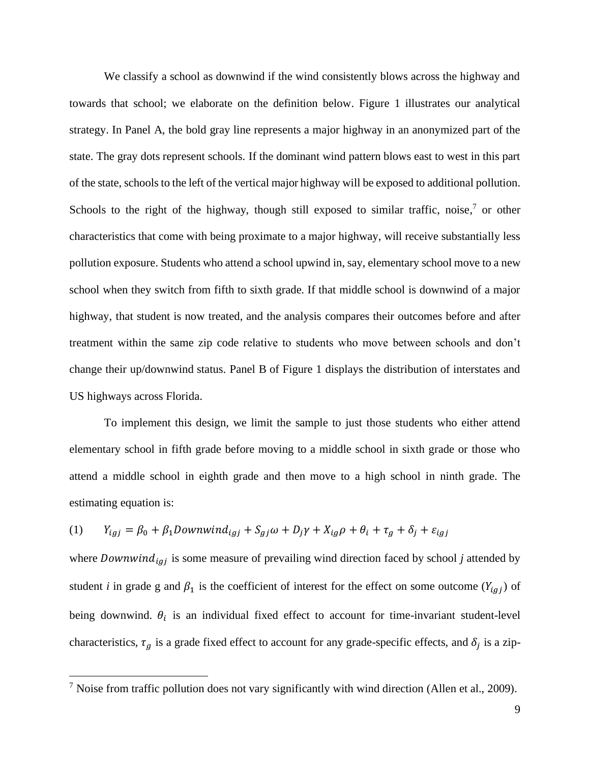We classify a school as downwind if the wind consistently blows across the highway and towards that school; we elaborate on the definition below. Figure 1 illustrates our analytical strategy. In Panel A, the bold gray line represents a major highway in an anonymized part of the state. The gray dots represent schools. If the dominant wind pattern blows east to west in this part of the state, schools to the left of the vertical major highway will be exposed to additional pollution. Schools to the right of the highway, though still exposed to similar traffic, noise,[7] or other characteristics that come with being proximate to a major highway, will receive substantially less pollution exposure. Students who attend a school upwind in, say, elementary school move to a new school when they switch from fifth to sixth grade. If that middle school is downwind of a major highway, that student is now treated, and the analysis compares their outcomes before and after treatment within the same zip code relative to students who move between schools and don't change their up/downwind status. Panel B of Figure 1 displays the distribution of interstates and US highways across Florida.

To implement this design, we limit the sample to just those students who either attend elementary school in fifth grade before moving to a middle school in sixth grade or those who attend a middle school in eighth grade and then move to a high school in ninth grade. The estimating equation is:

$$(1) \qquad Y_{igj} = \beta_0 + \beta_1 Downwind_{igj} + S_{gj}\omega + D_j\gamma + X_{ig}\rho + \theta_i + \tau_g + \delta_j + \varepsilon_{igj}$$

where $Downwind_{igj}$ is some measure of prevailing wind direction faced by school *j* attended by student *i* in grade g and $\beta_1$ is the coefficient of interest for the effect on some outcome ($Y_{igj}$) of being downwind. $\theta_i$ is an individual fixed effect to account for time-invariant student-level characteristics, $\tau_g$ is a grade fixed effect to account for any grade-specific effects, and $\delta_j$ is a zip-

[7] Noise from traffic pollution does not vary significantly with wind direction (Allen et al., 2009).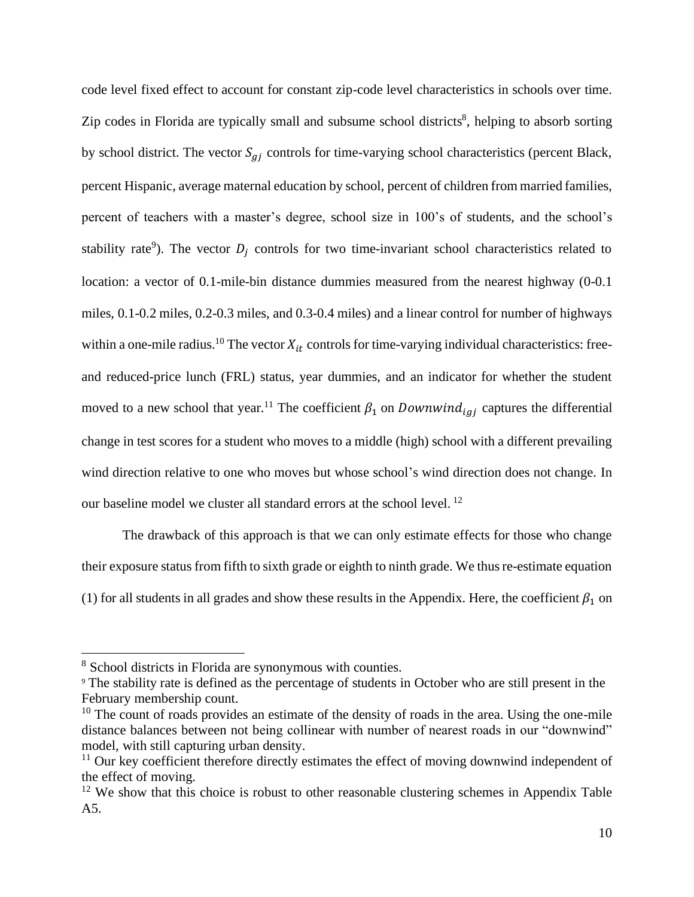code level fixed effect to account for constant zip-code level characteristics in schools over time. Zip codes in Florida are typically small and subsume school districts[8], helping to absorb sorting by school district. The vector $S_{gj}$ controls for time-varying school characteristics (percent Black, percent Hispanic, average maternal education by school, percent of children from married families, percent of teachers with a master's degree, school size in 100's of students, and the school's stability rate[9]). The vector $D_j$ controls for two time-invariant school characteristics related to location: a vector of 0.1-mile-bin distance dummies measured from the nearest highway (0-0.1 miles, 0.1-0.2 miles, 0.2-0.3 miles, and 0.3-0.4 miles) and a linear control for number of highways within a one-mile radius.[10] The vector $X_{it}$ controls for time-varying individual characteristics: free- and reduced-price lunch (FRL) status, year dummies, and an indicator for whether the student moved to a new school that year.[11] The coefficient $\beta_1$ on $Downwind_{igj}$ captures the differential change in test scores for a student who moves to a middle (high) school with a different prevailing wind direction relative to one who moves but whose school's wind direction does not change. In our baseline model we cluster all standard errors at the school level. [12]

The drawback of this approach is that we can only estimate effects for those who change their exposure status from fifth to sixth grade or eighth to ninth grade. We thus re-estimate equation (1) for all students in all grades and show these results in the Appendix. Here, the coefficient $\beta_1$ on

---

[8] School districts in Florida are synonymous with counties.

[9] The stability rate is defined as the percentage of students in October who are still present in the February membership count.

[10] The count of roads provides an estimate of the density of roads in the area. Using the one-mile distance balances between not being collinear with number of nearest roads in our "downwind" model, with still capturing urban density.

[11] Our key coefficient therefore directly estimates the effect of moving downwind independent of the effect of moving.

[12] We show that this choice is robust to other reasonable clustering schemes in Appendix Table A5.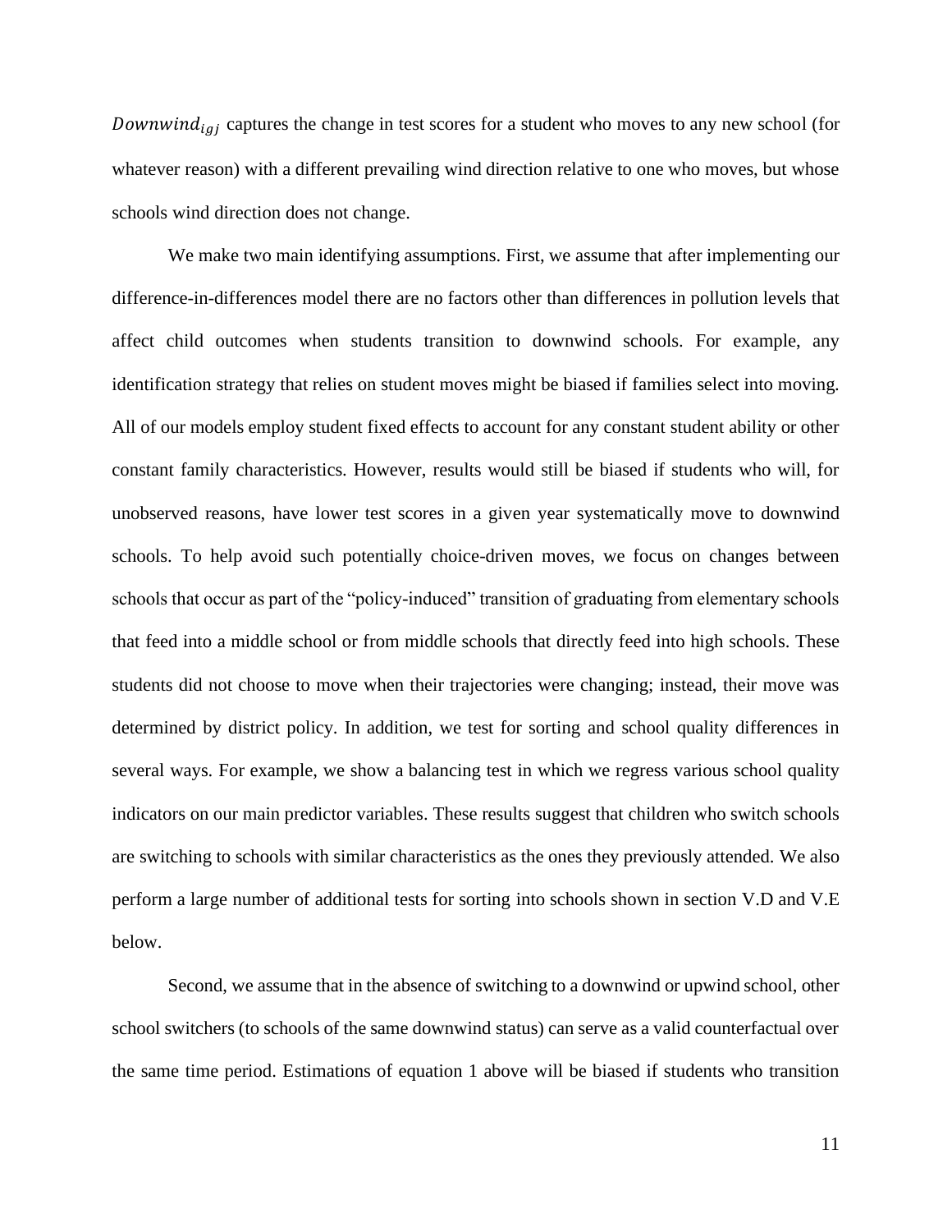$Downwind_{igj}$ captures the change in test scores for a student who moves to any new school (for whatever reason) with a different prevailing wind direction relative to one who moves, but whose schools wind direction does not change.

We make two main identifying assumptions. First, we assume that after implementing our difference-in-differences model there are no factors other than differences in pollution levels that affect child outcomes when students transition to downwind schools. For example, any identification strategy that relies on student moves might be biased if families select into moving. All of our models employ student fixed effects to account for any constant student ability or other constant family characteristics. However, results would still be biased if students who will, for unobserved reasons, have lower test scores in a given year systematically move to downwind schools. To help avoid such potentially choice-driven moves, we focus on changes between schools that occur as part of the "policy-induced" transition of graduating from elementary schools that feed into a middle school or from middle schools that directly feed into high schools. These students did not choose to move when their trajectories were changing; instead, their move was determined by district policy. In addition, we test for sorting and school quality differences in several ways. For example, we show a balancing test in which we regress various school quality indicators on our main predictor variables. These results suggest that children who switch schools are switching to schools with similar characteristics as the ones they previously attended. We also perform a large number of additional tests for sorting into schools shown in section V.D and V.E below.

Second, we assume that in the absence of switching to a downwind or upwind school, other school switchers (to schools of the same downwind status) can serve as a valid counterfactual over the same time period. Estimations of equation 1 above will be biased if students who transition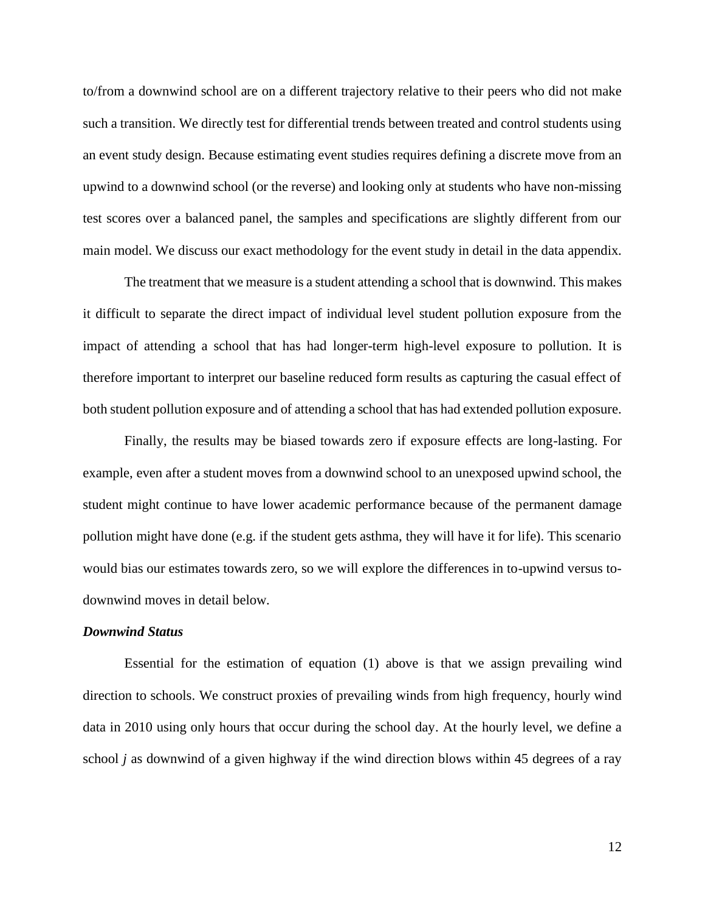to/from a downwind school are on a different trajectory relative to their peers who did not make such a transition. We directly test for differential trends between treated and control students using an event study design. Because estimating event studies requires defining a discrete move from an upwind to a downwind school (or the reverse) and looking only at students who have non-missing test scores over a balanced panel, the samples and specifications are slightly different from our main model. We discuss our exact methodology for the event study in detail in the data appendix.

The treatment that we measure is a student attending a school that is downwind. This makes it difficult to separate the direct impact of individual level student pollution exposure from the impact of attending a school that has had longer-term high-level exposure to pollution. It is therefore important to interpret our baseline reduced form results as capturing the casual effect of both student pollution exposure and of attending a school that has had extended pollution exposure.

Finally, the results may be biased towards zero if exposure effects are long-lasting. For example, even after a student moves from a downwind school to an unexposed upwind school, the student might continue to have lower academic performance because of the permanent damage pollution might have done (e.g. if the student gets asthma, they will have it for life). This scenario would bias our estimates towards zero, so we will explore the differences in to-upwind versus to-downwind moves in detail below.

***Downwind Status***

Essential for the estimation of equation (1) above is that we assign prevailing wind direction to schools. We construct proxies of prevailing winds from high frequency, hourly wind data in 2010 using only hours that occur during the school day. At the hourly level, we define a school $j$ as downwind of a given highway if the wind direction blows within 45 degrees of a ray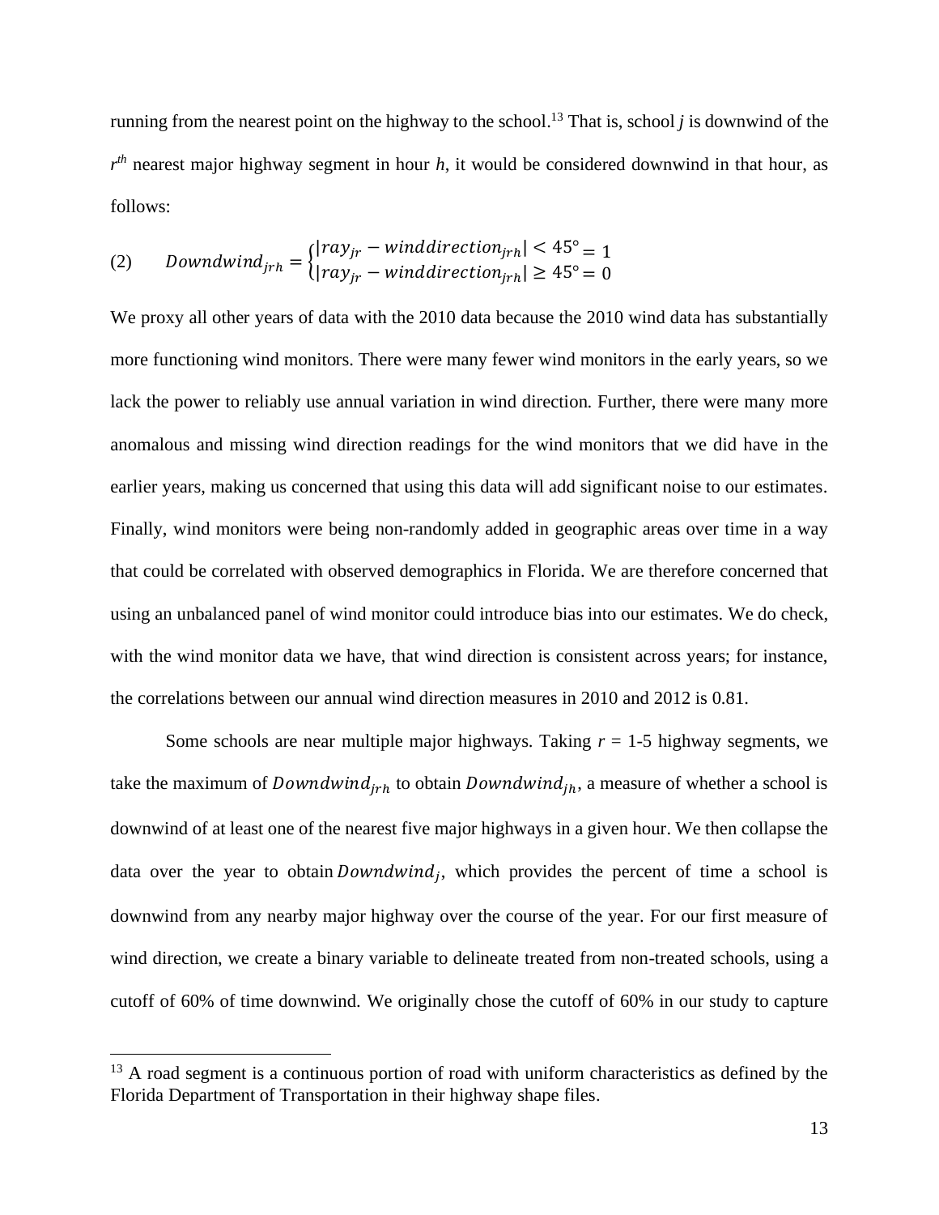running from the nearest point on the highway to the school.[13] That is, school *j* is downwind of the $r^{th}$ nearest major highway segment in hour *h*, it would be considered downwind in that hour, as follows:

$$(2) \qquad Downwind_{jrh} = \begin{cases} |ray_{jr} - winddirection_{jrh}| < 45° = 1 \\ |ray_{jr} - winddirection_{jrh}| \geq 45° = 0 \end{cases}$$

We proxy all other years of data with the 2010 data because the 2010 wind data has substantially more functioning wind monitors. There were many fewer wind monitors in the early years, so we lack the power to reliably use annual variation in wind direction. Further, there were many more anomalous and missing wind direction readings for the wind monitors that we did have in the earlier years, making us concerned that using this data will add significant noise to our estimates. Finally, wind monitors were being non-randomly added in geographic areas over time in a way that could be correlated with observed demographics in Florida. We are therefore concerned that using an unbalanced panel of wind monitor could introduce bias into our estimates. We do check, with the wind monitor data we have, that wind direction is consistent across years; for instance, the correlations between our annual wind direction measures in 2010 and 2012 is 0.81.

Some schools are near multiple major highways. Taking *r* = 1-5 highway segments, we take the maximum of $Downwind_{jrh}$ to obtain $Downwind_{jh}$, a measure of whether a school is downwind of at least one of the nearest five major highways in a given hour. We then collapse the data over the year to obtain $Downwind_{j}$, which provides the percent of time a school is downwind from any nearby major highway over the course of the year. For our first measure of wind direction, we create a binary variable to delineate treated from non-treated schools, using a cutoff of 60% of time downwind. We originally chose the cutoff of 60% in our study to capture

[13] A road segment is a continuous portion of road with uniform characteristics as defined by the Florida Department of Transportation in their highway shape files.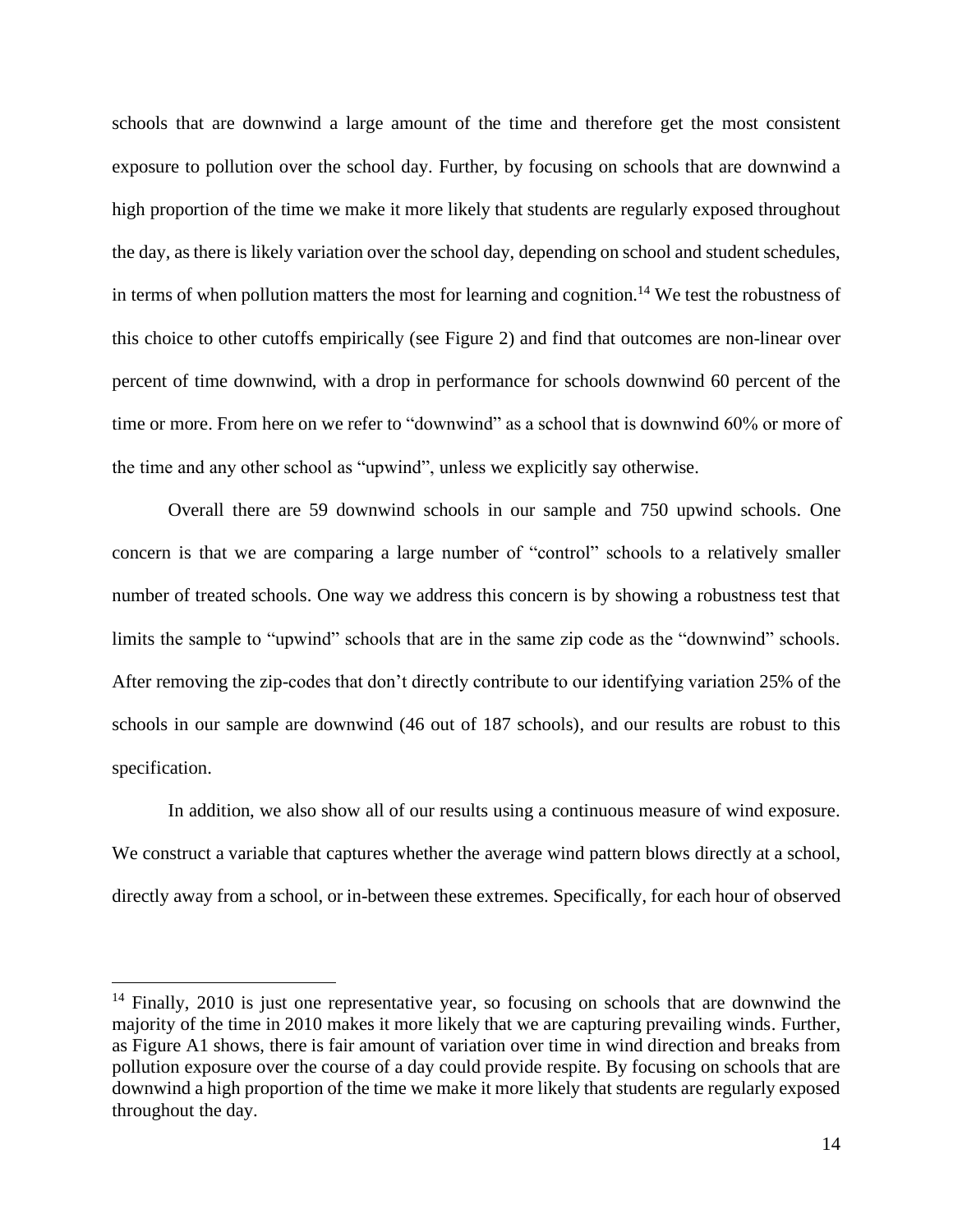schools that are downwind a large amount of the time and therefore get the most consistent exposure to pollution over the school day. Further, by focusing on schools that are downwind a high proportion of the time we make it more likely that students are regularly exposed throughout the day, as there is likely variation over the school day, depending on school and student schedules, in terms of when pollution matters the most for learning and cognition.[14] We test the robustness of this choice to other cutoffs empirically (see Figure 2) and find that outcomes are non-linear over percent of time downwind, with a drop in performance for schools downwind 60 percent of the time or more. From here on we refer to "downwind" as a school that is downwind 60% or more of the time and any other school as "upwind", unless we explicitly say otherwise.

Overall there are 59 downwind schools in our sample and 750 upwind schools. One concern is that we are comparing a large number of "control" schools to a relatively smaller number of treated schools. One way we address this concern is by showing a robustness test that limits the sample to "upwind" schools that are in the same zip code as the "downwind" schools. After removing the zip-codes that don't directly contribute to our identifying variation 25% of the schools in our sample are downwind (46 out of 187 schools), and our results are robust to this specification.

In addition, we also show all of our results using a continuous measure of wind exposure. We construct a variable that captures whether the average wind pattern blows directly at a school, directly away from a school, or in-between these extremes. Specifically, for each hour of observed

[14] Finally, 2010 is just one representative year, so focusing on schools that are downwind the majority of the time in 2010 makes it more likely that we are capturing prevailing winds. Further, as Figure A1 shows, there is fair amount of variation over time in wind direction and breaks from pollution exposure over the course of a day could provide respite. By focusing on schools that are downwind a high proportion of the time we make it more likely that students are regularly exposed throughout the day.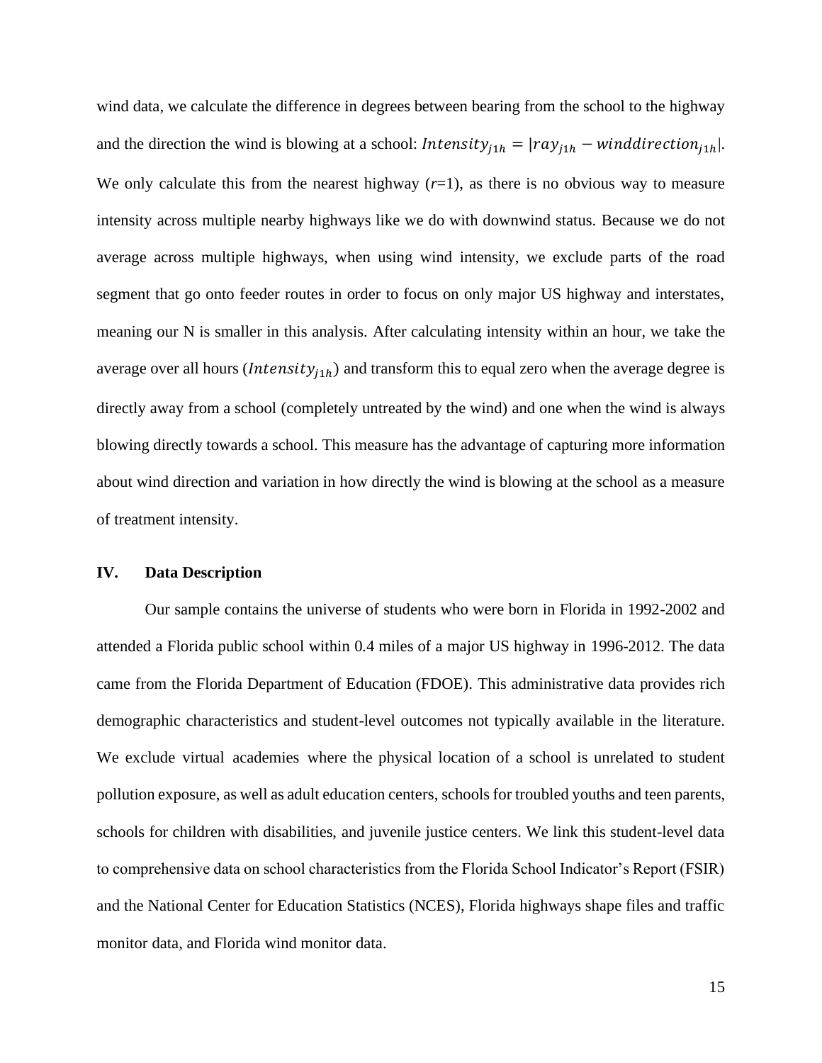wind data, we calculate the difference in degrees between bearing from the school to the highway and the direction the wind is blowing at a school: $Intensity_{j1h} = |ray_{j1h} - winddirection_{j1h}|$. We only calculate this from the nearest highway (*r*=1), as there is no obvious way to measure intensity across multiple nearby highways like we do with downwind status. Because we do not average across multiple highways, when using wind intensity, we exclude parts of the road segment that go onto feeder routes in order to focus on only major US highway and interstates, meaning our N is smaller in this analysis. After calculating intensity within an hour, we take the average over all hours ($Intensity_{j1h}$) and transform this to equal zero when the average degree is directly away from a school (completely untreated by the wind) and one when the wind is always blowing directly towards a school. This measure has the advantage of capturing more information about wind direction and variation in how directly the wind is blowing at the school as a measure of treatment intensity.

## IV. Data Description

Our sample contains the universe of students who were born in Florida in 1992-2002 and attended a Florida public school within 0.4 miles of a major US highway in 1996-2012. The data came from the Florida Department of Education (FDOE). This administrative data provides rich demographic characteristics and student-level outcomes not typically available in the literature. We exclude virtual academies where the physical location of a school is unrelated to student pollution exposure, as well as adult education centers, schools for troubled youths and teen parents, schools for children with disabilities, and juvenile justice centers. We link this student-level data to comprehensive data on school characteristics from the Florida School Indicator's Report (FSIR) and the National Center for Education Statistics (NCES), Florida highways shape files and traffic monitor data, and Florida wind monitor data.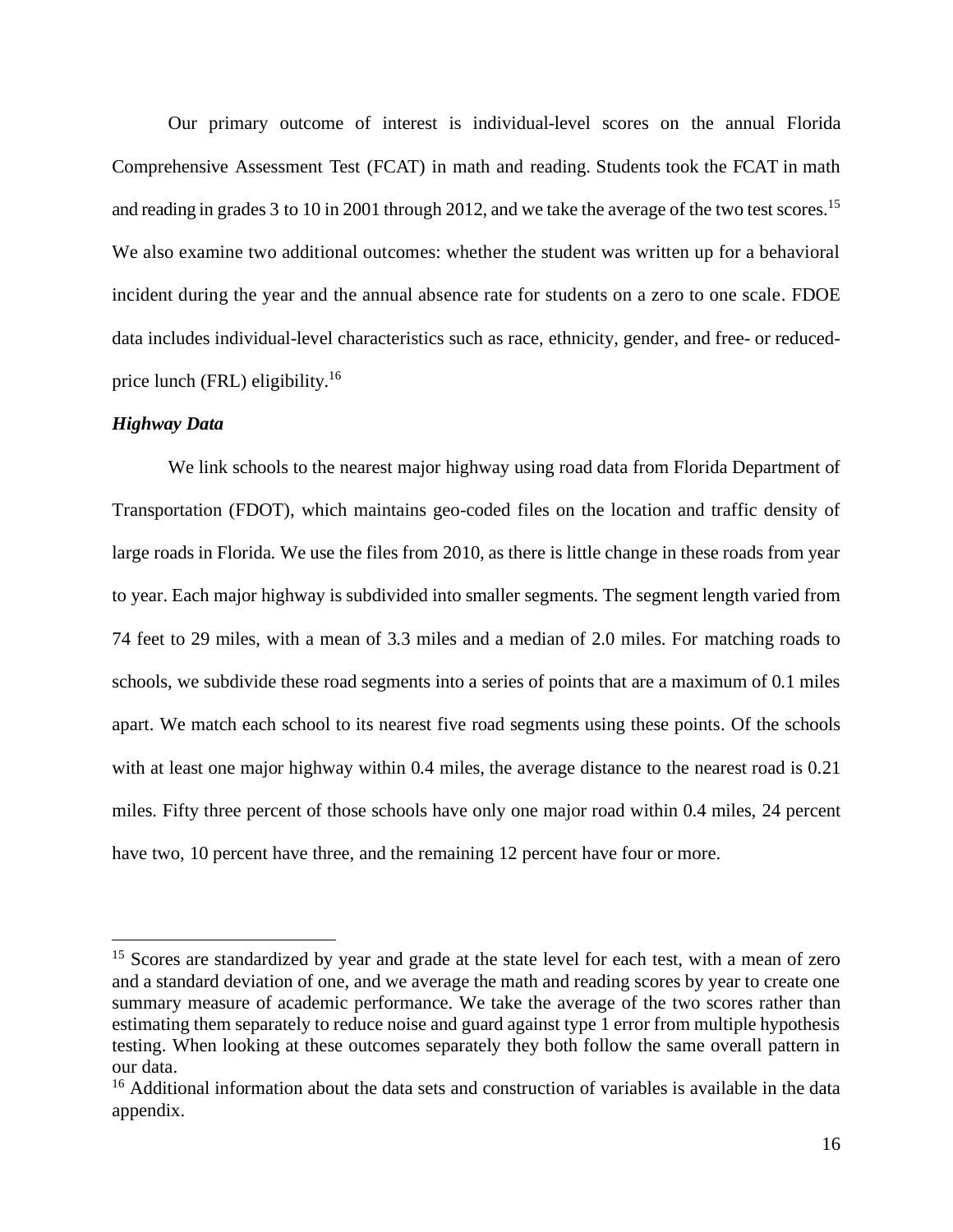Our primary outcome of interest is individual-level scores on the annual Florida Comprehensive Assessment Test (FCAT) in math and reading. Students took the FCAT in math and reading in grades 3 to 10 in 2001 through 2012, and we take the average of the two test scores.[15] We also examine two additional outcomes: whether the student was written up for a behavioral incident during the year and the annual absence rate for students on a zero to one scale. FDOE data includes individual-level characteristics such as race, ethnicity, gender, and free- or reduced-price lunch (FRL) eligibility.[16]

### *Highway Data*

We link schools to the nearest major highway using road data from Florida Department of Transportation (FDOT), which maintains geo-coded files on the location and traffic density of large roads in Florida. We use the files from 2010, as there is little change in these roads from year to year. Each major highway is subdivided into smaller segments. The segment length varied from 74 feet to 29 miles, with a mean of 3.3 miles and a median of 2.0 miles. For matching roads to schools, we subdivide these road segments into a series of points that are a maximum of 0.1 miles apart. We match each school to its nearest five road segments using these points. Of the schools with at least one major highway within 0.4 miles, the average distance to the nearest road is 0.21 miles. Fifty three percent of those schools have only one major road within 0.4 miles, 24 percent have two, 10 percent have three, and the remaining 12 percent have four or more.

---

[15] Scores are standardized by year and grade at the state level for each test, with a mean of zero and a standard deviation of one, and we average the math and reading scores by year to create one summary measure of academic performance. We take the average of the two scores rather than estimating them separately to reduce noise and guard against type 1 error from multiple hypothesis testing. When looking at these outcomes separately they both follow the same overall pattern in our data.

[16] Additional information about the data sets and construction of variables is available in the data appendix.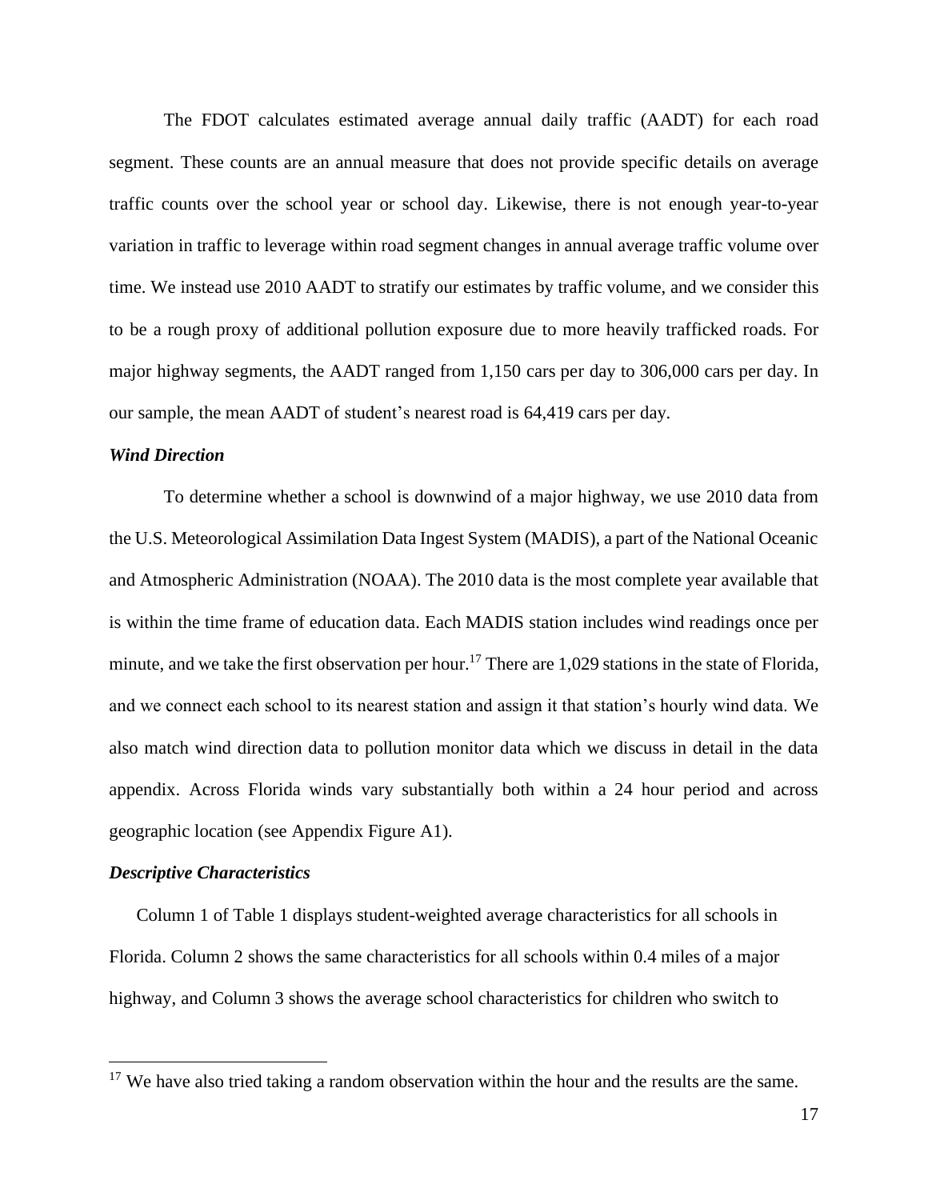The FDOT calculates estimated average annual daily traffic (AADT) for each road segment. These counts are an annual measure that does not provide specific details on average traffic counts over the school year or school day. Likewise, there is not enough year-to-year variation in traffic to leverage within road segment changes in annual average traffic volume over time. We instead use 2010 AADT to stratify our estimates by traffic volume, and we consider this to be a rough proxy of additional pollution exposure due to more heavily trafficked roads. For major highway segments, the AADT ranged from 1,150 cars per day to 306,000 cars per day. In our sample, the mean AADT of student's nearest road is 64,419 cars per day.

### *Wind Direction*

To determine whether a school is downwind of a major highway, we use 2010 data from the U.S. Meteorological Assimilation Data Ingest System (MADIS), a part of the National Oceanic and Atmospheric Administration (NOAA). The 2010 data is the most complete year available that is within the time frame of education data. Each MADIS station includes wind readings once per minute, and we take the first observation per hour.[17] There are 1,029 stations in the state of Florida, and we connect each school to its nearest station and assign it that station's hourly wind data. We also match wind direction data to pollution monitor data which we discuss in detail in the data appendix. Across Florida winds vary substantially both within a 24 hour period and across geographic location (see Appendix Figure A1).

### *Descriptive Characteristics*

Column 1 of Table 1 displays student-weighted average characteristics for all schools in Florida. Column 2 shows the same characteristics for all schools within 0.4 miles of a major highway, and Column 3 shows the average school characteristics for children who switch to

[17] We have also tried taking a random observation within the hour and the results are the same.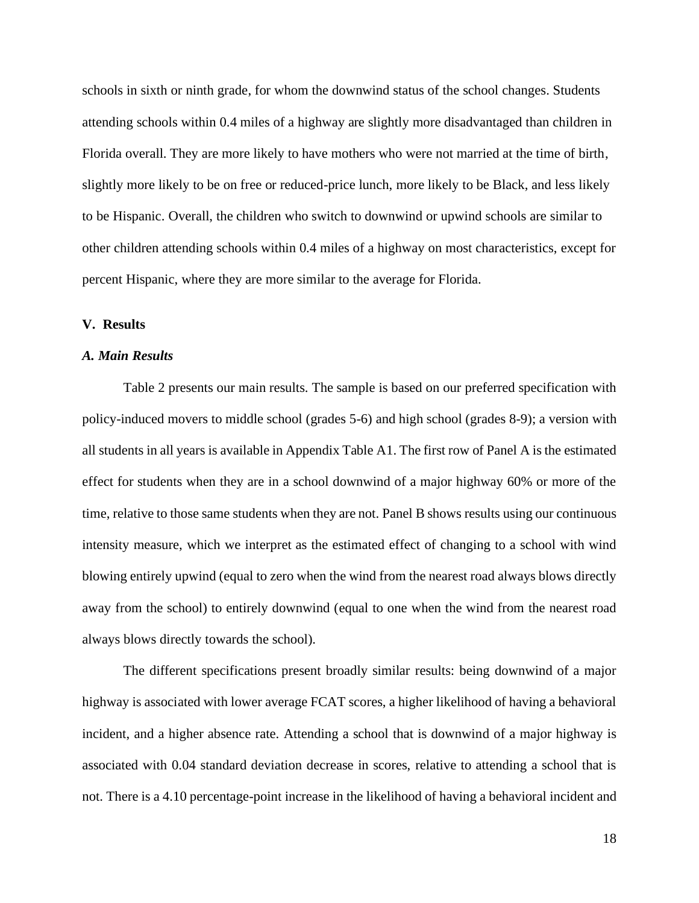schools in sixth or ninth grade, for whom the downwind status of the school changes. Students attending schools within 0.4 miles of a highway are slightly more disadvantaged than children in Florida overall. They are more likely to have mothers who were not married at the time of birth, slightly more likely to be on free or reduced-price lunch, more likely to be Black, and less likely to be Hispanic. Overall, the children who switch to downwind or upwind schools are similar to other children attending schools within 0.4 miles of a highway on most characteristics, except for percent Hispanic, where they are more similar to the average for Florida.

## V. Results

### *A. Main Results*

Table 2 presents our main results. The sample is based on our preferred specification with policy-induced movers to middle school (grades 5-6) and high school (grades 8-9); a version with all students in all years is available in Appendix Table A1. The first row of Panel A is the estimated effect for students when they are in a school downwind of a major highway 60% or more of the time, relative to those same students when they are not. Panel B shows results using our continuous intensity measure, which we interpret as the estimated effect of changing to a school with wind blowing entirely upwind (equal to zero when the wind from the nearest road always blows directly away from the school) to entirely downwind (equal to one when the wind from the nearest road always blows directly towards the school).

The different specifications present broadly similar results: being downwind of a major highway is associated with lower average FCAT scores, a higher likelihood of having a behavioral incident, and a higher absence rate. Attending a school that is downwind of a major highway is associated with 0.04 standard deviation decrease in scores, relative to attending a school that is not. There is a 4.10 percentage-point increase in the likelihood of having a behavioral incident and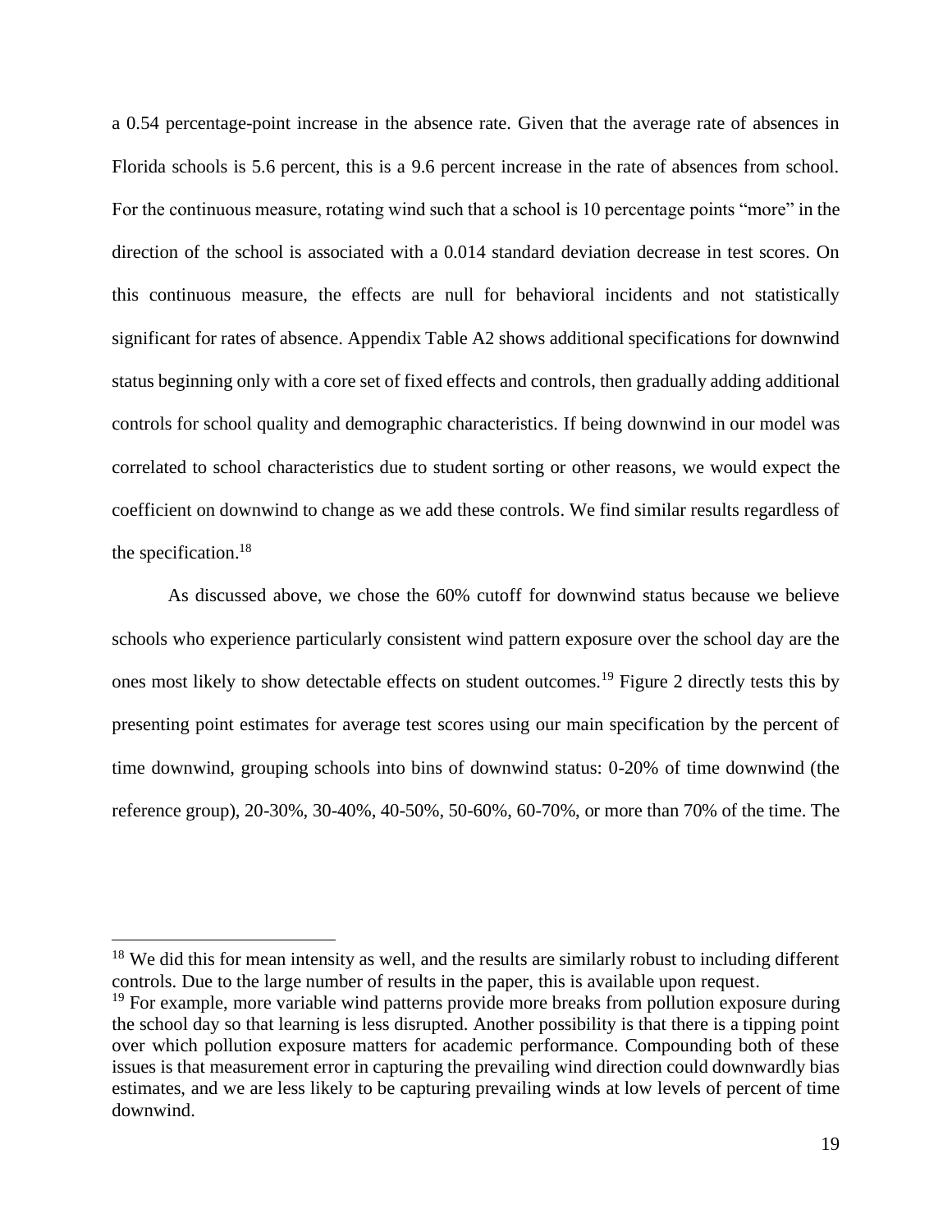a 0.54 percentage-point increase in the absence rate. Given that the average rate of absences in Florida schools is 5.6 percent, this is a 9.6 percent increase in the rate of absences from school. For the continuous measure, rotating wind such that a school is 10 percentage points "more" in the direction of the school is associated with a 0.014 standard deviation decrease in test scores. On this continuous measure, the effects are null for behavioral incidents and not statistically significant for rates of absence. Appendix Table A2 shows additional specifications for downwind status beginning only with a core set of fixed effects and controls, then gradually adding additional controls for school quality and demographic characteristics. If being downwind in our model was correlated to school characteristics due to student sorting or other reasons, we would expect the coefficient on downwind to change as we add these controls. We find similar results regardless of the specification.[18]

As discussed above, we chose the 60% cutoff for downwind status because we believe schools who experience particularly consistent wind pattern exposure over the school day are the ones most likely to show detectable effects on student outcomes.[19] Figure 2 directly tests this by presenting point estimates for average test scores using our main specification by the percent of time downwind, grouping schools into bins of downwind status: 0-20% of time downwind (the reference group), 20-30%, 30-40%, 40-50%, 50-60%, 60-70%, or more than 70% of the time. The

---

[18] We did this for mean intensity as well, and the results are similarly robust to including different controls. Due to the large number of results in the paper, this is available upon request.

[19] For example, more variable wind patterns provide more breaks from pollution exposure during the school day so that learning is less disrupted. Another possibility is that there is a tipping point over which pollution exposure matters for academic performance. Compounding both of these issues is that measurement error in capturing the prevailing wind direction could downwardly bias estimates, and we are less likely to be capturing prevailing winds at low levels of percent of time downwind.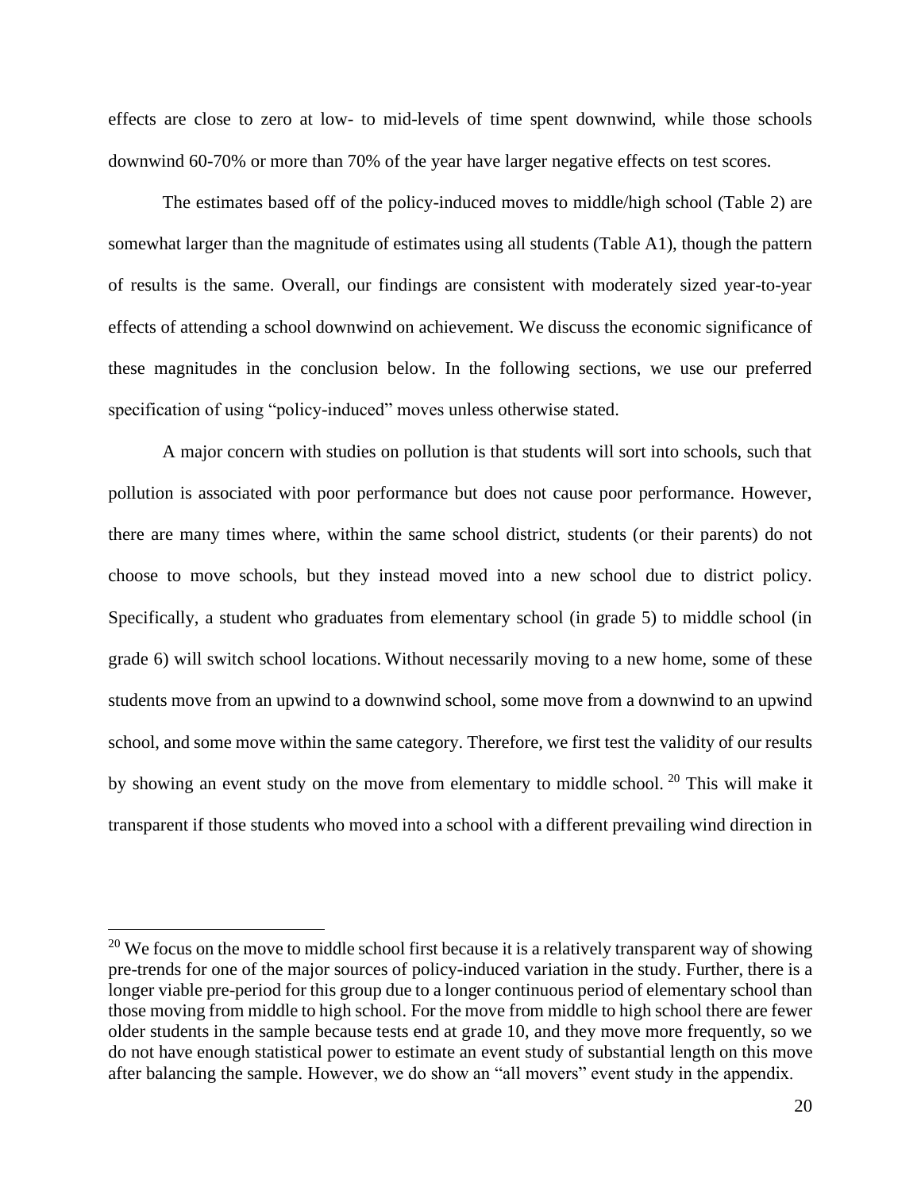effects are close to zero at low- to mid-levels of time spent downwind, while those schools downwind 60-70% or more than 70% of the year have larger negative effects on test scores.

The estimates based off of the policy-induced moves to middle/high school (Table 2) are somewhat larger than the magnitude of estimates using all students (Table A1), though the pattern of results is the same. Overall, our findings are consistent with moderately sized year-to-year effects of attending a school downwind on achievement. We discuss the economic significance of these magnitudes in the conclusion below. In the following sections, we use our preferred specification of using "policy-induced" moves unless otherwise stated.

A major concern with studies on pollution is that students will sort into schools, such that pollution is associated with poor performance but does not cause poor performance. However, there are many times where, within the same school district, students (or their parents) do not choose to move schools, but they instead moved into a new school due to district policy. Specifically, a student who graduates from elementary school (in grade 5) to middle school (in grade 6) will switch school locations. Without necessarily moving to a new home, some of these students move from an upwind to a downwind school, some move from a downwind to an upwind school, and some move within the same category. Therefore, we first test the validity of our results by showing an event study on the move from elementary to middle school.[20] This will make it transparent if those students who moved into a school with a different prevailing wind direction in

[20] We focus on the move to middle school first because it is a relatively transparent way of showing pre-trends for one of the major sources of policy-induced variation in the study. Further, there is a longer viable pre-period for this group due to a longer continuous period of elementary school than those moving from middle to high school. For the move from middle to high school there are fewer older students in the sample because tests end at grade 10, and they move more frequently, so we do not have enough statistical power to estimate an event study of substantial length on this move after balancing the sample. However, we do show an "all movers" event study in the appendix.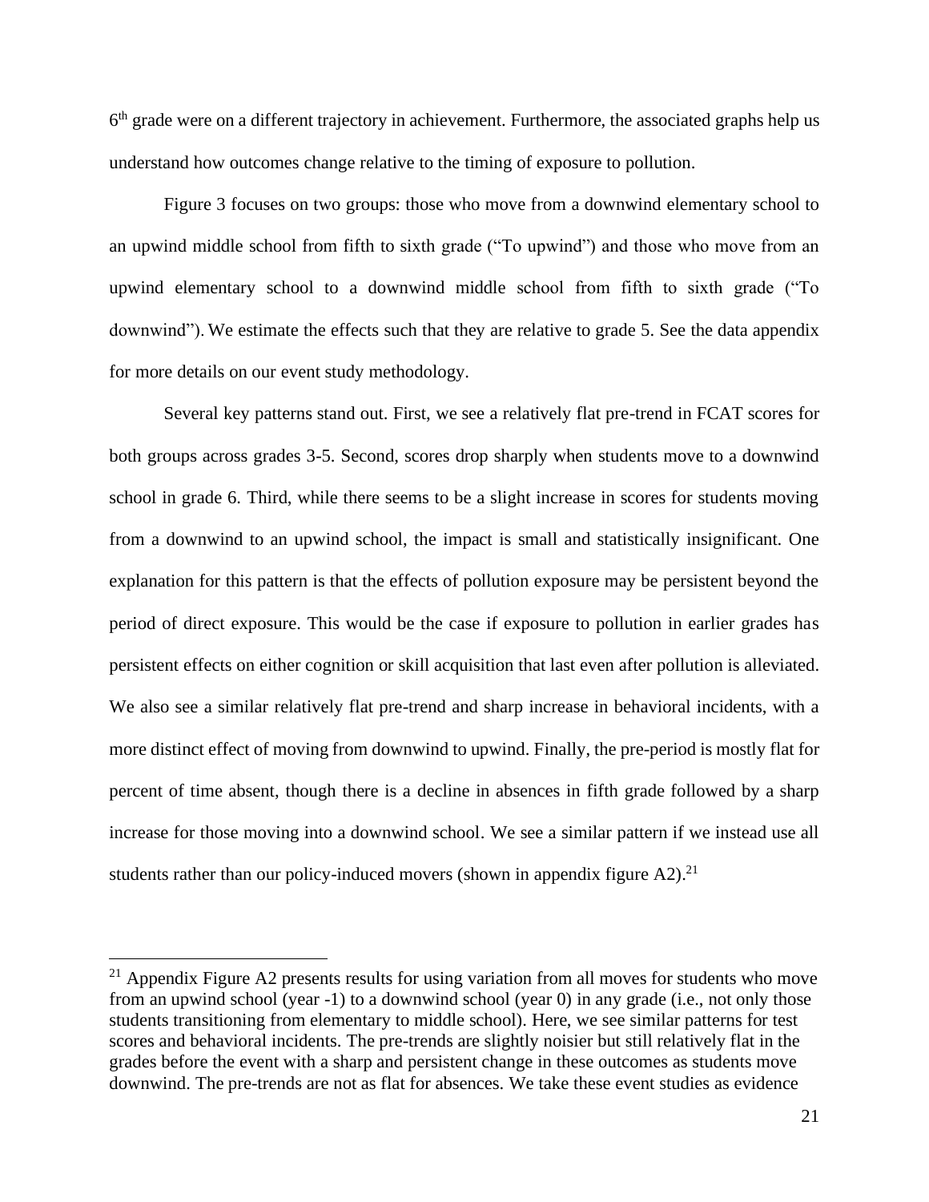6th grade were on a different trajectory in achievement. Furthermore, the associated graphs help us understand how outcomes change relative to the timing of exposure to pollution.

Figure 3 focuses on two groups: those who move from a downwind elementary school to an upwind middle school from fifth to sixth grade ("To upwind") and those who move from an upwind elementary school to a downwind middle school from fifth to sixth grade ("To downwind"). We estimate the effects such that they are relative to grade 5. See the data appendix for more details on our event study methodology.

Several key patterns stand out. First, we see a relatively flat pre-trend in FCAT scores for both groups across grades 3-5. Second, scores drop sharply when students move to a downwind school in grade 6. Third, while there seems to be a slight increase in scores for students moving from a downwind to an upwind school, the impact is small and statistically insignificant. One explanation for this pattern is that the effects of pollution exposure may be persistent beyond the period of direct exposure. This would be the case if exposure to pollution in earlier grades has persistent effects on either cognition or skill acquisition that last even after pollution is alleviated. We also see a similar relatively flat pre-trend and sharp increase in behavioral incidents, with a more distinct effect of moving from downwind to upwind. Finally, the pre-period is mostly flat for percent of time absent, though there is a decline in absences in fifth grade followed by a sharp increase for those moving into a downwind school. We see a similar pattern if we instead use all students rather than our policy-induced movers (shown in appendix figure A2).[21]

[21] Appendix Figure A2 presents results for using variation from all moves for students who move from an upwind school (year -1) to a downwind school (year 0) in any grade (i.e., not only those students transitioning from elementary to middle school). Here, we see similar patterns for test scores and behavioral incidents. The pre-trends are slightly noisier but still relatively flat in the grades before the event with a sharp and persistent change in these outcomes as students move downwind. The pre-trends are not as flat for absences. We take these event studies as evidence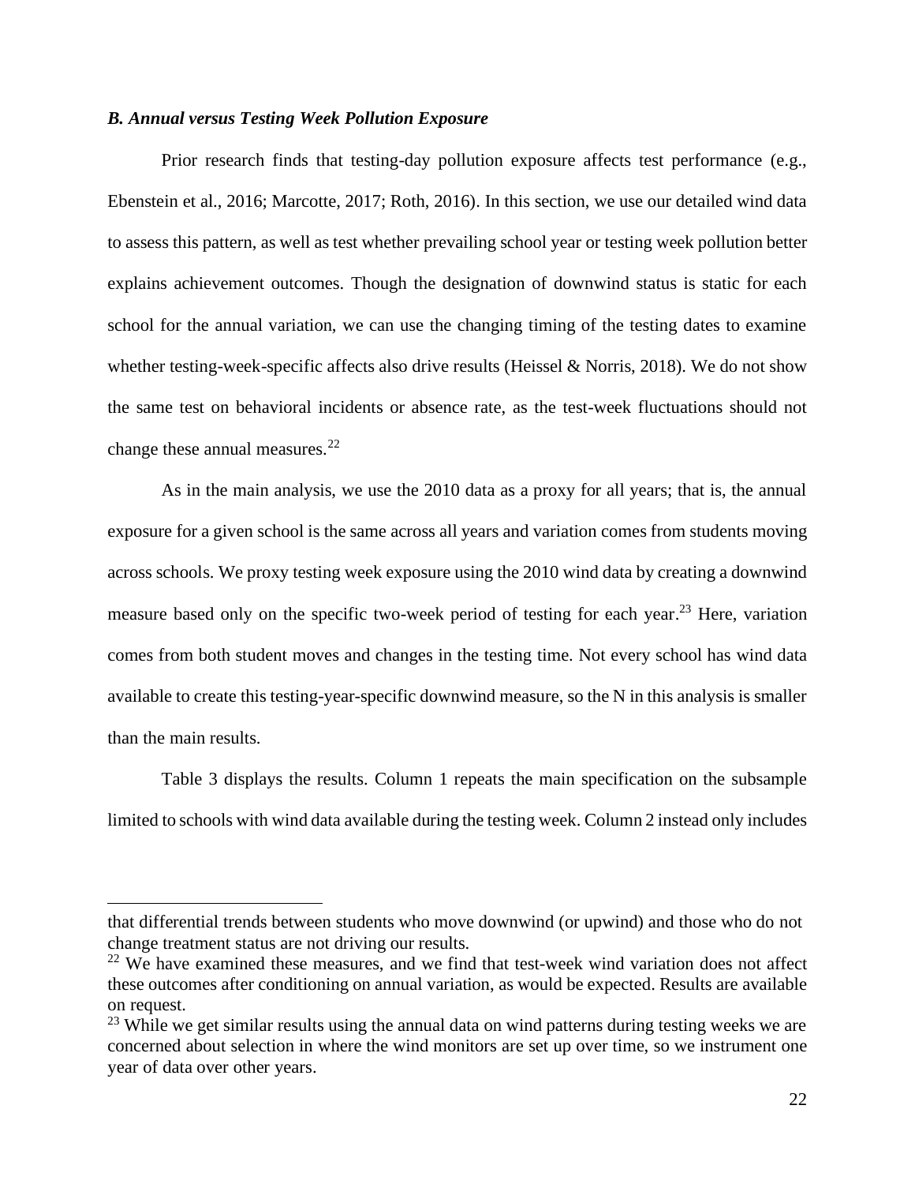### *B. Annual versus Testing Week Pollution Exposure*

Prior research finds that testing-day pollution exposure affects test performance (e.g., Ebenstein et al., 2016; Marcotte, 2017; Roth, 2016). In this section, we use our detailed wind data to assess this pattern, as well as test whether prevailing school year or testing week pollution better explains achievement outcomes. Though the designation of downwind status is static for each school for the annual variation, we can use the changing timing of the testing dates to examine whether testing-week-specific affects also drive results (Heissel & Norris, 2018). We do not show the same test on behavioral incidents or absence rate, as the test-week fluctuations should not change these annual measures.[22]

As in the main analysis, we use the 2010 data as a proxy for all years; that is, the annual exposure for a given school is the same across all years and variation comes from students moving across schools. We proxy testing week exposure using the 2010 wind data by creating a downwind measure based only on the specific two-week period of testing for each year.[23] Here, variation comes from both student moves and changes in the testing time. Not every school has wind data available to create this testing-year-specific downwind measure, so the N in this analysis is smaller than the main results.

Table 3 displays the results. Column 1 repeats the main specification on the subsample limited to schools with wind data available during the testing week. Column 2 instead only includes

---

that differential trends between students who move downwind (or upwind) and those who do not change treatment status are not driving our results.

[22] We have examined these measures, and we find that test-week wind variation does not affect these outcomes after conditioning on annual variation, as would be expected. Results are available on request.

[23] While we get similar results using the annual data on wind patterns during testing weeks we are concerned about selection in where the wind monitors are set up over time, so we instrument one year of data over other years.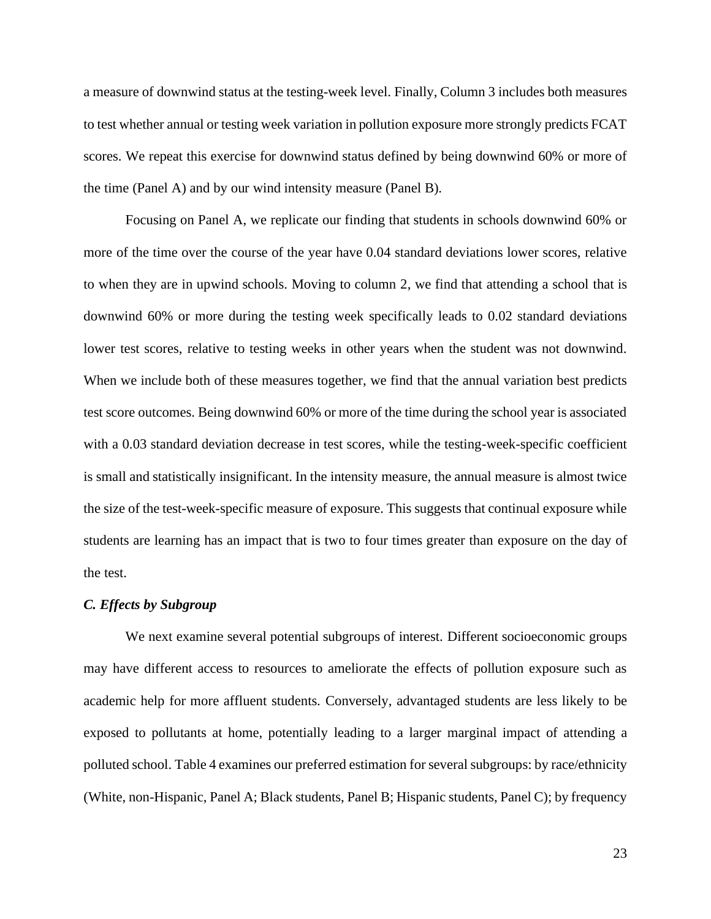a measure of downwind status at the testing-week level. Finally, Column 3 includes both measures to test whether annual or testing week variation in pollution exposure more strongly predicts FCAT scores. We repeat this exercise for downwind status defined by being downwind 60% or more of the time (Panel A) and by our wind intensity measure (Panel B).

Focusing on Panel A, we replicate our finding that students in schools downwind 60% or more of the time over the course of the year have 0.04 standard deviations lower scores, relative to when they are in upwind schools. Moving to column 2, we find that attending a school that is downwind 60% or more during the testing week specifically leads to 0.02 standard deviations lower test scores, relative to testing weeks in other years when the student was not downwind. When we include both of these measures together, we find that the annual variation best predicts test score outcomes. Being downwind 60% or more of the time during the school year is associated with a 0.03 standard deviation decrease in test scores, while the testing-week-specific coefficient is small and statistically insignificant. In the intensity measure, the annual measure is almost twice the size of the test-week-specific measure of exposure. This suggests that continual exposure while students are learning has an impact that is two to four times greater than exposure on the day of the test.

### *C. Effects by Subgroup*

We next examine several potential subgroups of interest. Different socioeconomic groups may have different access to resources to ameliorate the effects of pollution exposure such as academic help for more affluent students. Conversely, advantaged students are less likely to be exposed to pollutants at home, potentially leading to a larger marginal impact of attending a polluted school. Table 4 examines our preferred estimation for several subgroups: by race/ethnicity (White, non-Hispanic, Panel A; Black students, Panel B; Hispanic students, Panel C); by frequency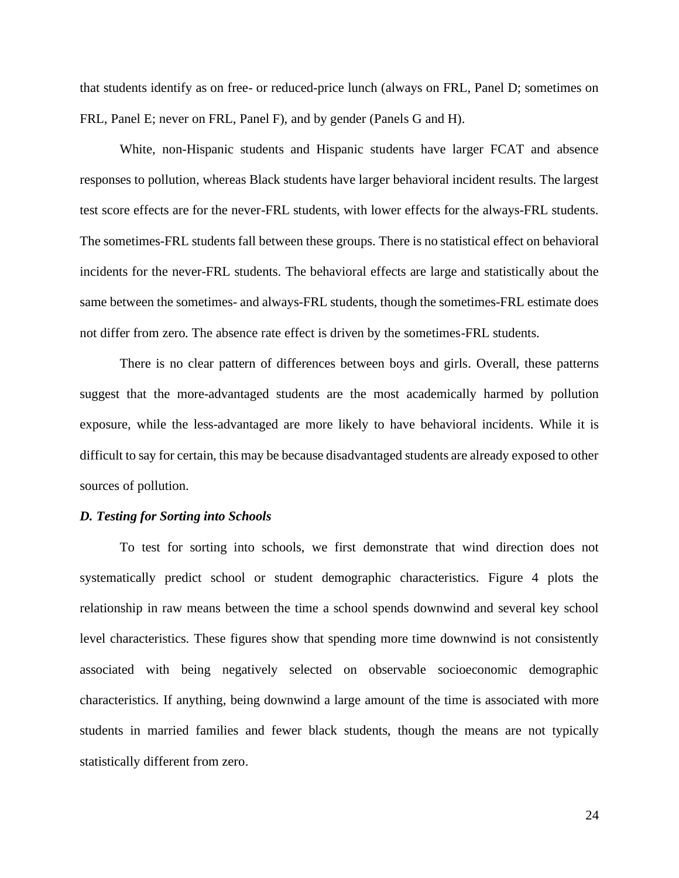that students identify as on free- or reduced-price lunch (always on FRL, Panel D; sometimes on FRL, Panel E; never on FRL, Panel F), and by gender (Panels G and H).

White, non-Hispanic students and Hispanic students have larger FCAT and absence responses to pollution, whereas Black students have larger behavioral incident results. The largest test score effects are for the never-FRL students, with lower effects for the always-FRL students. The sometimes-FRL students fall between these groups. There is no statistical effect on behavioral incidents for the never-FRL students. The behavioral effects are large and statistically about the same between the sometimes- and always-FRL students, though the sometimes-FRL estimate does not differ from zero. The absence rate effect is driven by the sometimes-FRL students.

There is no clear pattern of differences between boys and girls. Overall, these patterns suggest that the more-advantaged students are the most academically harmed by pollution exposure, while the less-advantaged are more likely to have behavioral incidents. While it is difficult to say for certain, this may be because disadvantaged students are already exposed to other sources of pollution.

### *D. Testing for Sorting into Schools*

To test for sorting into schools, we first demonstrate that wind direction does not systematically predict school or student demographic characteristics. Figure 4 plots the relationship in raw means between the time a school spends downwind and several key school level characteristics. These figures show that spending more time downwind is not consistently associated with being negatively selected on observable socioeconomic demographic characteristics. If anything, being downwind a large amount of the time is associated with more students in married families and fewer black students, though the means are not typically statistically different from zero.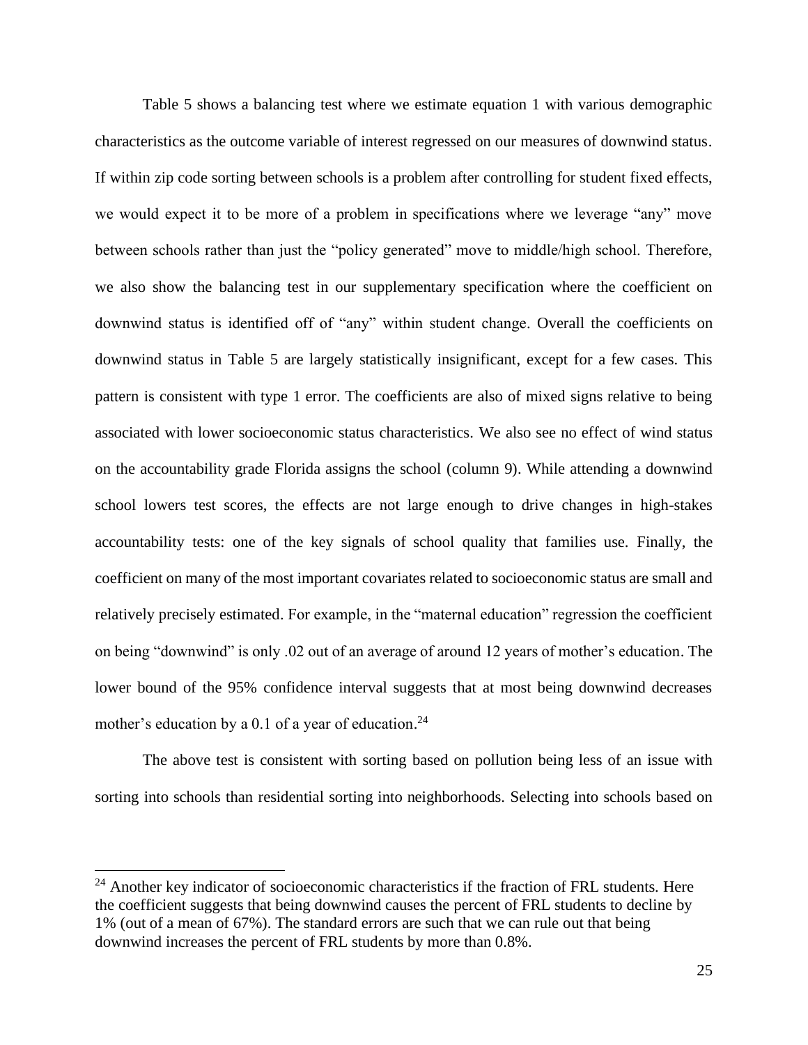Table 5 shows a balancing test where we estimate equation 1 with various demographic characteristics as the outcome variable of interest regressed on our measures of downwind status. If within zip code sorting between schools is a problem after controlling for student fixed effects, we would expect it to be more of a problem in specifications where we leverage "any" move between schools rather than just the "policy generated" move to middle/high school. Therefore, we also show the balancing test in our supplementary specification where the coefficient on downwind status is identified off of "any" within student change. Overall the coefficients on downwind status in Table 5 are largely statistically insignificant, except for a few cases. This pattern is consistent with type 1 error. The coefficients are also of mixed signs relative to being associated with lower socioeconomic status characteristics. We also see no effect of wind status on the accountability grade Florida assigns the school (column 9). While attending a downwind school lowers test scores, the effects are not large enough to drive changes in high-stakes accountability tests: one of the key signals of school quality that families use. Finally, the coefficient on many of the most important covariates related to socioeconomic status are small and relatively precisely estimated. For example, in the "maternal education" regression the coefficient on being "downwind" is only .02 out of an average of around 12 years of mother's education. The lower bound of the 95% confidence interval suggests that at most being downwind decreases mother's education by a 0.1 of a year of education.[24]

The above test is consistent with sorting based on pollution being less of an issue with sorting into schools than residential sorting into neighborhoods. Selecting into schools based on

[24] Another key indicator of socioeconomic characteristics if the fraction of FRL students. Here the coefficient suggests that being downwind causes the percent of FRL students to decline by 1% (out of a mean of 67%). The standard errors are such that we can rule out that being downwind increases the percent of FRL students by more than 0.8%.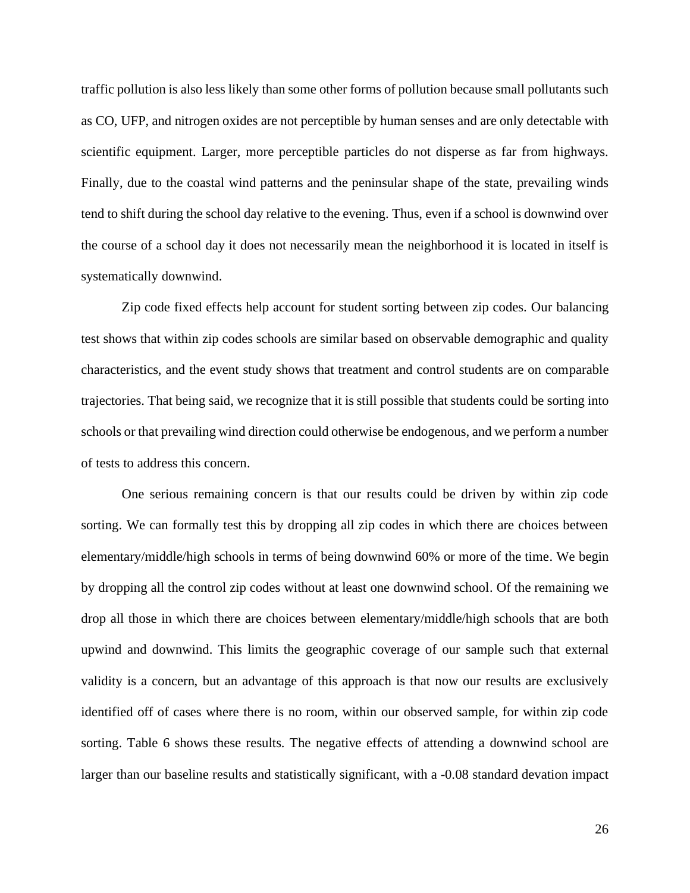traffic pollution is also less likely than some other forms of pollution because small pollutants such as CO, UFP, and nitrogen oxides are not perceptible by human senses and are only detectable with scientific equipment. Larger, more perceptible particles do not disperse as far from highways. Finally, due to the coastal wind patterns and the peninsular shape of the state, prevailing winds tend to shift during the school day relative to the evening. Thus, even if a school is downwind over the course of a school day it does not necessarily mean the neighborhood it is located in itself is systematically downwind.

Zip code fixed effects help account for student sorting between zip codes. Our balancing test shows that within zip codes schools are similar based on observable demographic and quality characteristics, and the event study shows that treatment and control students are on comparable trajectories. That being said, we recognize that it is still possible that students could be sorting into schools or that prevailing wind direction could otherwise be endogenous, and we perform a number of tests to address this concern.

One serious remaining concern is that our results could be driven by within zip code sorting. We can formally test this by dropping all zip codes in which there are choices between elementary/middle/high schools in terms of being downwind 60% or more of the time. We begin by dropping all the control zip codes without at least one downwind school. Of the remaining we drop all those in which there are choices between elementary/middle/high schools that are both upwind and downwind. This limits the geographic coverage of our sample such that external validity is a concern, but an advantage of this approach is that now our results are exclusively identified off of cases where there is no room, within our observed sample, for within zip code sorting. Table 6 shows these results. The negative effects of attending a downwind school are larger than our baseline results and statistically significant, with a -0.08 standard devation impact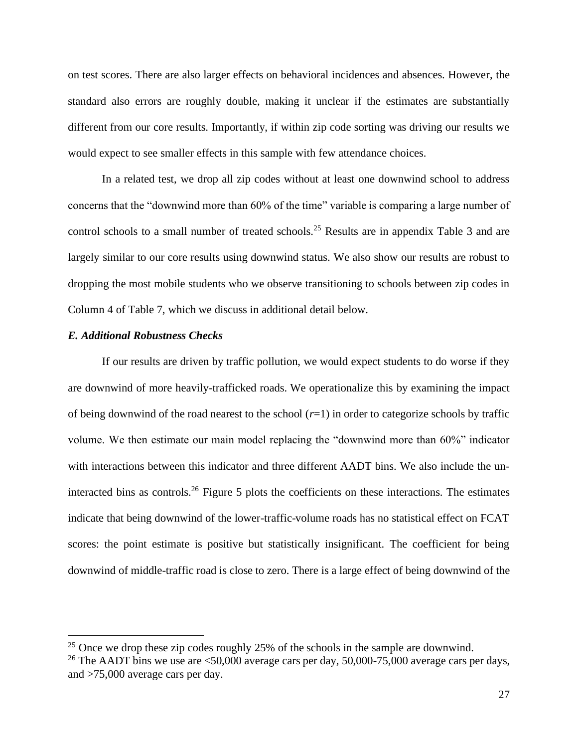on test scores. There are also larger effects on behavioral incidences and absences. However, the standard also errors are roughly double, making it unclear if the estimates are substantially different from our core results. Importantly, if within zip code sorting was driving our results we would expect to see smaller effects in this sample with few attendance choices.

In a related test, we drop all zip codes without at least one downwind school to address concerns that the "downwind more than 60% of the time" variable is comparing a large number of control schools to a small number of treated schools.[25] Results are in appendix Table 3 and are largely similar to our core results using downwind status. We also show our results are robust to dropping the most mobile students who we observe transitioning to schools between zip codes in Column 4 of Table 7, which we discuss in additional detail below.

### *E. Additional Robustness Checks*

If our results are driven by traffic pollution, we would expect students to do worse if they are downwind of more heavily-trafficked roads. We operationalize this by examining the impact of being downwind of the road nearest to the school ($r$=1) in order to categorize schools by traffic volume. We then estimate our main model replacing the "downwind more than 60%" indicator with interactions between this indicator and three different AADT bins. We also include the un-interacted bins as controls.[26] Figure 5 plots the coefficients on these interactions. The estimates indicate that being downwind of the lower-traffic-volume roads has no statistical effect on FCAT scores: the point estimate is positive but statistically insignificant. The coefficient for being downwind of middle-traffic road is close to zero. There is a large effect of being downwind of the

[25] Once we drop these zip codes roughly 25% of the schools in the sample are downwind.

[26] The AADT bins we use are <50,000 average cars per day, 50,000-75,000 average cars per days, and >75,000 average cars per day.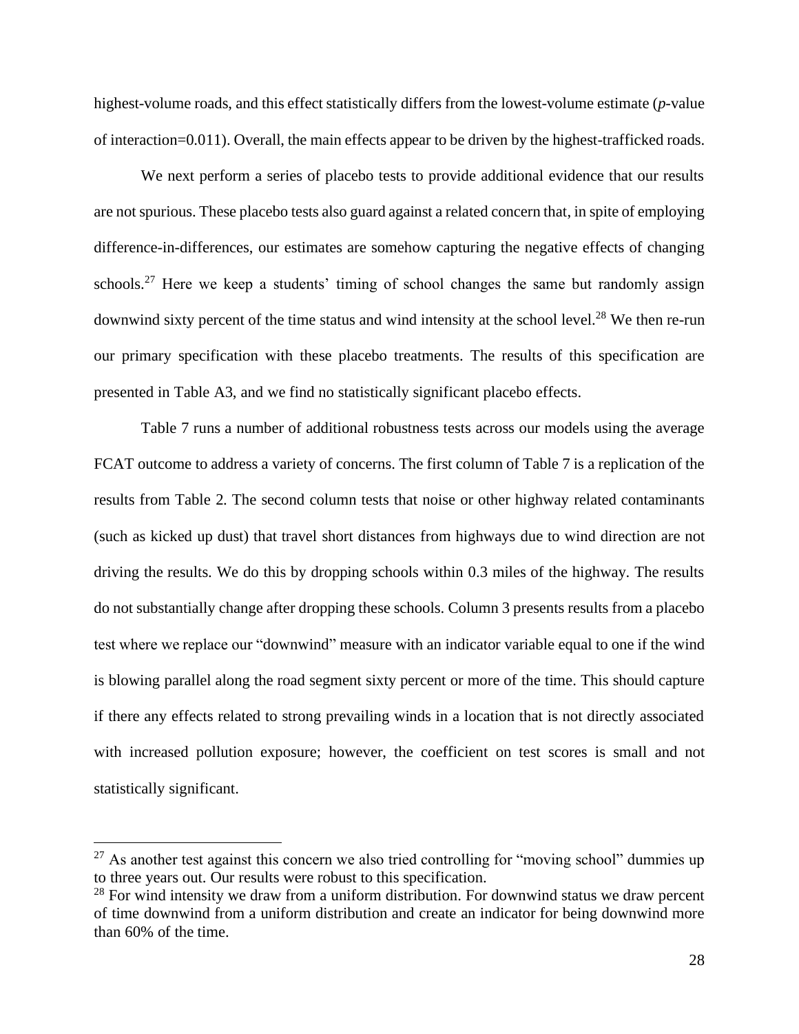highest-volume roads, and this effect statistically differs from the lowest-volume estimate (*p*-value of interaction=0.011). Overall, the main effects appear to be driven by the highest-trafficked roads.

We next perform a series of placebo tests to provide additional evidence that our results are not spurious. These placebo tests also guard against a related concern that, in spite of employing difference-in-differences, our estimates are somehow capturing the negative effects of changing schools.[27] Here we keep a students' timing of school changes the same but randomly assign downwind sixty percent of the time status and wind intensity at the school level.[28] We then re-run our primary specification with these placebo treatments. The results of this specification are presented in Table A3, and we find no statistically significant placebo effects.

Table 7 runs a number of additional robustness tests across our models using the average FCAT outcome to address a variety of concerns. The first column of Table 7 is a replication of the results from Table 2. The second column tests that noise or other highway related contaminants (such as kicked up dust) that travel short distances from highways due to wind direction are not driving the results. We do this by dropping schools within 0.3 miles of the highway. The results do not substantially change after dropping these schools. Column 3 presents results from a placebo test where we replace our "downwind" measure with an indicator variable equal to one if the wind is blowing parallel along the road segment sixty percent or more of the time. This should capture if there any effects related to strong prevailing winds in a location that is not directly associated with increased pollution exposure; however, the coefficient on test scores is small and not statistically significant.

---

[27] As another test against this concern we also tried controlling for "moving school" dummies up to three years out. Our results were robust to this specification.

[28] For wind intensity we draw from a uniform distribution. For downwind status we draw percent of time downwind from a uniform distribution and create an indicator for being downwind more than 60% of the time.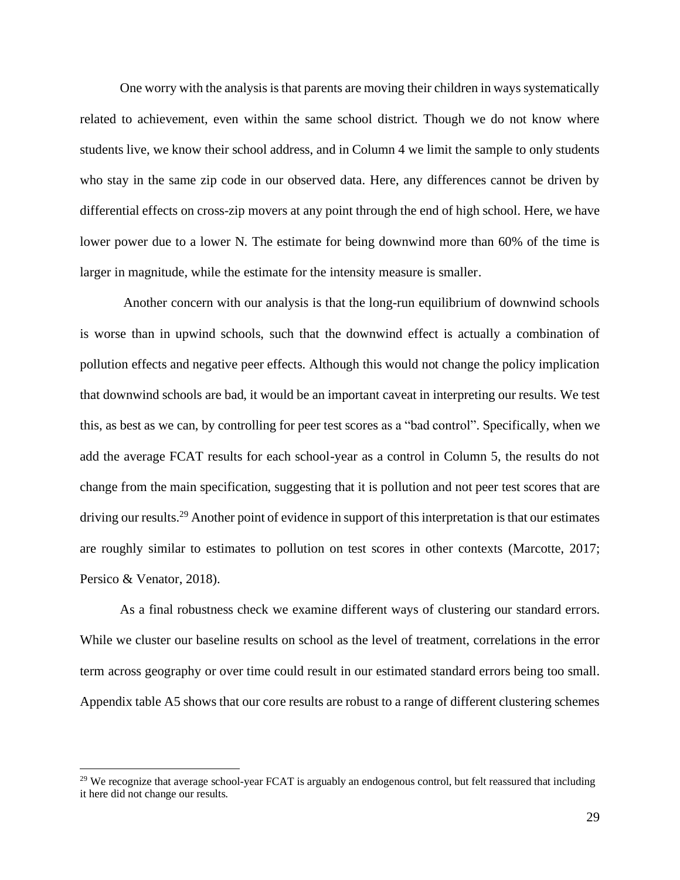One worry with the analysis is that parents are moving their children in ways systematically related to achievement, even within the same school district. Though we do not know where students live, we know their school address, and in Column 4 we limit the sample to only students who stay in the same zip code in our observed data. Here, any differences cannot be driven by differential effects on cross-zip movers at any point through the end of high school. Here, we have lower power due to a lower N. The estimate for being downwind more than 60% of the time is larger in magnitude, while the estimate for the intensity measure is smaller.

Another concern with our analysis is that the long-run equilibrium of downwind schools is worse than in upwind schools, such that the downwind effect is actually a combination of pollution effects and negative peer effects. Although this would not change the policy implication that downwind schools are bad, it would be an important caveat in interpreting our results. We test this, as best as we can, by controlling for peer test scores as a "bad control". Specifically, when we add the average FCAT results for each school-year as a control in Column 5, the results do not change from the main specification, suggesting that it is pollution and not peer test scores that are driving our results.[29] Another point of evidence in support of this interpretation is that our estimates are roughly similar to estimates to pollution on test scores in other contexts (Marcotte, 2017; Persico & Venator, 2018).

As a final robustness check we examine different ways of clustering our standard errors. While we cluster our baseline results on school as the level of treatment, correlations in the error term across geography or over time could result in our estimated standard errors being too small. Appendix table A5 shows that our core results are robust to a range of different clustering schemes

[29] We recognize that average school-year FCAT is arguably an endogenous control, but felt reassured that including it here did not change our results.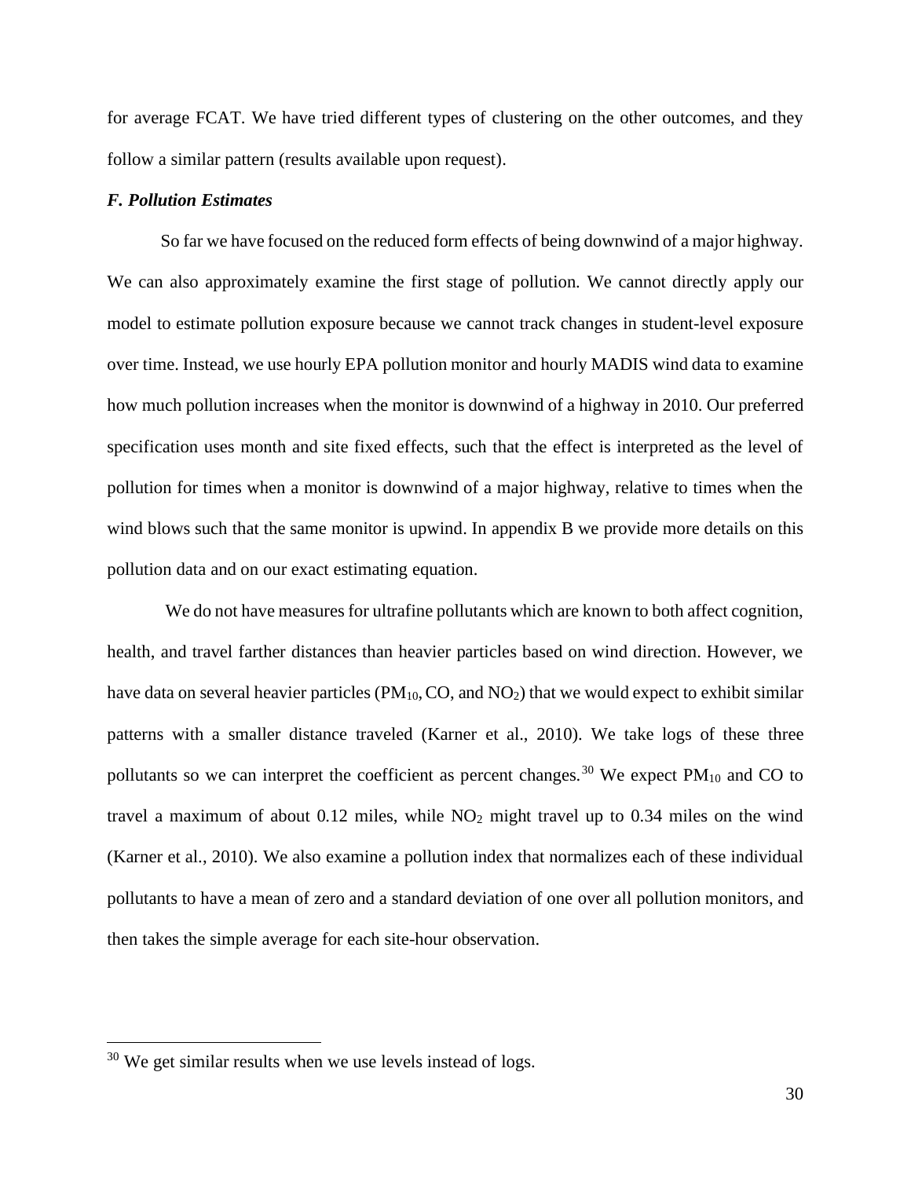for average FCAT. We have tried different types of clustering on the other outcomes, and they follow a similar pattern (results available upon request).

### *F. Pollution Estimates*

So far we have focused on the reduced form effects of being downwind of a major highway. We can also approximately examine the first stage of pollution. We cannot directly apply our model to estimate pollution exposure because we cannot track changes in student-level exposure over time. Instead, we use hourly EPA pollution monitor and hourly MADIS wind data to examine how much pollution increases when the monitor is downwind of a highway in 2010. Our preferred specification uses month and site fixed effects, such that the effect is interpreted as the level of pollution for times when a monitor is downwind of a major highway, relative to times when the wind blows such that the same monitor is upwind. In appendix B we provide more details on this pollution data and on our exact estimating equation.

We do not have measures for ultrafine pollutants which are known to both affect cognition, health, and travel farther distances than heavier particles based on wind direction. However, we have data on several heavier particles ($PM_{10}$, CO, and $NO_2$) that we would expect to exhibit similar patterns with a smaller distance traveled (Karner et al., 2010). We take logs of these three pollutants so we can interpret the coefficient as percent changes.[30] We expect $PM_{10}$ and CO to travel a maximum of about 0.12 miles, while $NO_2$ might travel up to 0.34 miles on the wind (Karner et al., 2010). We also examine a pollution index that normalizes each of these individual pollutants to have a mean of zero and a standard deviation of one over all pollution monitors, and then takes the simple average for each site-hour observation.

[30] We get similar results when we use levels instead of logs.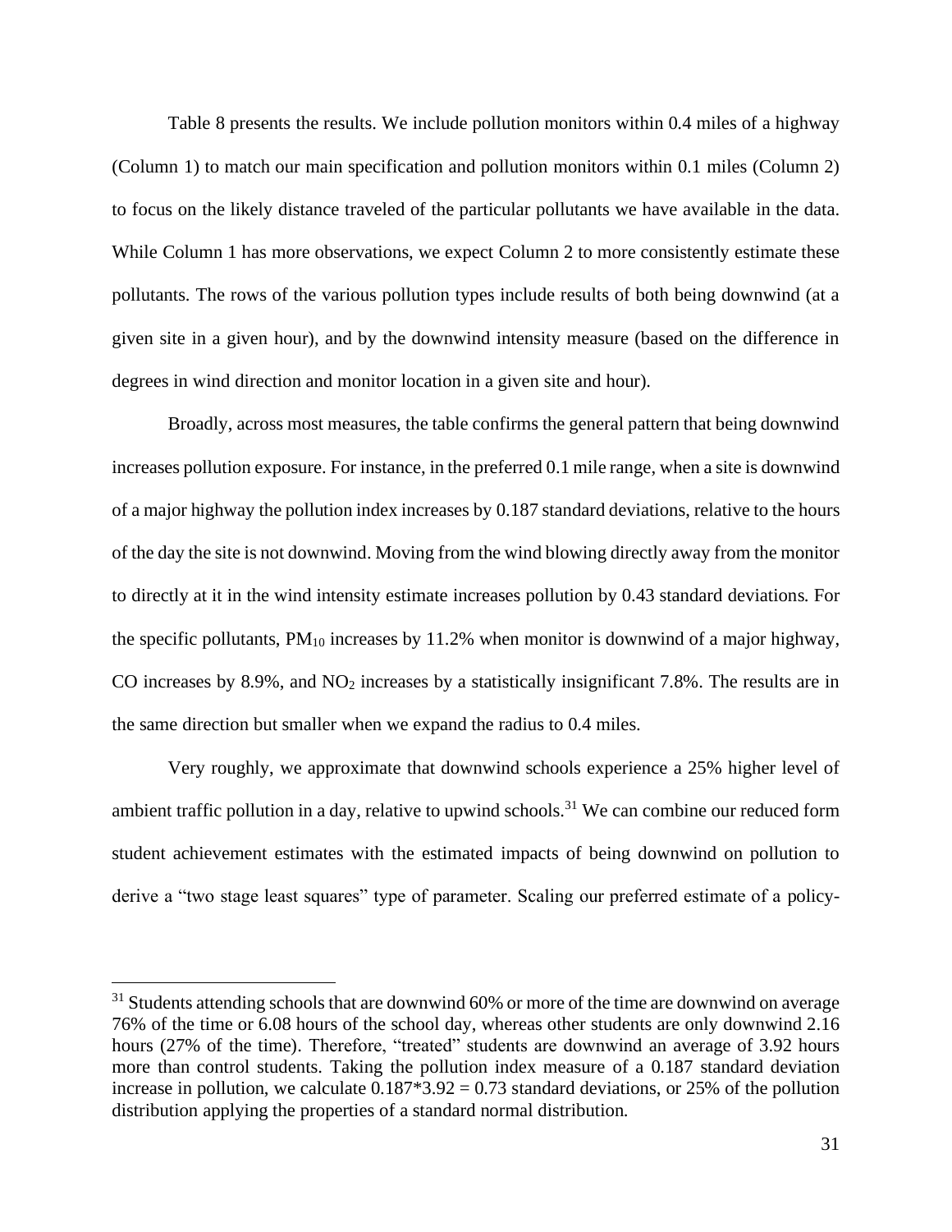Table 8 presents the results. We include pollution monitors within 0.4 miles of a highway (Column 1) to match our main specification and pollution monitors within 0.1 miles (Column 2) to focus on the likely distance traveled of the particular pollutants we have available in the data. While Column 1 has more observations, we expect Column 2 to more consistently estimate these pollutants. The rows of the various pollution types include results of both being downwind (at a given site in a given hour), and by the downwind intensity measure (based on the difference in degrees in wind direction and monitor location in a given site and hour).

Broadly, across most measures, the table confirms the general pattern that being downwind increases pollution exposure. For instance, in the preferred 0.1 mile range, when a site is downwind of a major highway the pollution index increases by 0.187 standard deviations, relative to the hours of the day the site is not downwind. Moving from the wind blowing directly away from the monitor to directly at it in the wind intensity estimate increases pollution by 0.43 standard deviations. For the specific pollutants, $PM_{10}$ increases by 11.2% when monitor is downwind of a major highway, CO increases by 8.9%, and $NO_2$ increases by a statistically insignificant 7.8%. The results are in the same direction but smaller when we expand the radius to 0.4 miles.

Very roughly, we approximate that downwind schools experience a 25% higher level of ambient traffic pollution in a day, relative to upwind schools.[31] We can combine our reduced form student achievement estimates with the estimated impacts of being downwind on pollution to derive a "two stage least squares" type of parameter. Scaling our preferred estimate of a policy-

[31] Students attending schools that are downwind 60% or more of the time are downwind on average 76% of the time or 6.08 hours of the school day, whereas other students are only downwind 2.16 hours (27% of the time). Therefore, "treated" students are downwind an average of 3.92 hours more than control students. Taking the pollution index measure of a 0.187 standard deviation increase in pollution, we calculate $0.187*3.92 = 0.73$ standard deviations, or 25% of the pollution distribution applying the properties of a standard normal distribution.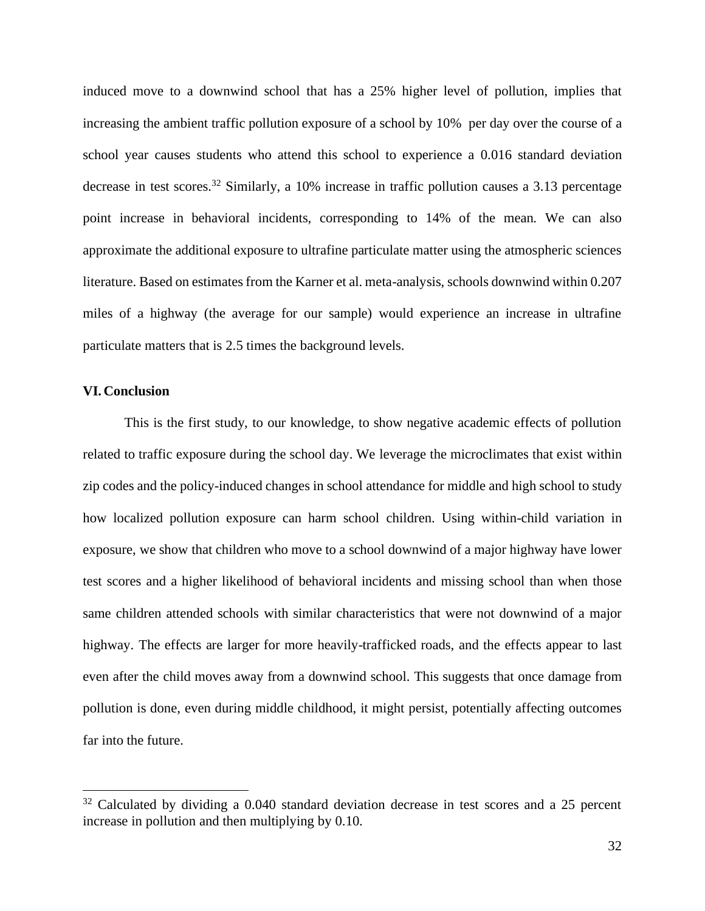induced move to a downwind school that has a 25% higher level of pollution, implies that increasing the ambient traffic pollution exposure of a school by 10% per day over the course of a school year causes students who attend this school to experience a 0.016 standard deviation decrease in test scores.[32] Similarly, a 10% increase in traffic pollution causes a 3.13 percentage point increase in behavioral incidents, corresponding to 14% of the mean. We can also approximate the additional exposure to ultrafine particulate matter using the atmospheric sciences literature. Based on estimates from the Karner et al. meta-analysis, schools downwind within 0.207 miles of a highway (the average for our sample) would experience an increase in ultrafine particulate matters that is 2.5 times the background levels.

## VI. Conclusion

This is the first study, to our knowledge, to show negative academic effects of pollution related to traffic exposure during the school day. We leverage the microclimates that exist within zip codes and the policy-induced changes in school attendance for middle and high school to study how localized pollution exposure can harm school children. Using within-child variation in exposure, we show that children who move to a school downwind of a major highway have lower test scores and a higher likelihood of behavioral incidents and missing school than when those same children attended schools with similar characteristics that were not downwind of a major highway. The effects are larger for more heavily-trafficked roads, and the effects appear to last even after the child moves away from a downwind school. This suggests that once damage from pollution is done, even during middle childhood, it might persist, potentially affecting outcomes far into the future.

[32] Calculated by dividing a 0.040 standard deviation decrease in test scores and a 25 percent increase in pollution and then multiplying by 0.10.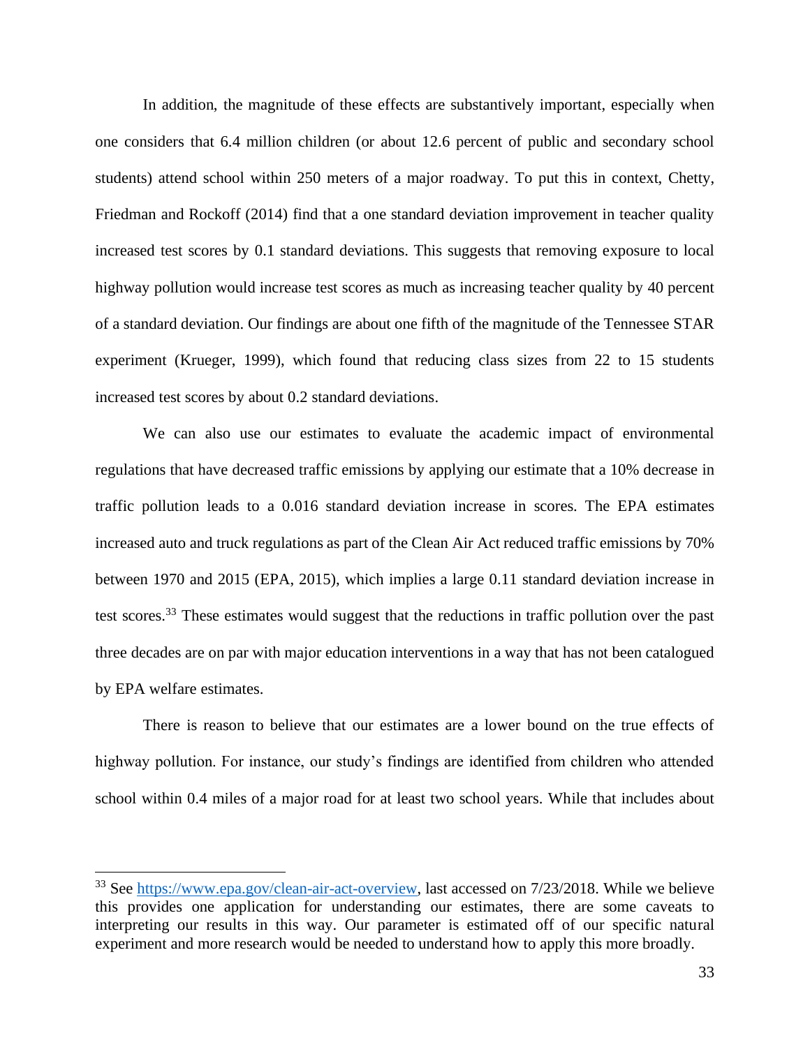In addition, the magnitude of these effects are substantively important, especially when one considers that 6.4 million children (or about 12.6 percent of public and secondary school students) attend school within 250 meters of a major roadway. To put this in context, Chetty, Friedman and Rockoff (2014) find that a one standard deviation improvement in teacher quality increased test scores by 0.1 standard deviations. This suggests that removing exposure to local highway pollution would increase test scores as much as increasing teacher quality by 40 percent of a standard deviation. Our findings are about one fifth of the magnitude of the Tennessee STAR experiment (Krueger, 1999), which found that reducing class sizes from 22 to 15 students increased test scores by about 0.2 standard deviations.

We can also use our estimates to evaluate the academic impact of environmental regulations that have decreased traffic emissions by applying our estimate that a 10% decrease in traffic pollution leads to a 0.016 standard deviation increase in scores. The EPA estimates increased auto and truck regulations as part of the Clean Air Act reduced traffic emissions by 70% between 1970 and 2015 (EPA, 2015), which implies a large 0.11 standard deviation increase in test scores.[33] These estimates would suggest that the reductions in traffic pollution over the past three decades are on par with major education interventions in a way that has not been catalogued by EPA welfare estimates.

There is reason to believe that our estimates are a lower bound on the true effects of highway pollution. For instance, our study's findings are identified from children who attended school within 0.4 miles of a major road for at least two school years. While that includes about

[33] See https://www.epa.gov/clean-air-act-overview, last accessed on 7/23/2018. While we believe this provides one application for understanding our estimates, there are some caveats to interpreting our results in this way. Our parameter is estimated off of our specific natural experiment and more research would be needed to understand how to apply this more broadly.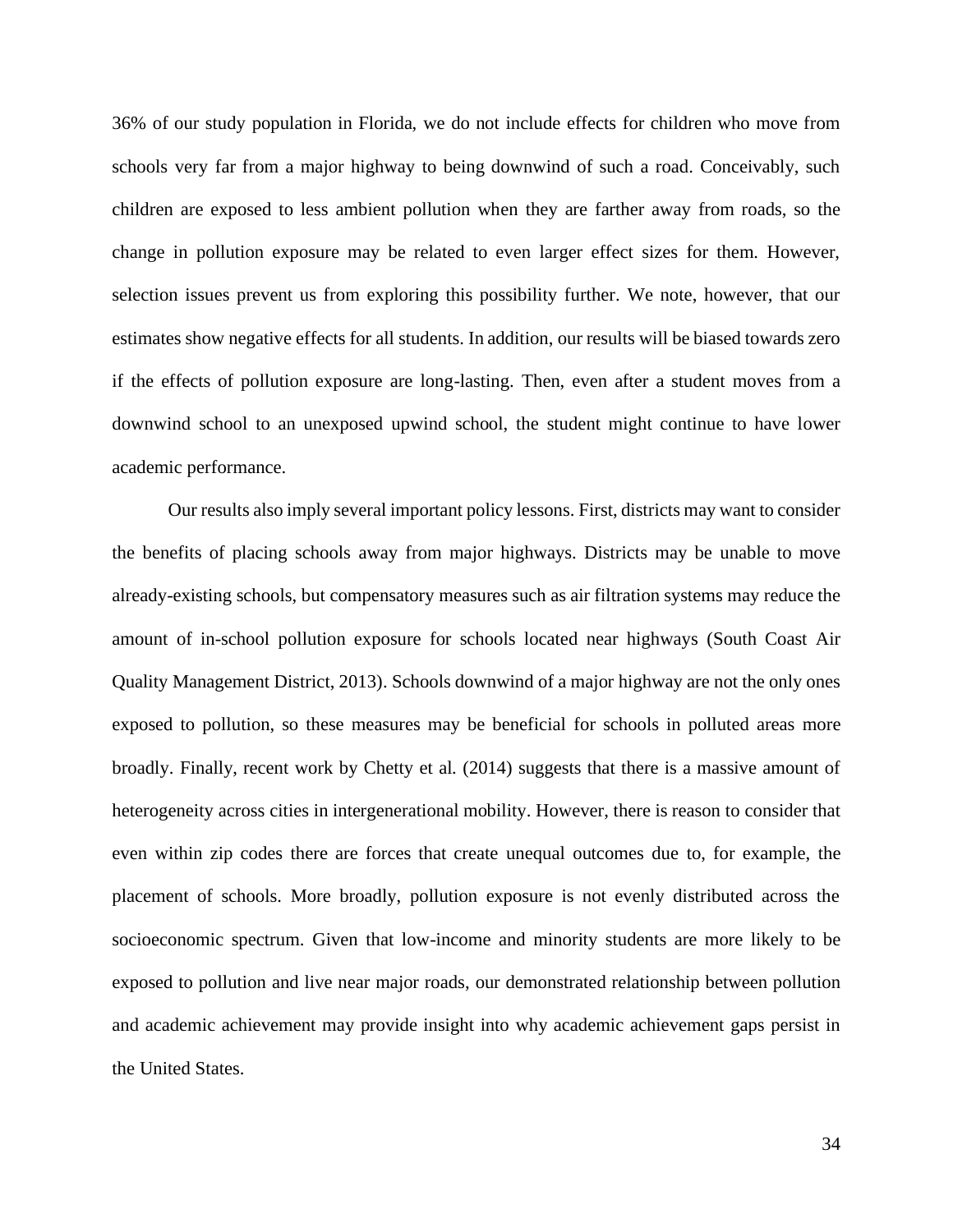36% of our study population in Florida, we do not include effects for children who move from schools very far from a major highway to being downwind of such a road. Conceivably, such children are exposed to less ambient pollution when they are farther away from roads, so the change in pollution exposure may be related to even larger effect sizes for them. However, selection issues prevent us from exploring this possibility further. We note, however, that our estimates show negative effects for all students. In addition, our results will be biased towards zero if the effects of pollution exposure are long-lasting. Then, even after a student moves from a downwind school to an unexposed upwind school, the student might continue to have lower academic performance.

Our results also imply several important policy lessons. First, districts may want to consider the benefits of placing schools away from major highways. Districts may be unable to move already-existing schools, but compensatory measures such as air filtration systems may reduce the amount of in-school pollution exposure for schools located near highways (South Coast Air Quality Management District, 2013). Schools downwind of a major highway are not the only ones exposed to pollution, so these measures may be beneficial for schools in polluted areas more broadly. Finally, recent work by Chetty et al. (2014) suggests that there is a massive amount of heterogeneity across cities in intergenerational mobility. However, there is reason to consider that even within zip codes there are forces that create unequal outcomes due to, for example, the placement of schools. More broadly, pollution exposure is not evenly distributed across the socioeconomic spectrum. Given that low-income and minority students are more likely to be exposed to pollution and live near major roads, our demonstrated relationship between pollution and academic achievement may provide insight into why academic achievement gaps persist in the United States.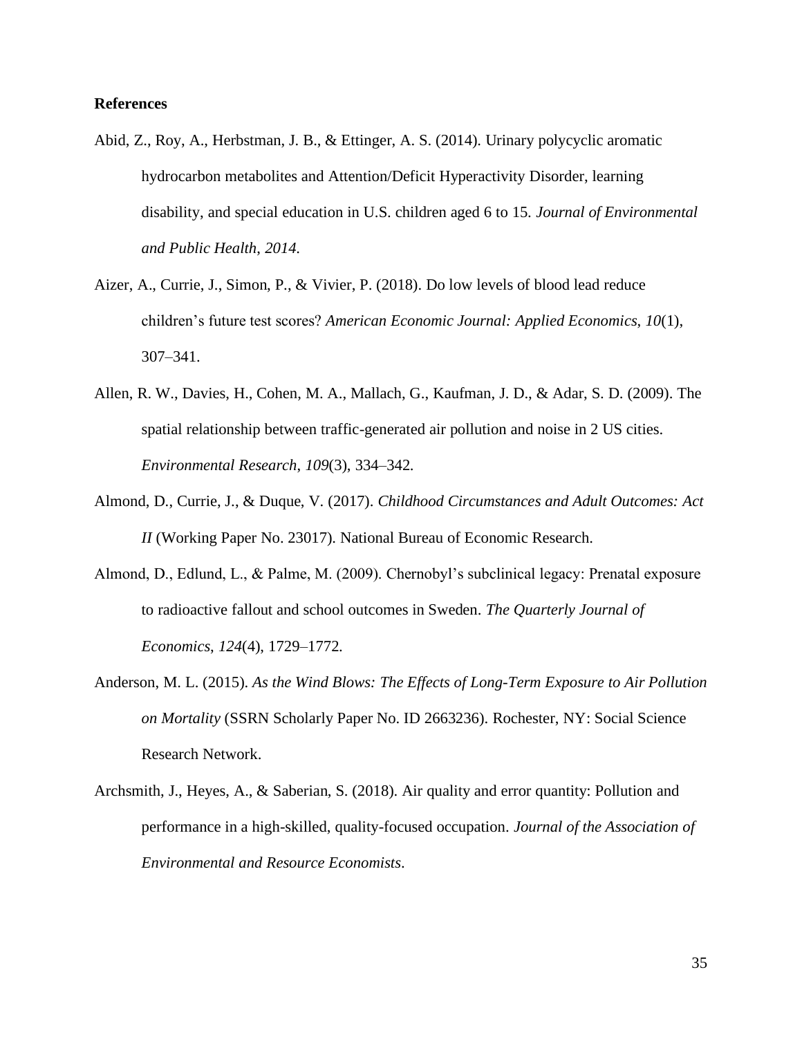**References**

Abid, Z., Roy, A., Herbstman, J. B., & Ettinger, A. S. (2014). Urinary polycyclic aromatic hydrocarbon metabolites and Attention/Deficit Hyperactivity Disorder, learning disability, and special education in U.S. children aged 6 to 15. *Journal of Environmental and Public Health*, *2014*.

Aizer, A., Currie, J., Simon, P., & Vivier, P. (2018). Do low levels of blood lead reduce children's future test scores? *American Economic Journal: Applied Economics*, *10*(1), 307–341.

Allen, R. W., Davies, H., Cohen, M. A., Mallach, G., Kaufman, J. D., & Adar, S. D. (2009). The spatial relationship between traffic-generated air pollution and noise in 2 US cities. *Environmental Research*, *109*(3), 334–342.

Almond, D., Currie, J., & Duque, V. (2017). *Childhood Circumstances and Adult Outcomes: Act II* (Working Paper No. 23017). National Bureau of Economic Research.

Almond, D., Edlund, L., & Palme, M. (2009). Chernobyl's subclinical legacy: Prenatal exposure to radioactive fallout and school outcomes in Sweden. *The Quarterly Journal of Economics*, *124*(4), 1729–1772.

Anderson, M. L. (2015). *As the Wind Blows: The Effects of Long-Term Exposure to Air Pollution on Mortality* (SSRN Scholarly Paper No. ID 2663236). Rochester, NY: Social Science Research Network.

Archsmith, J., Heyes, A., & Saberian, S. (2018). Air quality and error quantity: Pollution and performance in a high-skilled, quality-focused occupation. *Journal of the Association of Environmental and Resource Economists*.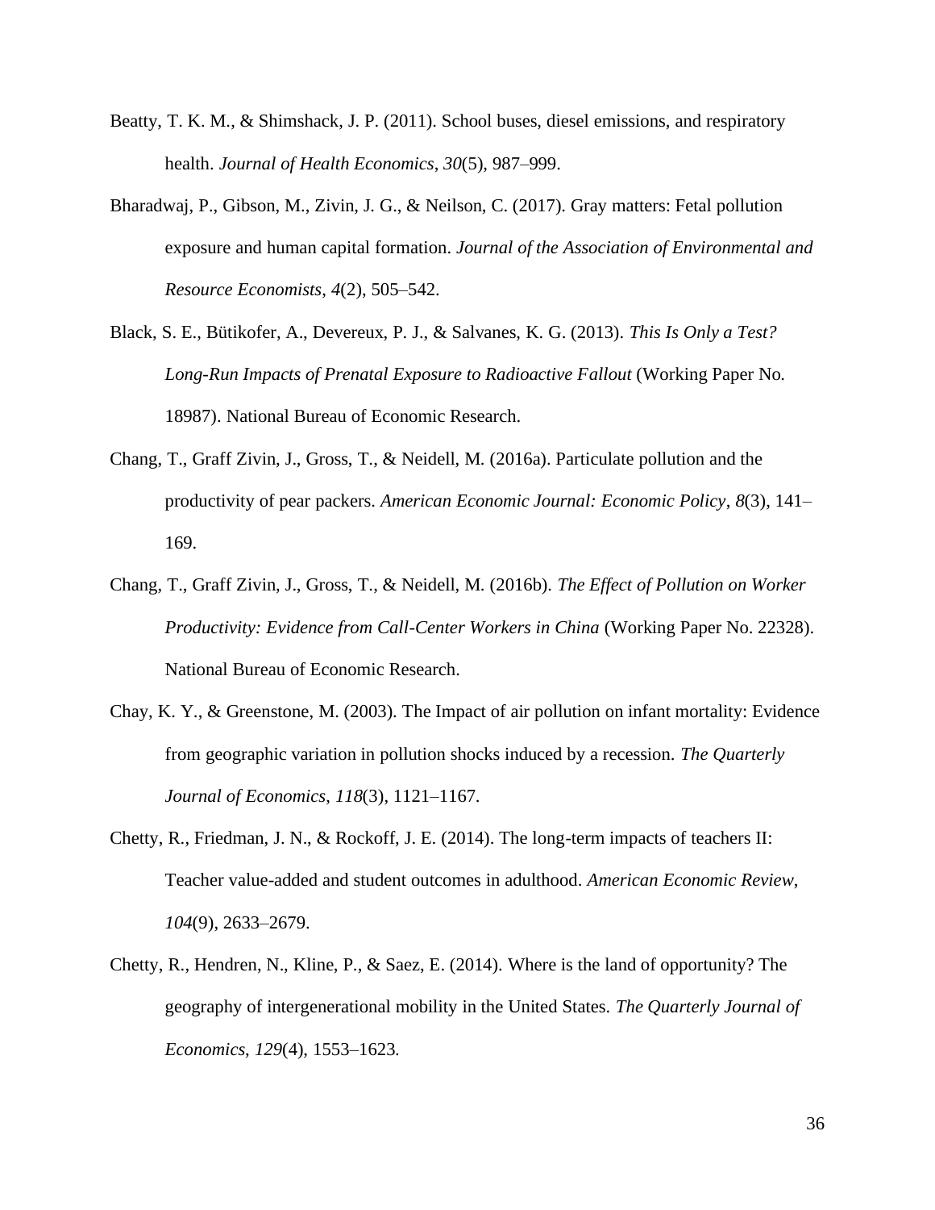Beatty, T. K. M., & Shimshack, J. P. (2011). School buses, diesel emissions, and respiratory health. *Journal of Health Economics*, *30*(5), 987–999.

Bharadwaj, P., Gibson, M., Zivin, J. G., & Neilson, C. (2017). Gray matters: Fetal pollution exposure and human capital formation. *Journal of the Association of Environmental and Resource Economists*, *4*(2), 505–542.

Black, S. E., Bütikofer, A., Devereux, P. J., & Salvanes, K. G. (2013). *This Is Only a Test? Long-Run Impacts of Prenatal Exposure to Radioactive Fallout* (Working Paper No. 18987). National Bureau of Economic Research.

Chang, T., Graff Zivin, J., Gross, T., & Neidell, M. (2016a). Particulate pollution and the productivity of pear packers. *American Economic Journal: Economic Policy*, *8*(3), 141–169.

Chang, T., Graff Zivin, J., Gross, T., & Neidell, M. (2016b). *The Effect of Pollution on Worker Productivity: Evidence from Call-Center Workers in China* (Working Paper No. 22328). National Bureau of Economic Research.

Chay, K. Y., & Greenstone, M. (2003). The Impact of air pollution on infant mortality: Evidence from geographic variation in pollution shocks induced by a recession. *The Quarterly Journal of Economics*, *118*(3), 1121–1167.

Chetty, R., Friedman, J. N., & Rockoff, J. E. (2014). The long-term impacts of teachers II: Teacher value-added and student outcomes in adulthood. *American Economic Review*, *104*(9), 2633–2679.

Chetty, R., Hendren, N., Kline, P., & Saez, E. (2014). Where is the land of opportunity? The geography of intergenerational mobility in the United States. *The Quarterly Journal of Economics*, *129*(4), 1553–1623.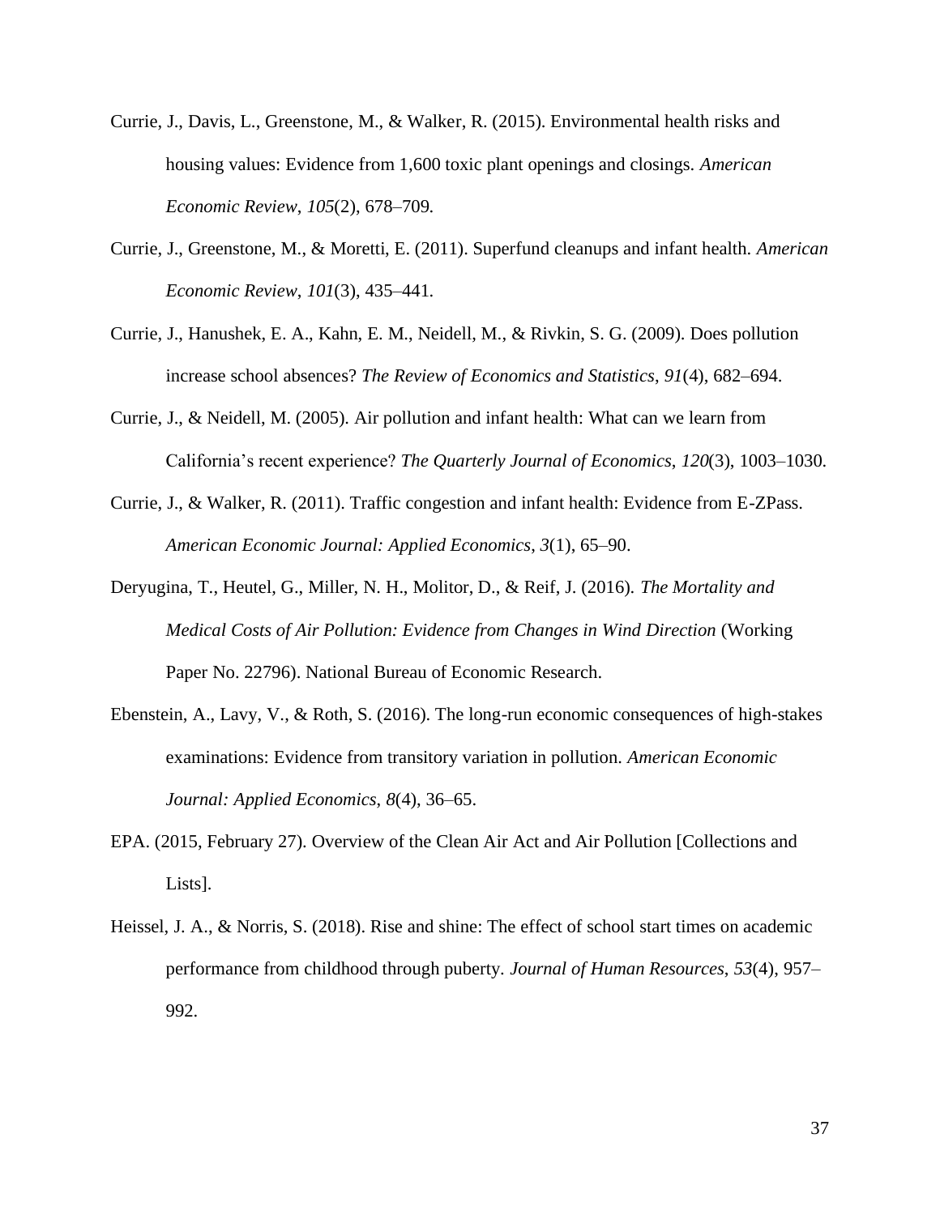Currie, J., Davis, L., Greenstone, M., & Walker, R. (2015). Environmental health risks and housing values: Evidence from 1,600 toxic plant openings and closings. *American Economic Review*, *105*(2), 678–709.

Currie, J., Greenstone, M., & Moretti, E. (2011). Superfund cleanups and infant health. *American Economic Review*, *101*(3), 435–441.

Currie, J., Hanushek, E. A., Kahn, E. M., Neidell, M., & Rivkin, S. G. (2009). Does pollution increase school absences? *The Review of Economics and Statistics*, *91*(4), 682–694.

Currie, J., & Neidell, M. (2005). Air pollution and infant health: What can we learn from California's recent experience? *The Quarterly Journal of Economics*, *120*(3), 1003–1030.

Currie, J., & Walker, R. (2011). Traffic congestion and infant health: Evidence from E-ZPass. *American Economic Journal: Applied Economics*, *3*(1), 65–90.

Deryugina, T., Heutel, G., Miller, N. H., Molitor, D., & Reif, J. (2016). *The Mortality and Medical Costs of Air Pollution: Evidence from Changes in Wind Direction* (Working Paper No. 22796). National Bureau of Economic Research.

Ebenstein, A., Lavy, V., & Roth, S. (2016). The long-run economic consequences of high-stakes examinations: Evidence from transitory variation in pollution. *American Economic Journal: Applied Economics*, *8*(4), 36–65.

EPA. (2015, February 27). Overview of the Clean Air Act and Air Pollution [Collections and Lists].

Heissel, J. A., & Norris, S. (2018). Rise and shine: The effect of school start times on academic performance from childhood through puberty. *Journal of Human Resources*, *53*(4), 957–992.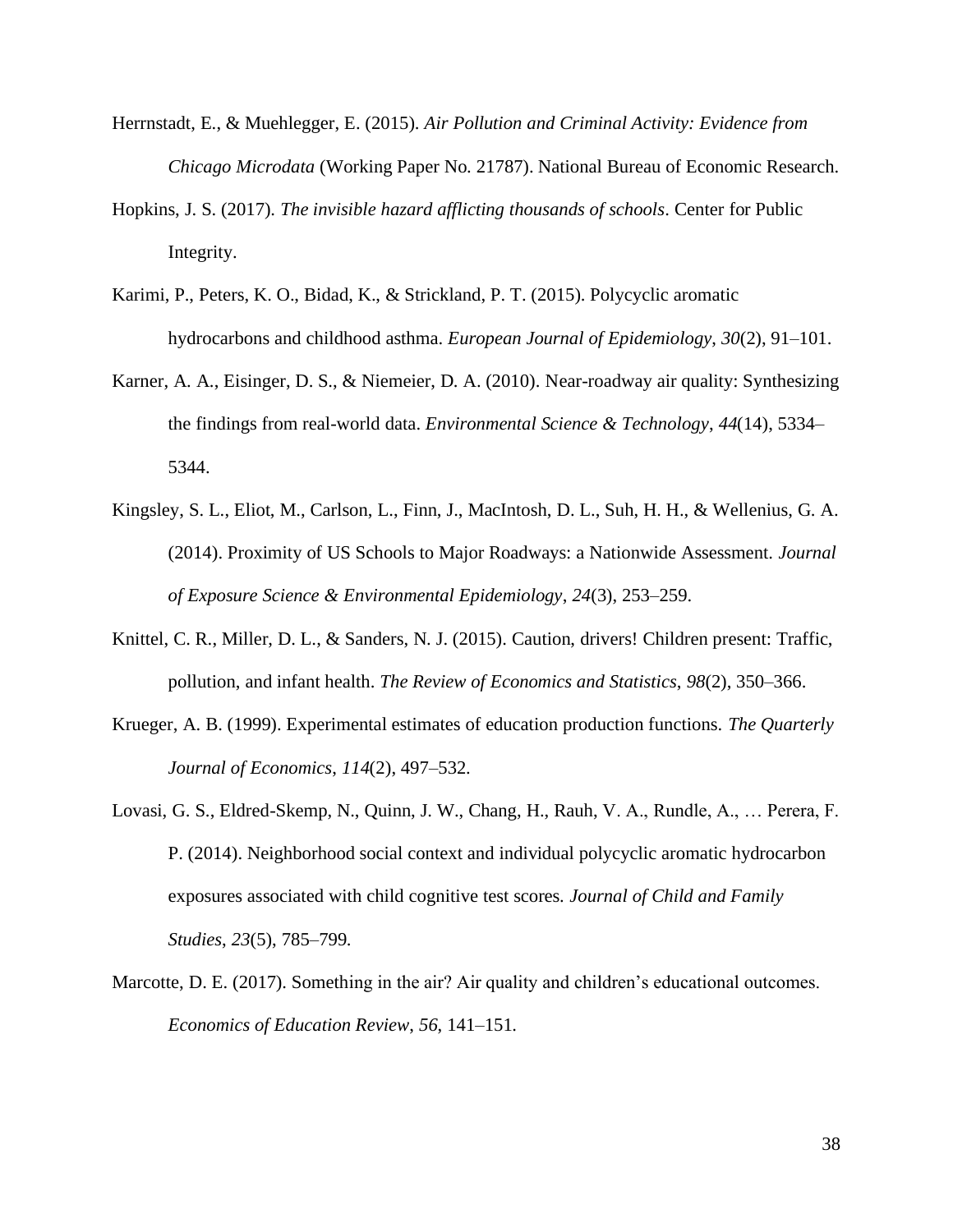Herrnstadt, E., & Muehlegger, E. (2015). *Air Pollution and Criminal Activity: Evidence from Chicago Microdata* (Working Paper No. 21787). National Bureau of Economic Research.

Hopkins, J. S. (2017). *The invisible hazard afflicting thousands of schools*. Center for Public Integrity.

Karimi, P., Peters, K. O., Bidad, K., & Strickland, P. T. (2015). Polycyclic aromatic hydrocarbons and childhood asthma. *European Journal of Epidemiology*, *30*(2), 91–101.

Karner, A. A., Eisinger, D. S., & Niemeier, D. A. (2010). Near-roadway air quality: Synthesizing the findings from real-world data. *Environmental Science & Technology*, *44*(14), 5334–5344.

Kingsley, S. L., Eliot, M., Carlson, L., Finn, J., MacIntosh, D. L., Suh, H. H., & Wellenius, G. A. (2014). Proximity of US Schools to Major Roadways: a Nationwide Assessment. *Journal of Exposure Science & Environmental Epidemiology*, *24*(3), 253–259.

Knittel, C. R., Miller, D. L., & Sanders, N. J. (2015). Caution, drivers! Children present: Traffic, pollution, and infant health. *The Review of Economics and Statistics*, *98*(2), 350–366.

Krueger, A. B. (1999). Experimental estimates of education production functions. *The Quarterly Journal of Economics*, *114*(2), 497–532.

Lovasi, G. S., Eldred-Skemp, N., Quinn, J. W., Chang, H., Rauh, V. A., Rundle, A., … Perera, F. P. (2014). Neighborhood social context and individual polycyclic aromatic hydrocarbon exposures associated with child cognitive test scores. *Journal of Child and Family Studies*, *23*(5), 785–799.

Marcotte, D. E. (2017). Something in the air? Air quality and children's educational outcomes. *Economics of Education Review*, *56*, 141–151.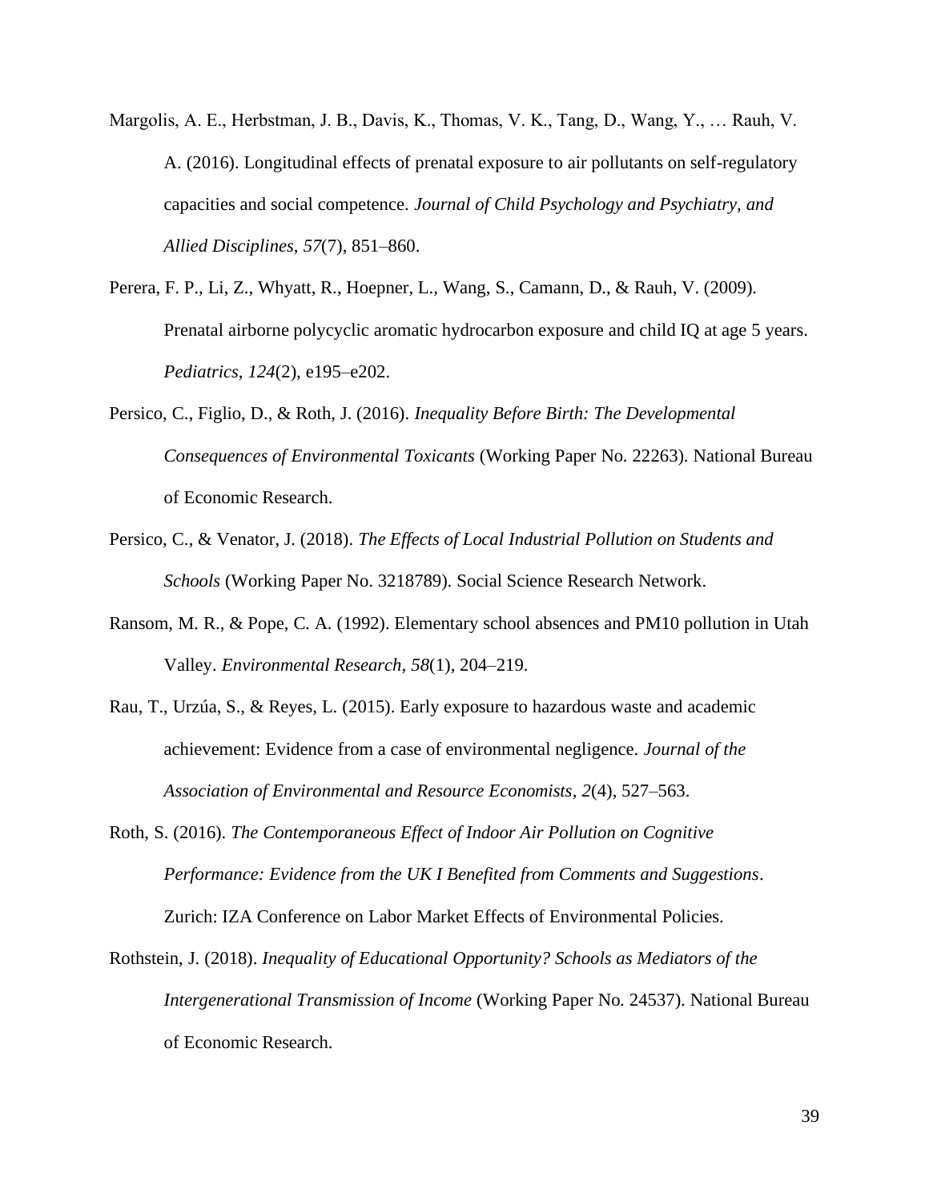Margolis, A. E., Herbstman, J. B., Davis, K., Thomas, V. K., Tang, D., Wang, Y., … Rauh, V. A. (2016). Longitudinal effects of prenatal exposure to air pollutants on self-regulatory capacities and social competence. *Journal of Child Psychology and Psychiatry, and Allied Disciplines*, *57*(7), 851–860.

Perera, F. P., Li, Z., Whyatt, R., Hoepner, L., Wang, S., Camann, D., & Rauh, V. (2009). Prenatal airborne polycyclic aromatic hydrocarbon exposure and child IQ at age 5 years. *Pediatrics*, *124*(2), e195–e202.

Persico, C., Figlio, D., & Roth, J. (2016). *Inequality Before Birth: The Developmental Consequences of Environmental Toxicants* (Working Paper No. 22263). National Bureau of Economic Research.

Persico, C., & Venator, J. (2018). *The Effects of Local Industrial Pollution on Students and Schools* (Working Paper No. 3218789). Social Science Research Network.

Ransom, M. R., & Pope, C. A. (1992). Elementary school absences and PM10 pollution in Utah Valley. *Environmental Research*, *58*(1), 204–219.

Rau, T., Urzúa, S., & Reyes, L. (2015). Early exposure to hazardous waste and academic achievement: Evidence from a case of environmental negligence. *Journal of the Association of Environmental and Resource Economists*, *2*(4), 527–563.

Roth, S. (2016). *The Contemporaneous Effect of Indoor Air Pollution on Cognitive Performance: Evidence from the UK I Benefited from Comments and Suggestions*. Zurich: IZA Conference on Labor Market Effects of Environmental Policies.

Rothstein, J. (2018). *Inequality of Educational Opportunity? Schools as Mediators of the Intergenerational Transmission of Income* (Working Paper No. 24537). National Bureau of Economic Research.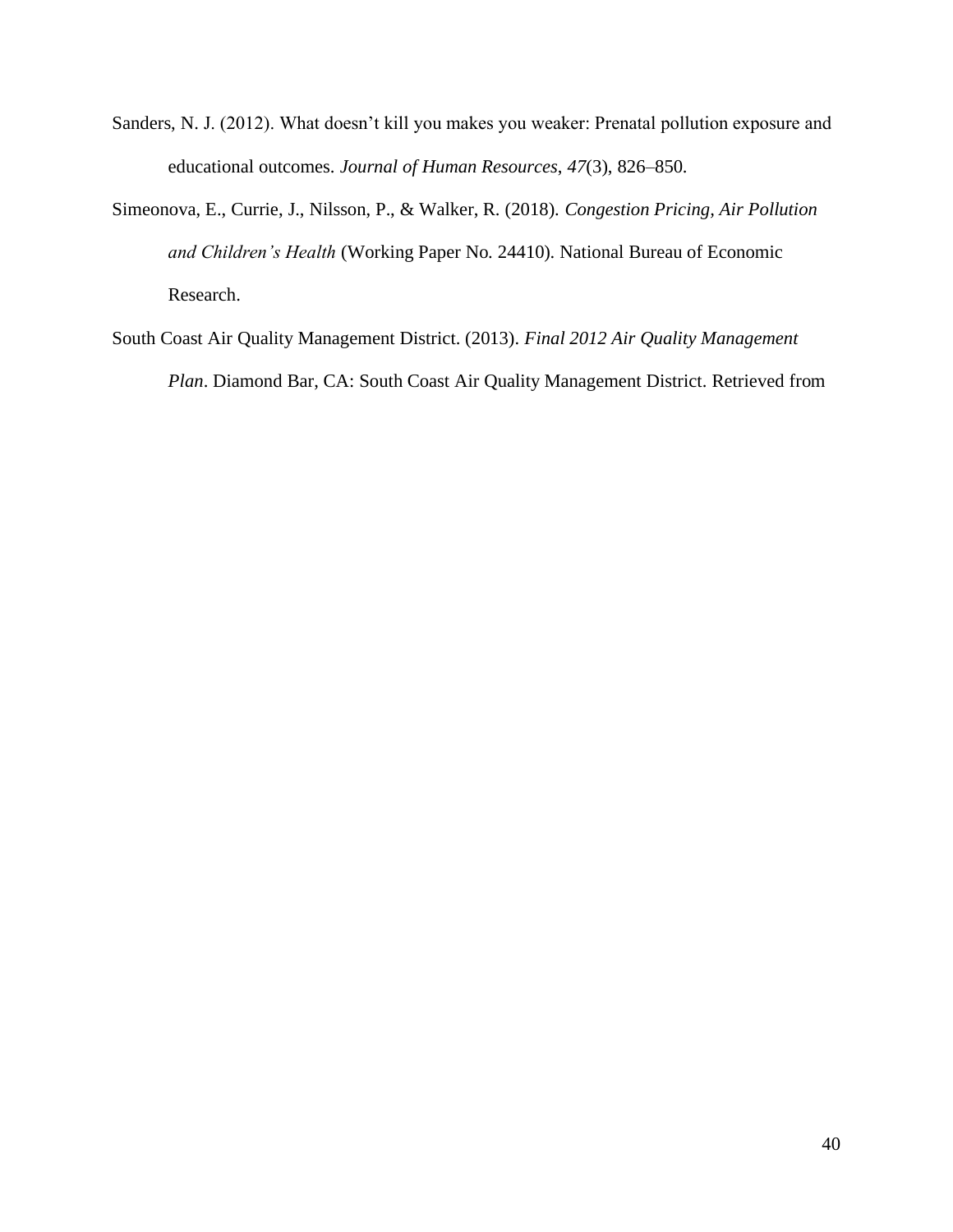Sanders, N. J. (2012). What doesn't kill you makes you weaker: Prenatal pollution exposure and educational outcomes. *Journal of Human Resources*, *47*(3), 826–850.

Simeonova, E., Currie, J., Nilsson, P., & Walker, R. (2018). *Congestion Pricing, Air Pollution and Children's Health* (Working Paper No. 24410). National Bureau of Economic Research.

South Coast Air Quality Management District. (2013). *Final 2012 Air Quality Management Plan*. Diamond Bar, CA: South Coast Air Quality Management District. Retrieved from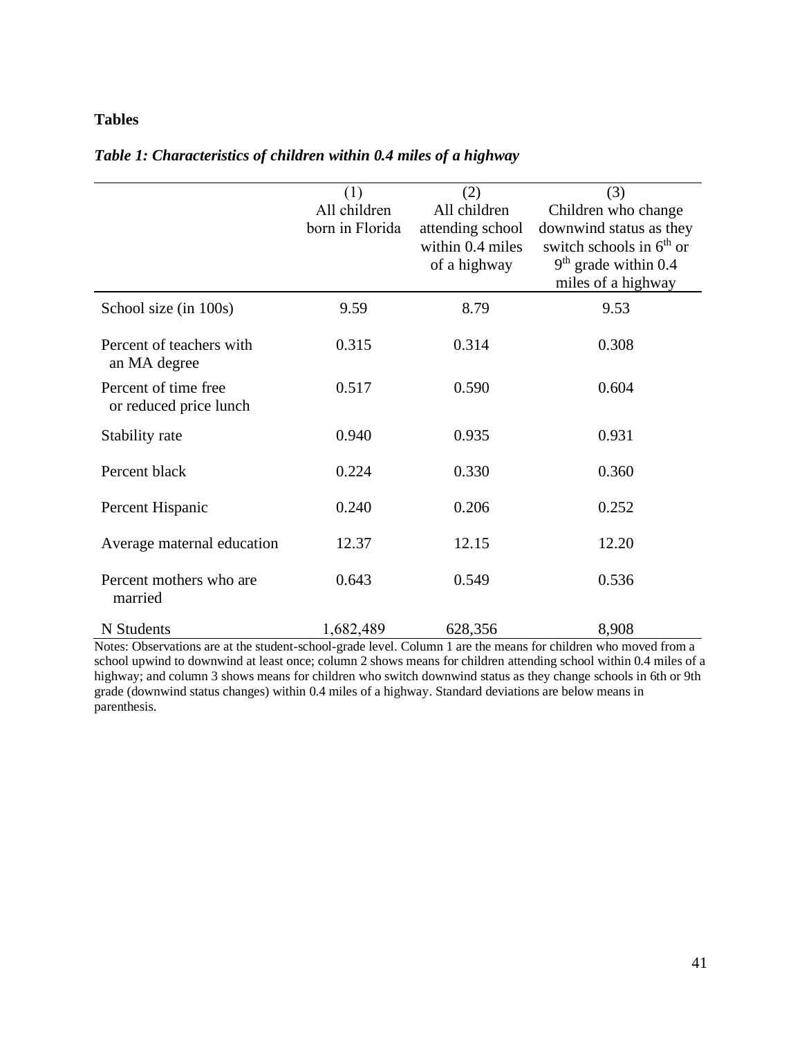**Tables**

***Table 1: Characteristics of children within 0.4 miles of a highway***

| | (1)<br>All children born in Florida | (2)<br>All children attending school within 0.4 miles of a highway | (3)<br>Children who change downwind status as they switch schools in 6th or 9th grade within 0.4 miles of a highway |
|---|---|---|---|
| School size (in 100s) | 9.59 | 8.79 | 9.53 |
| Percent of teachers with an MA degree | 0.315 | 0.314 | 0.308 |
| Percent of time free or reduced price lunch | 0.517 | 0.590 | 0.604 |
| Stability rate | 0.940 | 0.935 | 0.931 |
| Percent black | 0.224 | 0.330 | 0.360 |
| Percent Hispanic | 0.240 | 0.206 | 0.252 |
| Average maternal education | 12.37 | 12.15 | 12.20 |
| Percent mothers who are married | 0.643 | 0.549 | 0.536 |
| N Students | 1,682,489 | 628,356 | 8,908 |

Notes: Observations are at the student-school-grade level. Column 1 are the means for children who moved from a school upwind to downwind at least once; column 2 shows means for children attending school within 0.4 miles of a highway; and column 3 shows means for children who switch downwind status as they change schools in 6th or 9th grade (downwind status changes) within 0.4 miles of a highway. Standard deviations are below means in parenthesis.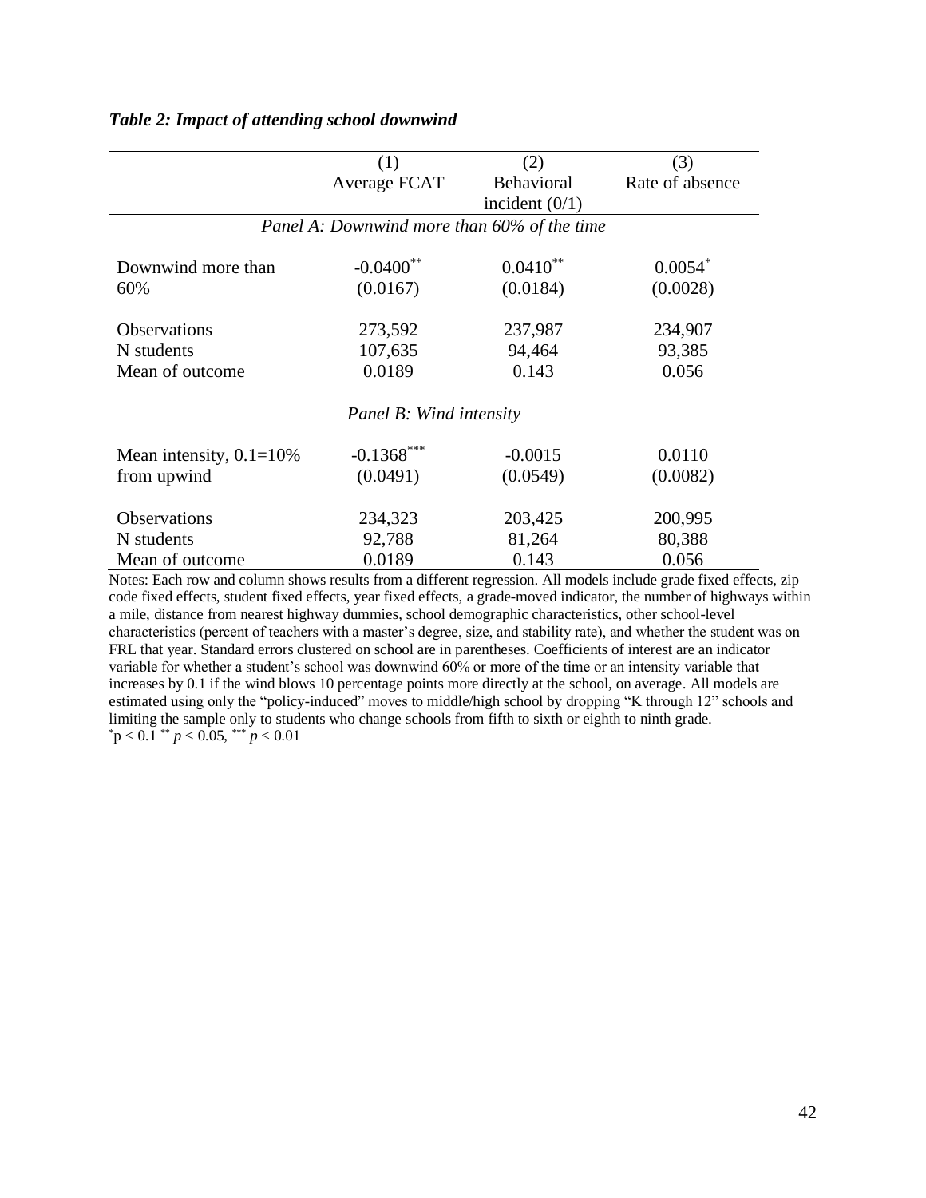***Table 2: Impact of attending school downwind***

| | (1) Average FCAT | (2) Behavioral incident (0/1) | (3) Rate of absence |
|---|---|---|---|
| *Panel A: Downwind more than 60% of the time* | | | |
| Downwind more than 60% | -0.0400** | 0.0410** | 0.0054* |
| | (0.0167) | (0.0184) | (0.0028) |
| Observations | 273,592 | 237,987 | 234,907 |
| N students | 107,635 | 94,464 | 93,385 |
| Mean of outcome | 0.0189 | 0.143 | 0.056 |
| *Panel B: Wind intensity* | | | |
| Mean intensity, 0.1=10% from upwind | -0.1368*** | -0.0015 | 0.0110 |
| | (0.0491) | (0.0549) | (0.0082) |
| Observations | 234,323 | 203,425 | 200,995 |
| N students | 92,788 | 81,264 | 80,388 |
| Mean of outcome | 0.0189 | 0.143 | 0.056 |

Notes: Each row and column shows results from a different regression. All models include grade fixed effects, zip code fixed effects, student fixed effects, year fixed effects, a grade-moved indicator, the number of highways within a mile, distance from nearest highway dummies, school demographic characteristics, other school-level characteristics (percent of teachers with a master's degree, size, and stability rate), and whether the student was on FRL that year. Standard errors clustered on school are in parentheses. Coefficients of interest are an indicator variable for whether a student's school was downwind 60% or more of the time or an intensity variable that increases by 0.1 if the wind blows 10 percentage points more directly at the school, on average. All models are estimated using only the "policy-induced" moves to middle/high school by dropping "K through 12" schools and limiting the sample only to students who change schools from fifth to sixth or eighth to ninth grade.
\* $p < 0.1$ \*\* $p < 0.05$, \*\*\* $p < 0.01$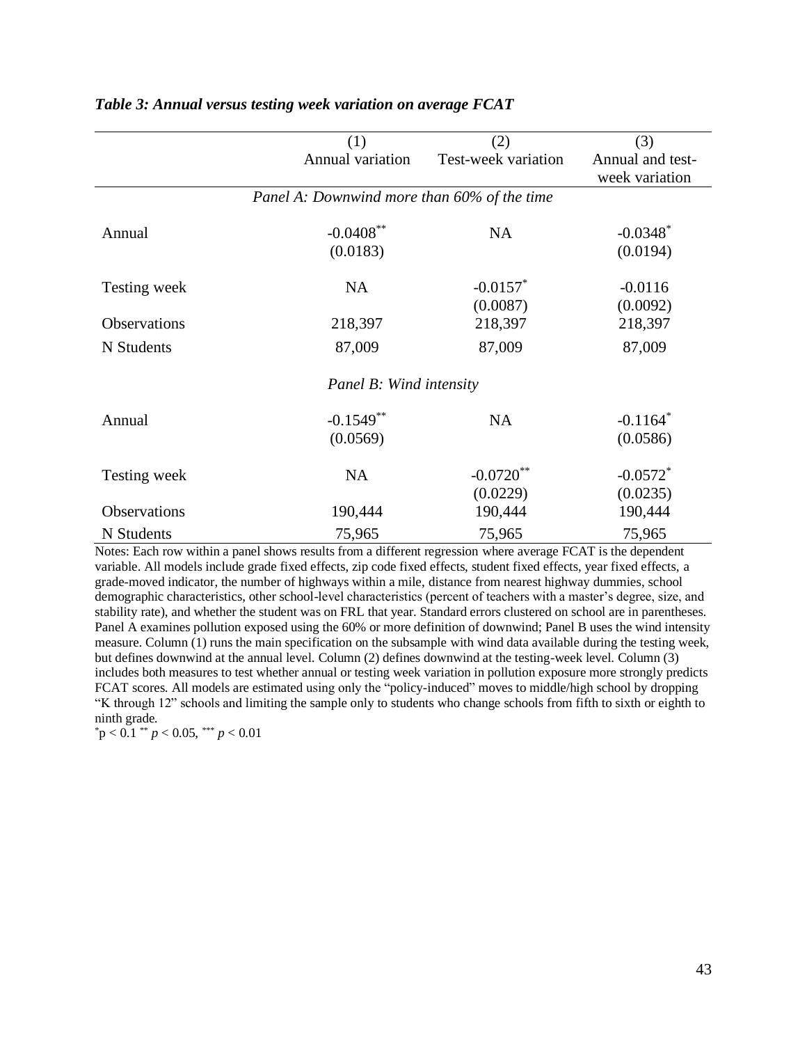*Table 3: Annual versus testing week variation on average FCAT*

| | (1) Annual variation | (2) Test-week variation | (3) Annual and test-week variation |
|---|---|---|---|
| *Panel A: Downwind more than 60% of the time* | | | |
| Annual | -0.0408** | NA | -0.0348* |
| | (0.0183) | | (0.0194) |
| Testing week | NA | -0.0157* | -0.0116 |
| | | (0.0087) | (0.0092) |
| Observations | 218,397 | 218,397 | 218,397 |
| N Students | 87,009 | 87,009 | 87,009 |
| *Panel B: Wind intensity* | | | |
| Annual | -0.1549** | NA | -0.1164* |
| | (0.0569) | | (0.0586) |
| Testing week | NA | -0.0720** | -0.0572* |
| | | (0.0229) | (0.0235) |
| Observations | 190,444 | 190,444 | 190,444 |
| N Students | 75,965 | 75,965 | 75,965 |

Notes: Each row within a panel shows results from a different regression where average FCAT is the dependent variable. All models include grade fixed effects, zip code fixed effects, student fixed effects, year fixed effects, a grade-moved indicator, the number of highways within a mile, distance from nearest highway dummies, school demographic characteristics, other school-level characteristics (percent of teachers with a master's degree, size, and stability rate), and whether the student was on FRL that year. Standard errors clustered on school are in parentheses. Panel A examines pollution exposed using the 60% or more definition of downwind; Panel B uses the wind intensity measure. Column (1) runs the main specification on the subsample with wind data available during the testing week, but defines downwind at the annual level. Column (2) defines downwind at the testing-week level. Column (3) includes both measures to test whether annual or testing week variation in pollution exposure more strongly predicts FCAT scores. All models are estimated using only the "policy-induced" moves to middle/high school by dropping "K through 12" schools and limiting the sample only to students who change schools from fifth to sixth or eighth to ninth grade.

* $p < 0.1$ ** $p < 0.05$, *** $p < 0.01$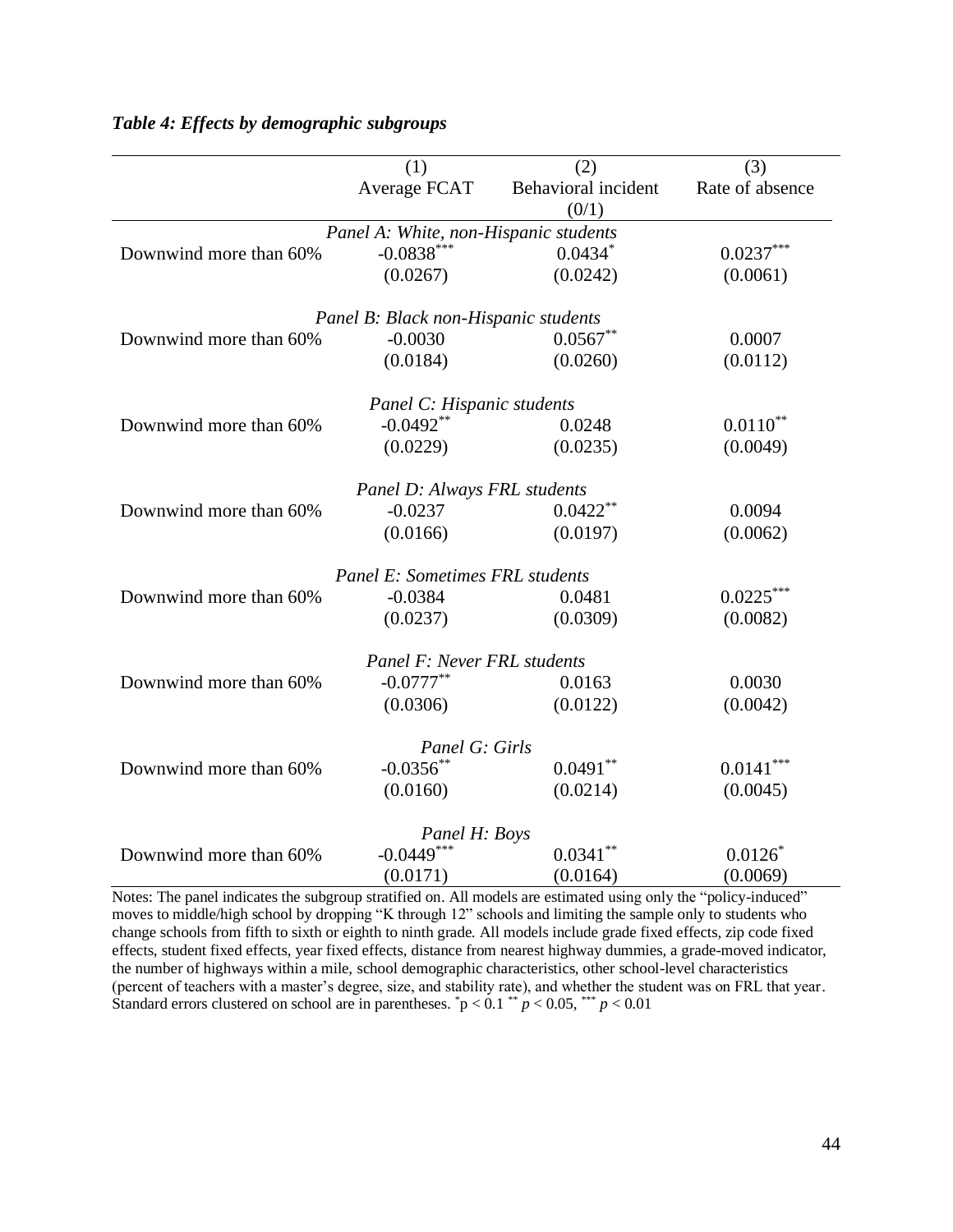*Table 4: Effects by demographic subgroups*

| | (1) Average FCAT | (2) Behavioral incident (0/1) | (3) Rate of absence |
|---|---|---|---|
| *Panel A: White, non-Hispanic students* | | | |
| Downwind more than 60% | -0.0838*** | 0.0434* | 0.0237*** |
| | (0.0267) | (0.0242) | (0.0061) |
| *Panel B: Black non-Hispanic students* | | | |
| Downwind more than 60% | -0.0030 | 0.0567** | 0.0007 |
| | (0.0184) | (0.0260) | (0.0112) |
| *Panel C: Hispanic students* | | | |
| Downwind more than 60% | -0.0492** | 0.0248 | 0.0110** |
| | (0.0229) | (0.0235) | (0.0049) |
| *Panel D: Always FRL students* | | | |
| Downwind more than 60% | -0.0237 | 0.0422** | 0.0094 |
| | (0.0166) | (0.0197) | (0.0062) |
| *Panel E: Sometimes FRL students* | | | |
| Downwind more than 60% | -0.0384 | 0.0481 | 0.0225*** |
| | (0.0237) | (0.0309) | (0.0082) |
| *Panel F: Never FRL students* | | | |
| Downwind more than 60% | -0.0777** | 0.0163 | 0.0030 |
| | (0.0306) | (0.0122) | (0.0042) |
| *Panel G: Girls* | | | |
| Downwind more than 60% | -0.0356** | 0.0491** | 0.0141*** |
| | (0.0160) | (0.0214) | (0.0045) |
| *Panel H: Boys* | | | |
| Downwind more than 60% | -0.0449*** | 0.0341** | 0.0126* |
| | (0.0171) | (0.0164) | (0.0069) |

Notes: The panel indicates the subgroup stratified on. All models are estimated using only the "policy-induced" moves to middle/high school by dropping "K through 12" schools and limiting the sample only to students who change schools from fifth to sixth or eighth to ninth grade. All models include grade fixed effects, zip code fixed effects, student fixed effects, year fixed effects, distance from nearest highway dummies, a grade-moved indicator, the number of highways within a mile, school demographic characteristics, other school-level characteristics (percent of teachers with a master's degree, size, and stability rate), and whether the student was on FRL that year. Standard errors clustered on school are in parentheses. * $p < 0.1$ ** $p < 0.05$, *** $p < 0.01$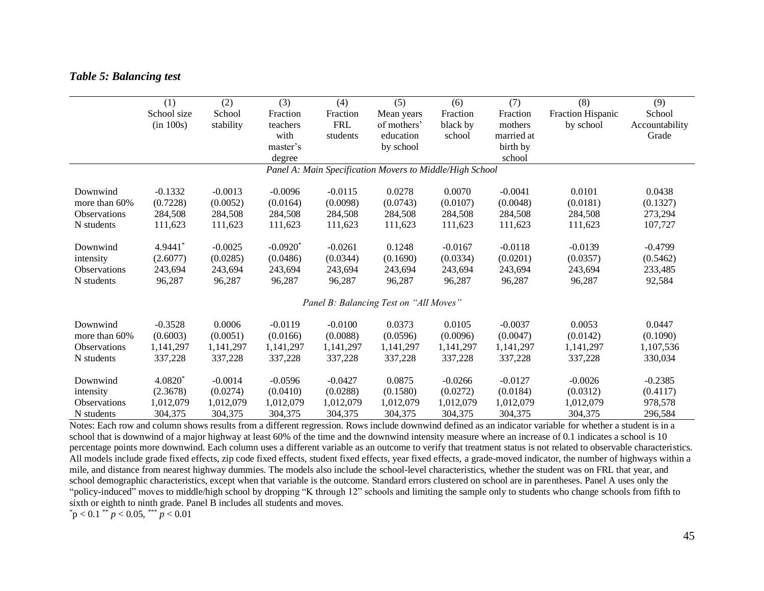*Table 5: Balancing test*

| | (1) School size (in 100s) | (2) School stability | (3) Fraction teachers with master's degree | (4) Fraction FRL students | (5) Mean years of mothers' education by school | (6) Fraction black by school | (7) Fraction mothers married at birth by school | (8) Fraction Hispanic by school | (9) School Accountability Grade |
|---|---|---|---|---|---|---|---|---|---|
| *Panel A: Main Specification Movers to Middle/High School* | | | | | | | | | |
| Downwind | -0.1332 | -0.0013 | -0.0096 | -0.0115 | 0.0278 | 0.0070 | -0.0041 | 0.0101 | 0.0438 |
| more than 60% | (0.7228) | (0.0052) | (0.0164) | (0.0098) | (0.0743) | (0.0107) | (0.0048) | (0.0181) | (0.1327) |
| Observations | 284,508 | 284,508 | 284,508 | 284,508 | 284,508 | 284,508 | 284,508 | 284,508 | 273,294 |
| N students | 111,623 | 111,623 | 111,623 | 111,623 | 111,623 | 111,623 | 111,623 | 111,623 | 107,727 |
| Downwind | 4.9441* | -0.0025 | -0.0920* | -0.0261 | 0.1248 | -0.0167 | -0.0118 | -0.0139 | -0.4799 |
| intensity | (2.6077) | (0.0285) | (0.0486) | (0.0344) | (0.1690) | (0.0334) | (0.0201) | (0.0357) | (0.5462) |
| Observations | 243,694 | 243,694 | 243,694 | 243,694 | 243,694 | 243,694 | 243,694 | 243,694 | 233,485 |
| N students | 96,287 | 96,287 | 96,287 | 96,287 | 96,287 | 96,287 | 96,287 | 96,287 | 92,584 |
| *Panel B: Balancing Test on "All Moves"* | | | | | | | | | |
| Downwind | -0.3528 | 0.0006 | -0.0119 | -0.0100 | 0.0373 | 0.0105 | -0.0037 | 0.0053 | 0.0447 |
| more than 60% | (0.6003) | (0.0051) | (0.0166) | (0.0088) | (0.0596) | (0.0096) | (0.0047) | (0.0142) | (0.1090) |
| Observations | 1,141,297 | 1,141,297 | 1,141,297 | 1,141,297 | 1,141,297 | 1,141,297 | 1,141,297 | 1,141,297 | 1,107,536 |
| N students | 337,228 | 337,228 | 337,228 | 337,228 | 337,228 | 337,228 | 337,228 | 337,228 | 330,034 |
| Downwind | 4.0820* | -0.0014 | -0.0596 | -0.0427 | 0.0875 | -0.0266 | -0.0127 | -0.0026 | -0.2385 |
| intensity | (2.3678) | (0.0274) | (0.0410) | (0.0288) | (0.1580) | (0.0272) | (0.0184) | (0.0312) | (0.4117) |
| Observations | 1,012,079 | 1,012,079 | 1,012,079 | 1,012,079 | 1,012,079 | 1,012,079 | 1,012,079 | 1,012,079 | 978,578 |
| N students | 304,375 | 304,375 | 304,375 | 304,375 | 304,375 | 304,375 | 304,375 | 304,375 | 296,584 |

Notes: Each row and column shows results from a different regression. Rows include downwind defined as an indicator variable for whether a student is in a school that is downwind of a major highway at least 60% of the time and the downwind intensity measure where an increase of 0.1 indicates a school is 10 percentage points more downwind. Each column uses a different variable as an outcome to verify that treatment status is not related to observable characteristics. All models include grade fixed effects, zip code fixed effects, student fixed effects, year fixed effects, a grade-moved indicator, the number of highways within a mile, and distance from nearest highway dummies. The models also include the school-level characteristics, whether the student was on FRL that year, and school demographic characteristics, except when that variable is the outcome. Standard errors clustered on school are in parentheses. Panel A uses only the "policy-induced" moves to middle/high school by dropping "K through 12" schools and limiting the sample only to students who change schools from fifth to sixth or eighth to ninth grade. Panel B includes all students and moves.

\* $p < 0.1$ \*\* $p < 0.05$, \*\*\* $p < 0.01$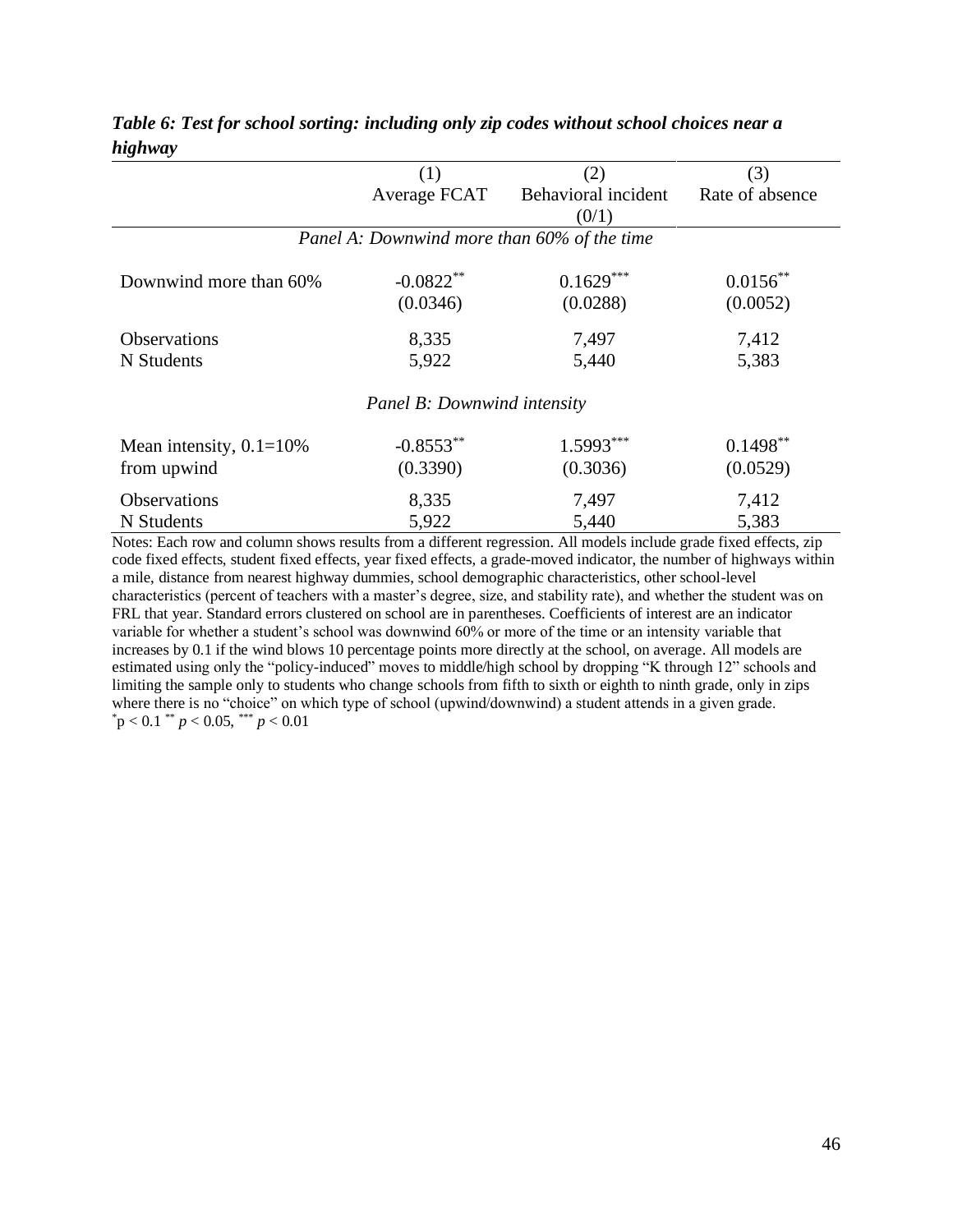***Table 6: Test for school sorting: including only zip codes without school choices near a highway***

| | (1) Average FCAT | (2) Behavioral incident (0/1) | (3) Rate of absence |
|---|---|---|---|
| *Panel A: Downwind more than 60% of the time* | | | |
| Downwind more than 60% | -0.0822** | 0.1629*** | 0.0156** |
| | (0.0346) | (0.0288) | (0.0052) |
| Observations | 8,335 | 7,497 | 7,412 |
| N Students | 5,922 | 5,440 | 5,383 |
| *Panel B: Downwind intensity* | | | |
| Mean intensity, 0.1=10% from upwind | -0.8553** | 1.5993*** | 0.1498** |
| | (0.3390) | (0.3036) | (0.0529) |
| Observations | 8,335 | 7,497 | 7,412 |
| N Students | 5,922 | 5,440 | 5,383 |

Notes: Each row and column shows results from a different regression. All models include grade fixed effects, zip code fixed effects, student fixed effects, year fixed effects, a grade-moved indicator, the number of highways within a mile, distance from nearest highway dummies, school demographic characteristics, other school-level characteristics (percent of teachers with a master's degree, size, and stability rate), and whether the student was on FRL that year. Standard errors clustered on school are in parentheses. Coefficients of interest are an indicator variable for whether a student's school was downwind 60% or more of the time or an intensity variable that increases by 0.1 if the wind blows 10 percentage points more directly at the school, on average. All models are estimated using only the "policy-induced" moves to middle/high school by dropping "K through 12" schools and limiting the sample only to students who change schools from fifth to sixth or eighth to ninth grade, only in zips where there is no "choice" on which type of school (upwind/downwind) a student attends in a given grade.
* $p < 0.1$ ** $p < 0.05$, *** $p < 0.01$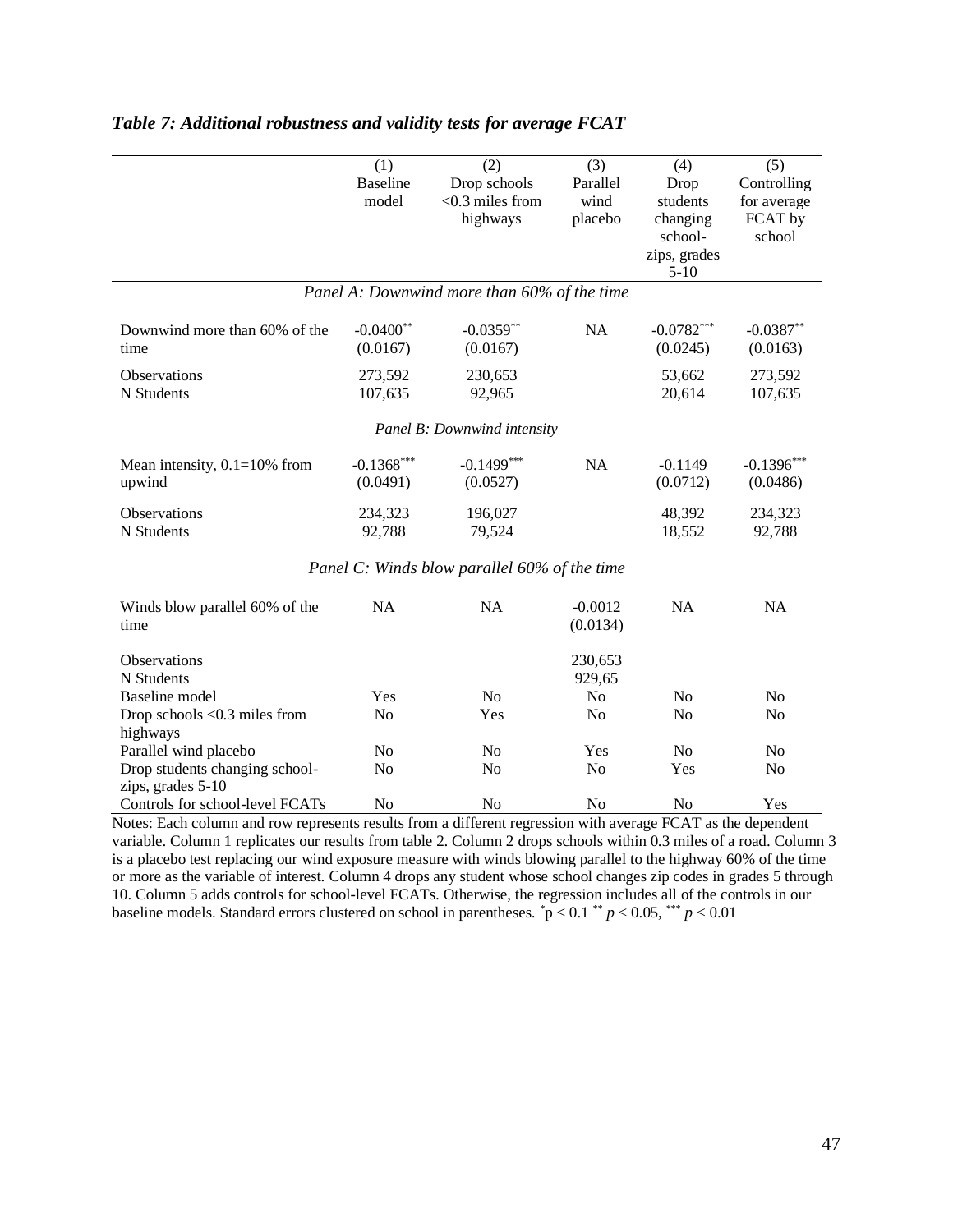## *Table 7: Additional robustness and validity tests for average FCAT*

| | (1) Baseline model | (2) Drop schools <0.3 miles from highways | (3) Parallel wind placebo | (4) Drop students changing school-zips, grades 5-10 | (5) Controlling for average FCAT by school |
|---|---|---|---|---|---|
| *Panel A: Downwind more than 60% of the time* | | | | | |
| Downwind more than 60% of the time | -0.0400** | -0.0359** | NA | -0.0782*** | -0.0387** |
| | (0.0167) | (0.0167) | | (0.0245) | (0.0163) |
| Observations | 273,592 | 230,653 | | 53,662 | 273,592 |
| N Students | 107,635 | 92,965 | | 20,614 | 107,635 |
| *Panel B: Downwind intensity* | | | | | |
| Mean intensity, 0.1=10% from upwind | -0.1368*** | -0.1499*** | NA | -0.1149 | -0.1396*** |
| | (0.0491) | (0.0527) | | (0.0712) | (0.0486) |
| Observations | 234,323 | 196,027 | | 48,392 | 234,323 |
| N Students | 92,788 | 79,524 | | 18,552 | 92,788 |
| *Panel C: Winds blow parallel 60% of the time* | | | | | |
| Winds blow parallel 60% of the time | NA | NA | -0.0012 | NA | NA |
| | | | (0.0134) | | |
| Observations | | | 230,653 | | |
| N Students | | | 929,65 | | |
| Baseline model | Yes | No | No | No | No |
| Drop schools <0.3 miles from highways | No | Yes | No | No | No |
| Parallel wind placebo | No | No | Yes | No | No |
| Drop students changing school-zips, grades 5-10 | No | No | No | Yes | No |
| Controls for school-level FCATs | No | No | No | No | Yes |

Notes: Each column and row represents results from a different regression with average FCAT as the dependent variable. Column 1 replicates our results from table 2. Column 2 drops schools within 0.3 miles of a road. Column 3 is a placebo test replacing our wind exposure measure with winds blowing parallel to the highway 60% of the time or more as the variable of interest. Column 4 drops any student whose school changes zip codes in grades 5 through 10. Column 5 adds controls for school-level FCATs. Otherwise, the regression includes all of the controls in our baseline models. Standard errors clustered on school in parentheses. * $p < 0.1$ ** $p < 0.05$, *** $p < 0.01$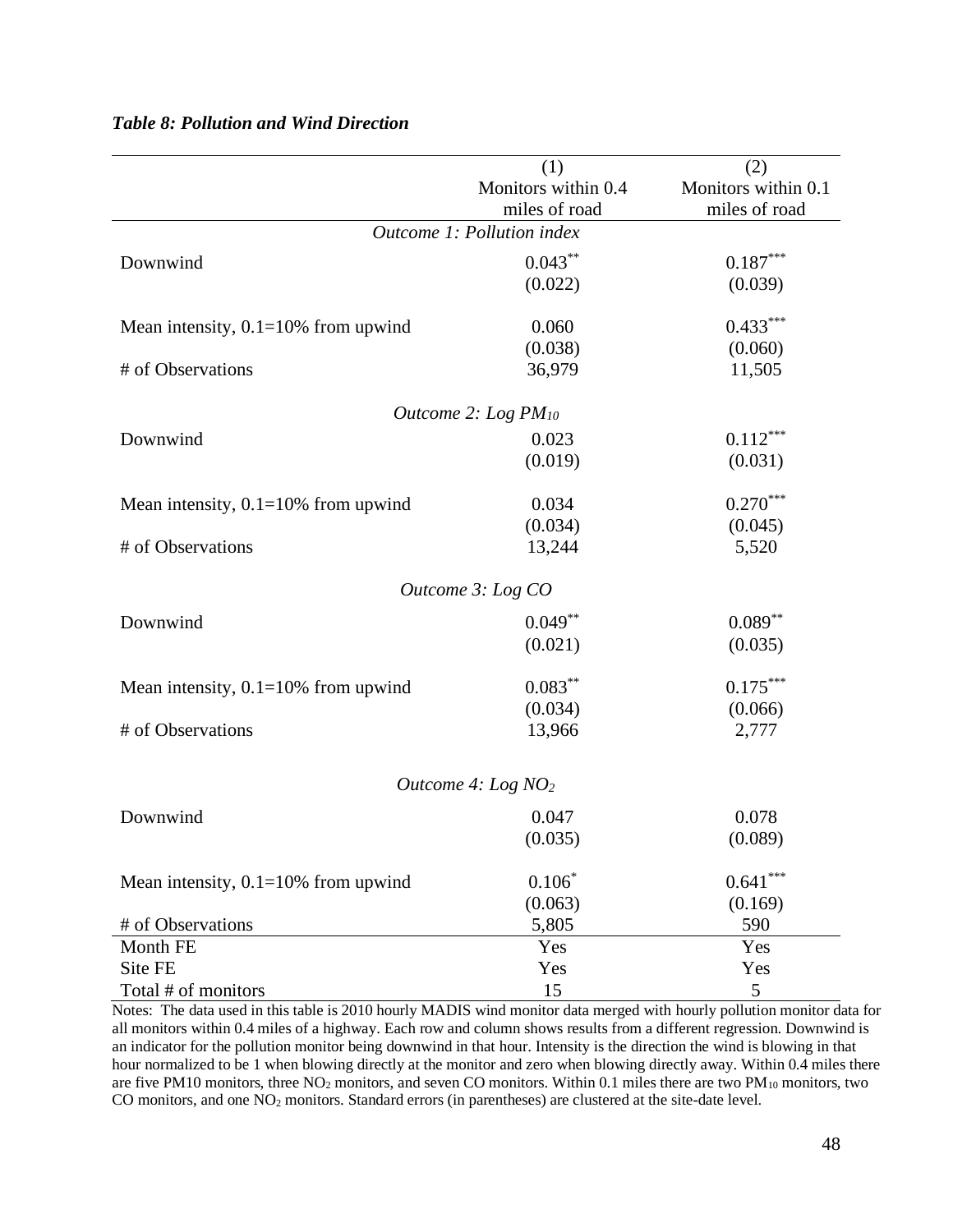***Table 8: Pollution and Wind Direction***

| | (1) Monitors within 0.4 miles of road | (2) Monitors within 0.1 miles of road |
|---|---|---|
| | *Outcome 1: Pollution index* | |
| Downwind | 0.043** | 0.187*** |
| | (0.022) | (0.039) |
| Mean intensity, 0.1=10% from upwind | 0.060 | 0.433*** |
| | (0.038) | (0.060) |
| # of Observations | 36,979 | 11,505 |
| | *Outcome 2: Log $PM_{10}$* | |
| Downwind | 0.023 | 0.112*** |
| | (0.019) | (0.031) |
| Mean intensity, 0.1=10% from upwind | 0.034 | 0.270*** |
| | (0.034) | (0.045) |
| # of Observations | 13,244 | 5,520 |
| | *Outcome 3: Log CO* | |
| Downwind | 0.049** | 0.089** |
| | (0.021) | (0.035) |
| Mean intensity, 0.1=10% from upwind | 0.083** | 0.175*** |
| | (0.034) | (0.066) |
| # of Observations | 13,966 | 2,777 |
| | *Outcome 4: Log $NO_2$* | |
| Downwind | 0.047 | 0.078 |
| | (0.035) | (0.089) |
| Mean intensity, 0.1=10% from upwind | 0.106* | 0.641*** |
| | (0.063) | (0.169) |
| # of Observations | 5,805 | 590 |
| Month FE | Yes | Yes |
| Site FE | Yes | Yes |
| Total # of monitors | 15 | 5 |

Notes: The data used in this table is 2010 hourly MADIS wind monitor data merged with hourly pollution monitor data for all monitors within 0.4 miles of a highway. Each row and column shows results from a different regression. Downwind is an indicator for the pollution monitor being downwind in that hour. Intensity is the direction the wind is blowing in that hour normalized to be 1 when blowing directly at the monitor and zero when blowing directly away. Within 0.4 miles there are five PM10 monitors, three $NO_2$ monitors, and seven CO monitors. Within 0.1 miles there are two $PM_{10}$ monitors, two CO monitors, and one $NO_2$ monitors. Standard errors (in parentheses) are clustered at the site-date level.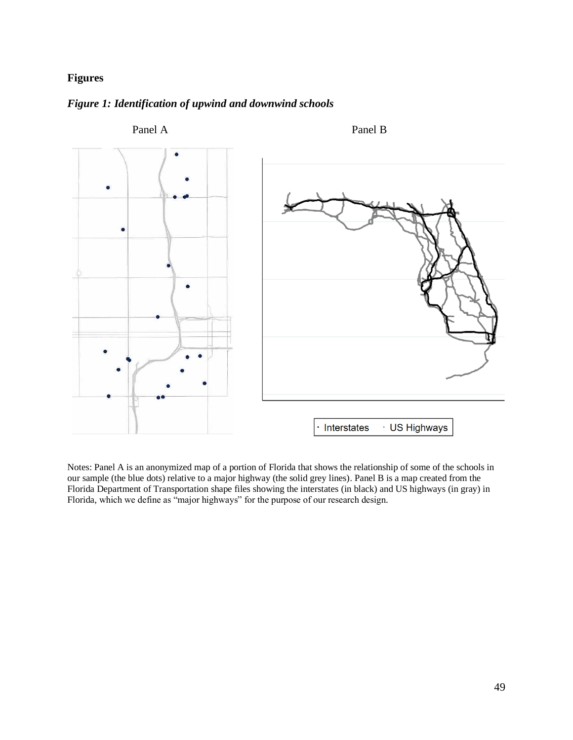## Figures

### *Figure 1: Identification of upwind and downwind schools*

Panel A

Panel B

Interstates · US Highways

Notes: Panel A is an anonymized map of a portion of Florida that shows the relationship of some of the schools in our sample (the blue dots) relative to a major highway (the solid grey lines). Panel B is a map created from the Florida Department of Transportation shape files showing the interstates (in black) and US highways (in gray) in Florida, which we define as "major highways" for the purpose of our research design.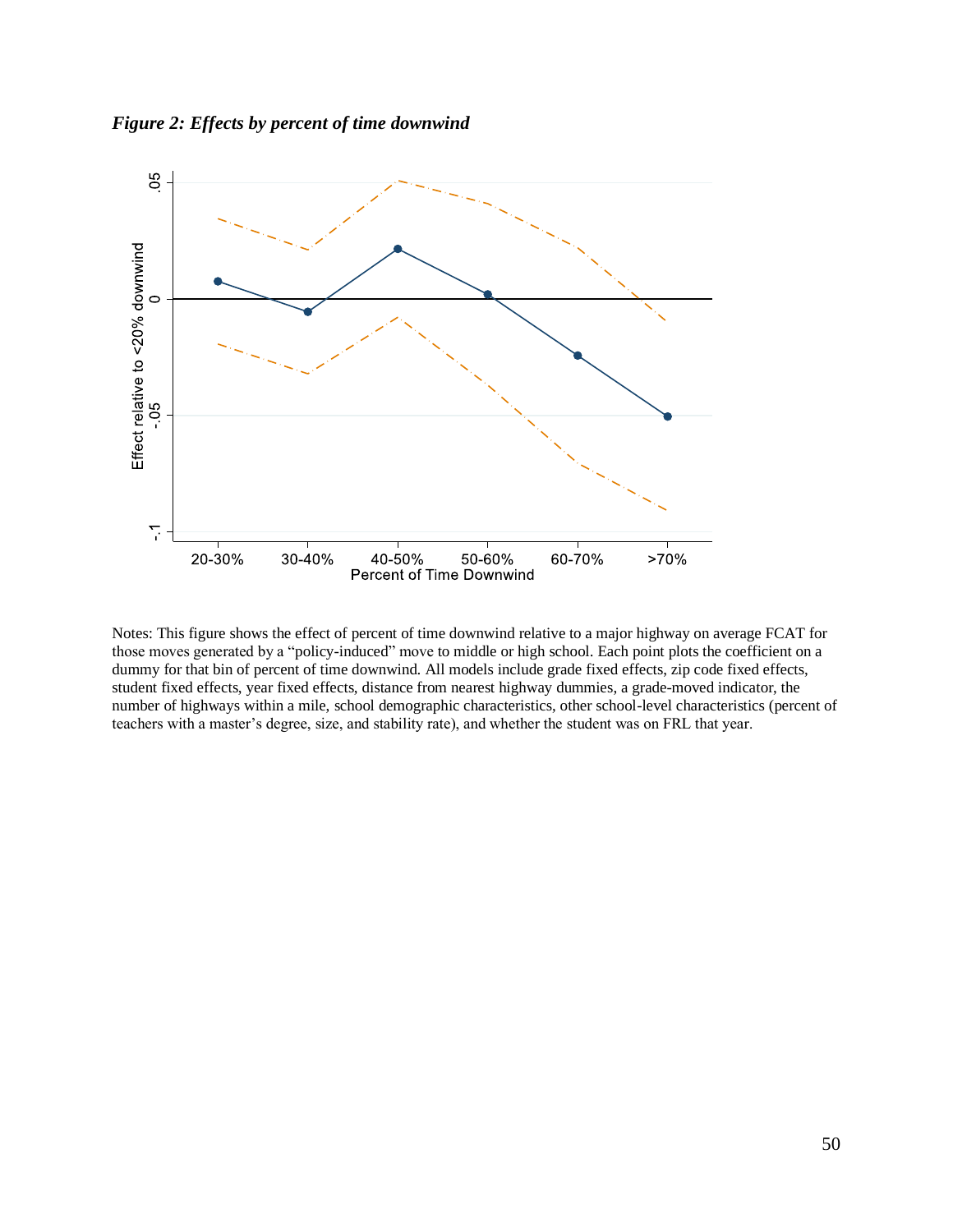*Figure 2: Effects by percent of time downwind*

Notes: This figure shows the effect of percent of time downwind relative to a major highway on average FCAT for those moves generated by a "policy-induced" move to middle or high school. Each point plots the coefficient on a dummy for that bin of percent of time downwind. All models include grade fixed effects, zip code fixed effects, student fixed effects, year fixed effects, distance from nearest highway dummies, a grade-moved indicator, the number of highways within a mile, school demographic characteristics, other school-level characteristics (percent of teachers with a master's degree, size, and stability rate), and whether the student was on FRL that year.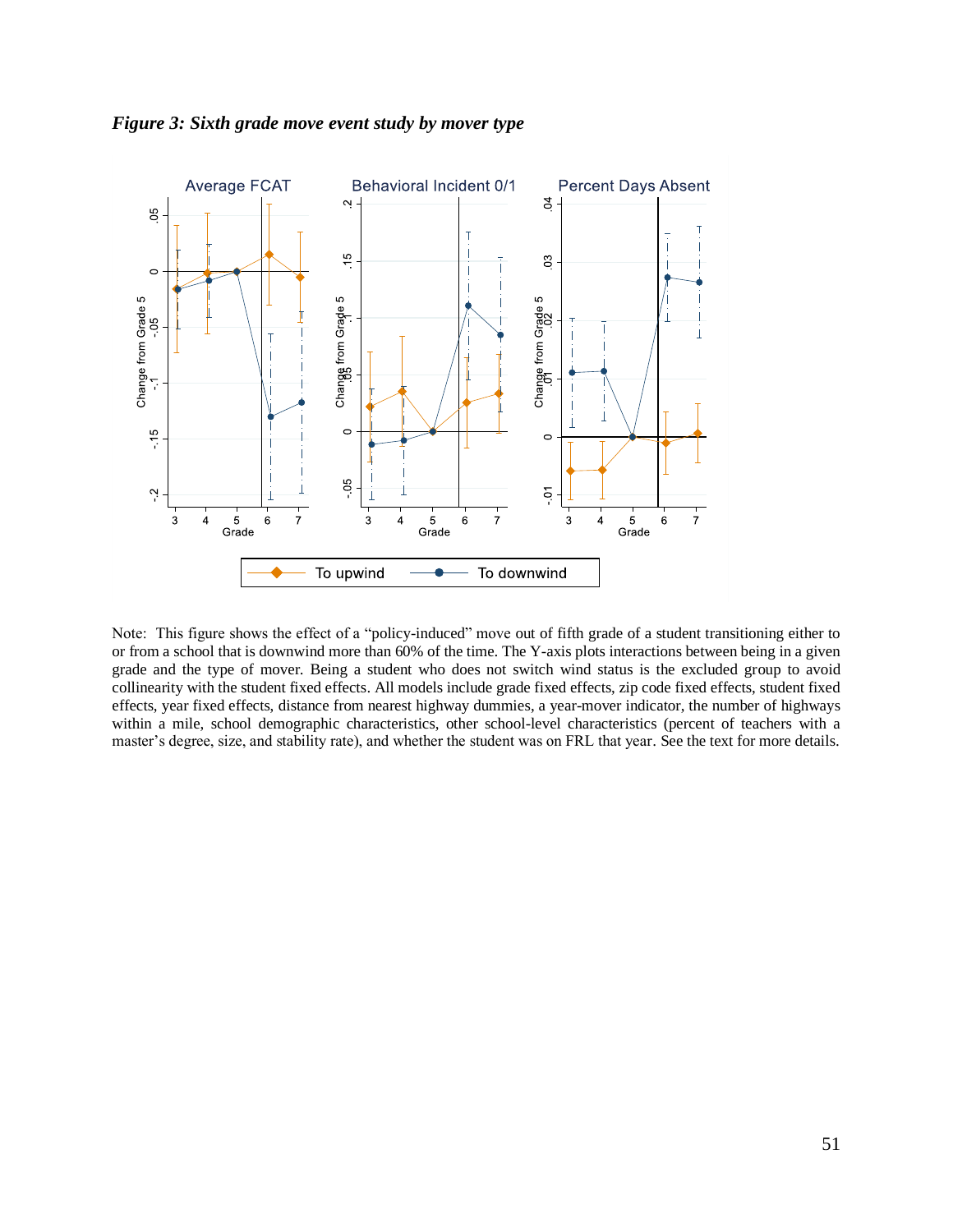*Figure 3: Sixth grade move event study by mover type*

Note: This figure shows the effect of a "policy-induced" move out of fifth grade of a student transitioning either to or from a school that is downwind more than 60% of the time. The Y-axis plots interactions between being in a given grade and the type of mover. Being a student who does not switch wind status is the excluded group to avoid collinearity with the student fixed effects. All models include grade fixed effects, zip code fixed effects, student fixed effects, year fixed effects, distance from nearest highway dummies, a year-mover indicator, the number of highways within a mile, school demographic characteristics, other school-level characteristics (percent of teachers with a master's degree, size, and stability rate), and whether the student was on FRL that year. See the text for more details.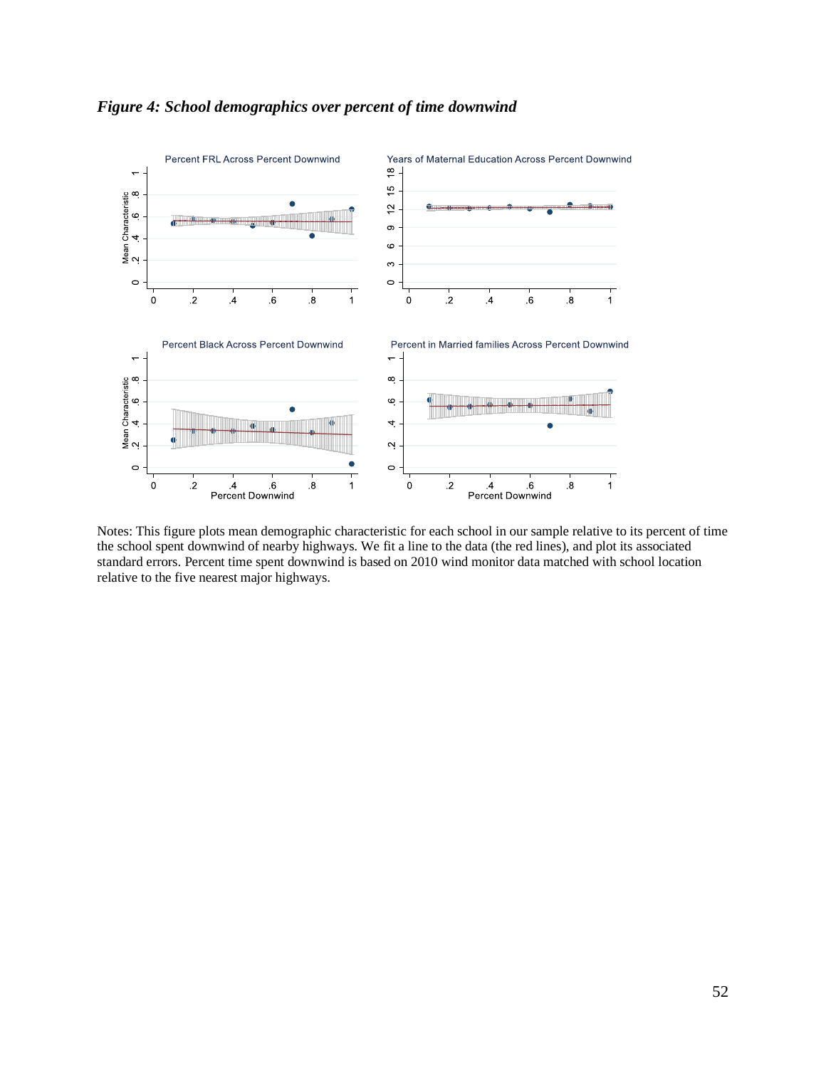*Figure 4: School demographics over percent of time downwind*

Notes: This figure plots mean demographic characteristic for each school in our sample relative to its percent of time the school spent downwind of nearby highways. We fit a line to the data (the red lines), and plot its associated standard errors. Percent time spent downwind is based on 2010 wind monitor data matched with school location relative to the five nearest major highways.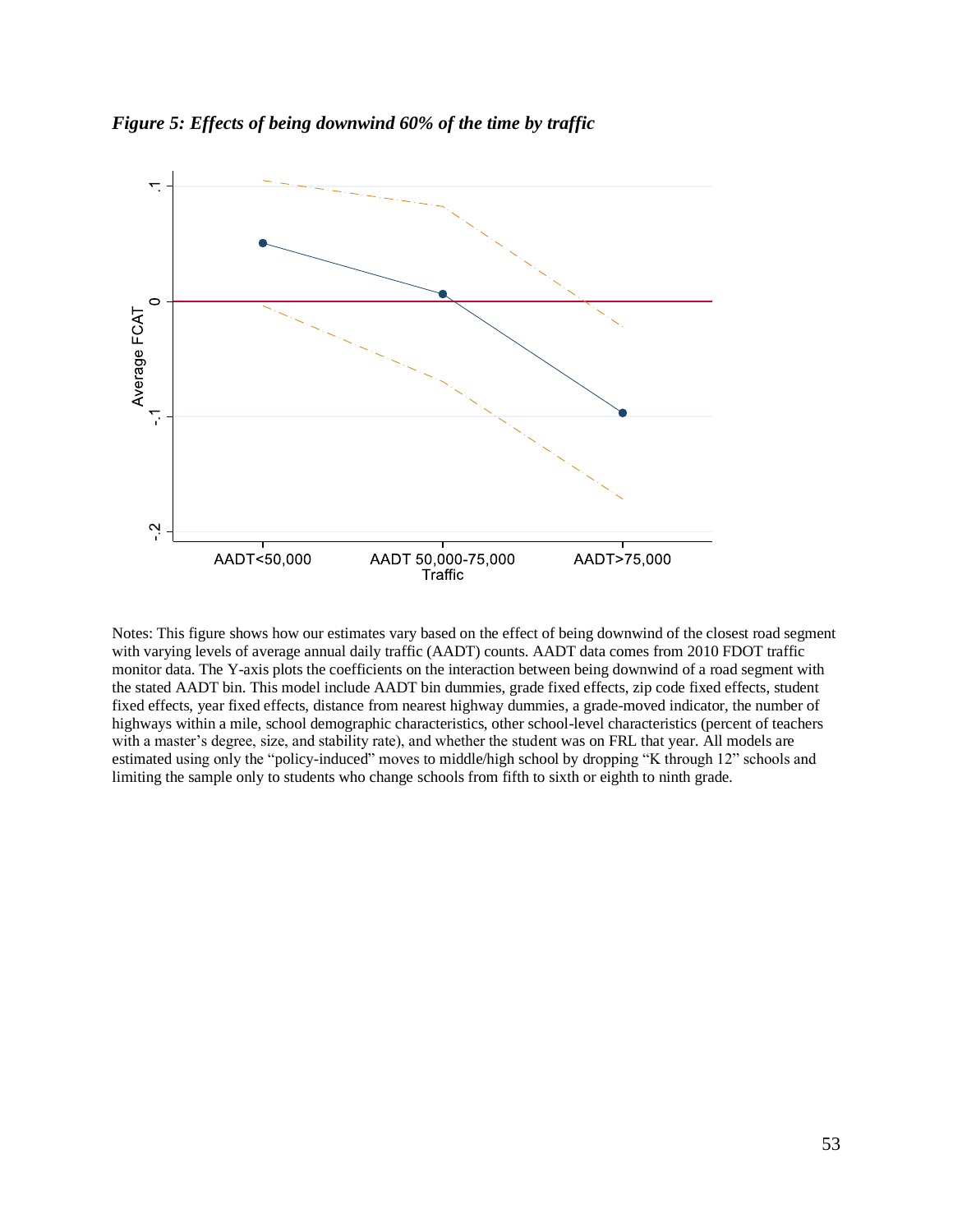*Figure 5: Effects of being downwind 60% of the time by traffic*

Notes: This figure shows how our estimates vary based on the effect of being downwind of the closest road segment with varying levels of average annual daily traffic (AADT) counts. AADT data comes from 2010 FDOT traffic monitor data. The Y-axis plots the coefficients on the interaction between being downwind of a road segment with the stated AADT bin. This model include AADT bin dummies, grade fixed effects, zip code fixed effects, student fixed effects, year fixed effects, distance from nearest highway dummies, a grade-moved indicator, the number of highways within a mile, school demographic characteristics, other school-level characteristics (percent of teachers with a master's degree, size, and stability rate), and whether the student was on FRL that year. All models are estimated using only the "policy-induced" moves to middle/high school by dropping "K through 12" schools and limiting the sample only to students who change schools from fifth to sixth or eighth to ninth grade.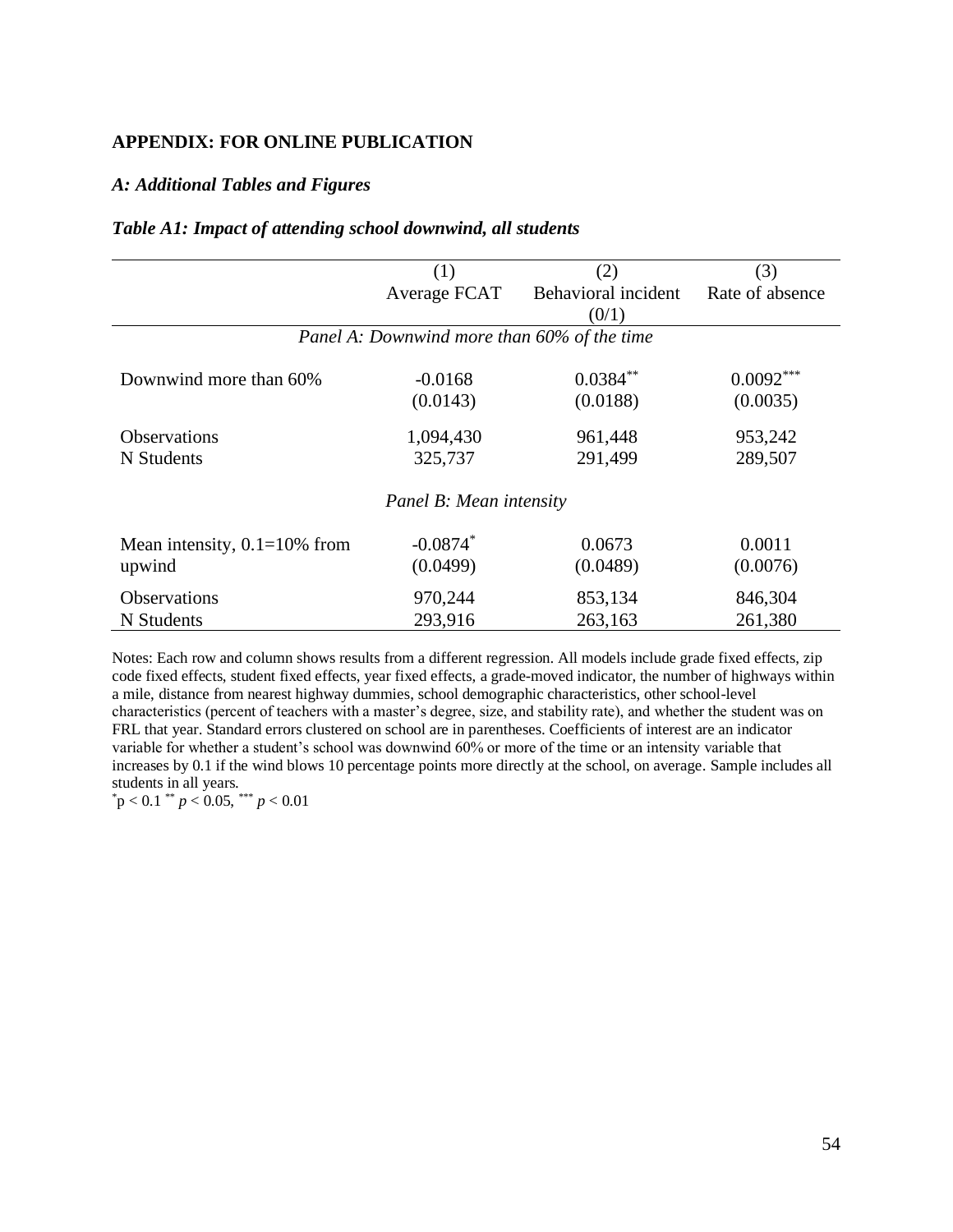**APPENDIX: FOR ONLINE PUBLICATION**

***A: Additional Tables and Figures***

***Table A1: Impact of attending school downwind, all students***

| | (1) | (2) | (3) |
|---|---|---|---|
| | Average FCAT | Behavioral incident (0/1) | Rate of absence |
| *Panel A: Downwind more than 60% of the time* | | | |
| Downwind more than 60% | -0.0168 | 0.0384** | 0.0092*** |
| | (0.0143) | (0.0188) | (0.0035) |
| Observations | 1,094,430 | 961,448 | 953,242 |
| N Students | 325,737 | 291,499 | 289,507 |
| *Panel B: Mean intensity* | | | |
| Mean intensity, 0.1=10% from upwind | -0.0874* | 0.0673 | 0.0011 |
| | (0.0499) | (0.0489) | (0.0076) |
| Observations | 970,244 | 853,134 | 846,304 |
| N Students | 293,916 | 263,163 | 261,380 |

Notes: Each row and column shows results from a different regression. All models include grade fixed effects, zip code fixed effects, student fixed effects, year fixed effects, a grade-moved indicator, the number of highways within a mile, distance from nearest highway dummies, school demographic characteristics, other school-level characteristics (percent of teachers with a master's degree, size, and stability rate), and whether the student was on FRL that year. Standard errors clustered on school are in parentheses. Coefficients of interest are an indicator variable for whether a student's school was downwind 60% or more of the time or an intensity variable that increases by 0.1 if the wind blows 10 percentage points more directly at the school, on average. Sample includes all students in all years.

* $p < 0.1$ ** $p < 0.05$, *** $p < 0.01$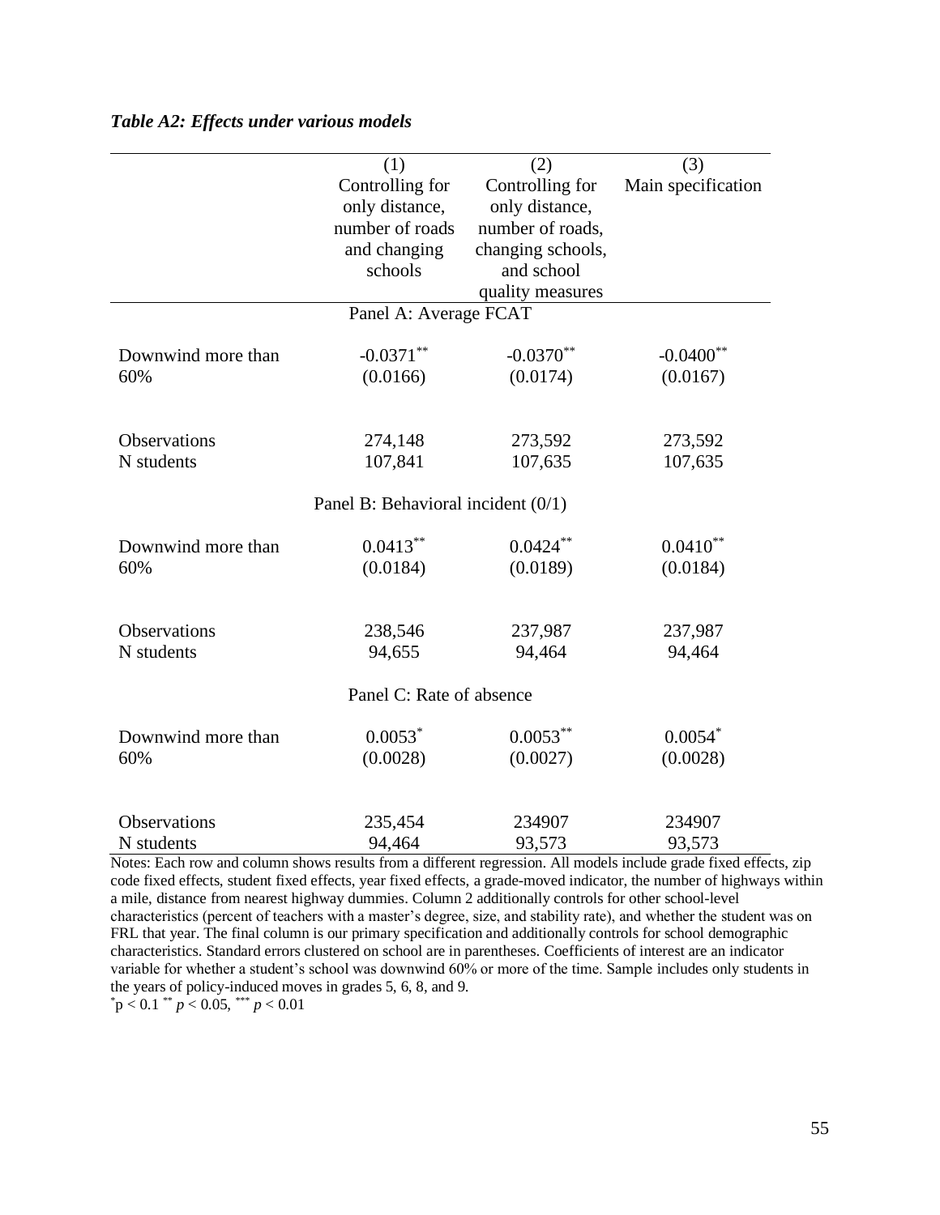***Table A2: Effects under various models***

| | (1)<br>Controlling for only distance, number of roads and changing schools | (2)<br>Controlling for only distance, number of roads, changing schools, and school quality measures | (3)<br>Main specification |
|---|---|---|---|
| | Panel A: Average FCAT | | |
| Downwind more than 60% | -0.0371** | -0.0370** | -0.0400** |
| | (0.0166) | (0.0174) | (0.0167) |
| Observations | 274,148 | 273,592 | 273,592 |
| N students | 107,841 | 107,635 | 107,635 |
| | Panel B: Behavioral incident (0/1) | | |
| Downwind more than 60% | 0.0413** | 0.0424** | 0.0410** |
| | (0.0184) | (0.0189) | (0.0184) |
| Observations | 238,546 | 237,987 | 237,987 |
| N students | 94,655 | 94,464 | 94,464 |
| | Panel C: Rate of absence | | |
| Downwind more than 60% | 0.0053* | 0.0053** | 0.0054* |
| | (0.0028) | (0.0027) | (0.0028) |
| Observations | 235,454 | 234907 | 234907 |
| N students | 94,464 | 93,573 | 93,573 |

Notes: Each row and column shows results from a different regression. All models include grade fixed effects, zip code fixed effects, student fixed effects, year fixed effects, a grade-moved indicator, the number of highways within a mile, distance from nearest highway dummies. Column 2 additionally controls for other school-level characteristics (percent of teachers with a master's degree, size, and stability rate), and whether the student was on FRL that year. The final column is our primary specification and additionally controls for school demographic characteristics. Standard errors clustered on school are in parentheses. Coefficients of interest are an indicator variable for whether a student's school was downwind 60% or more of the time. Sample includes only students in the years of policy-induced moves in grades 5, 6, 8, and 9.

\* $p < 0.1$ ** $p < 0.05$, *** $p < 0.01$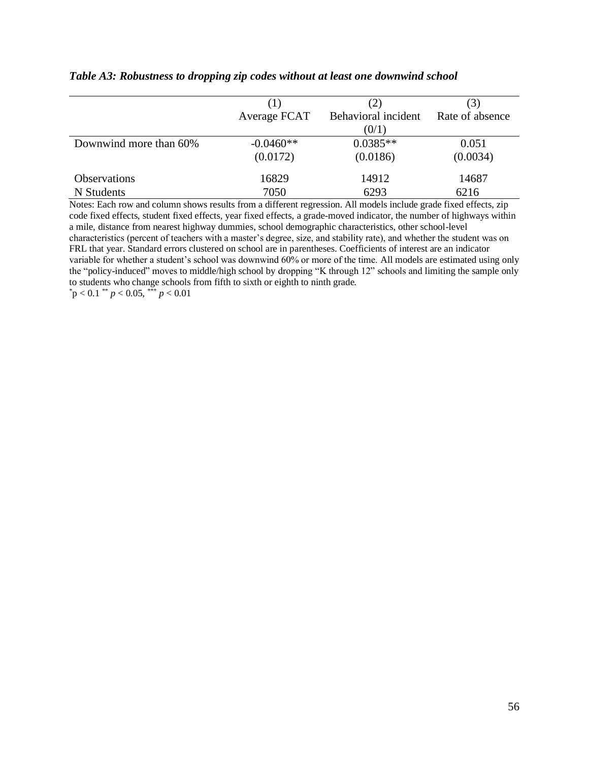*Table A3: Robustness to dropping zip codes without at least one downwind school*

| | (1) | (2) | (3) |
|---|---|---|---|
| | Average FCAT | Behavioral incident (0/1) | Rate of absence |
| Downwind more than 60% | -0.0460** | 0.0385** | 0.051 |
| | (0.0172) | (0.0186) | (0.0034) |
| Observations | 16829 | 14912 | 14687 |
| N Students | 7050 | 6293 | 6216 |

Notes: Each row and column shows results from a different regression. All models include grade fixed effects, zip code fixed effects, student fixed effects, year fixed effects, a grade-moved indicator, the number of highways within a mile, distance from nearest highway dummies, school demographic characteristics, other school-level characteristics (percent of teachers with a master's degree, size, and stability rate), and whether the student was on FRL that year. Standard errors clustered on school are in parentheses. Coefficients of interest are an indicator variable for whether a student's school was downwind 60% or more of the time. All models are estimated using only the "policy-induced" moves to middle/high school by dropping "K through 12" schools and limiting the sample only to students who change schools from fifth to sixth or eighth to ninth grade.

* $p < 0.1$ ** $p < 0.05$, *** $p < 0.01$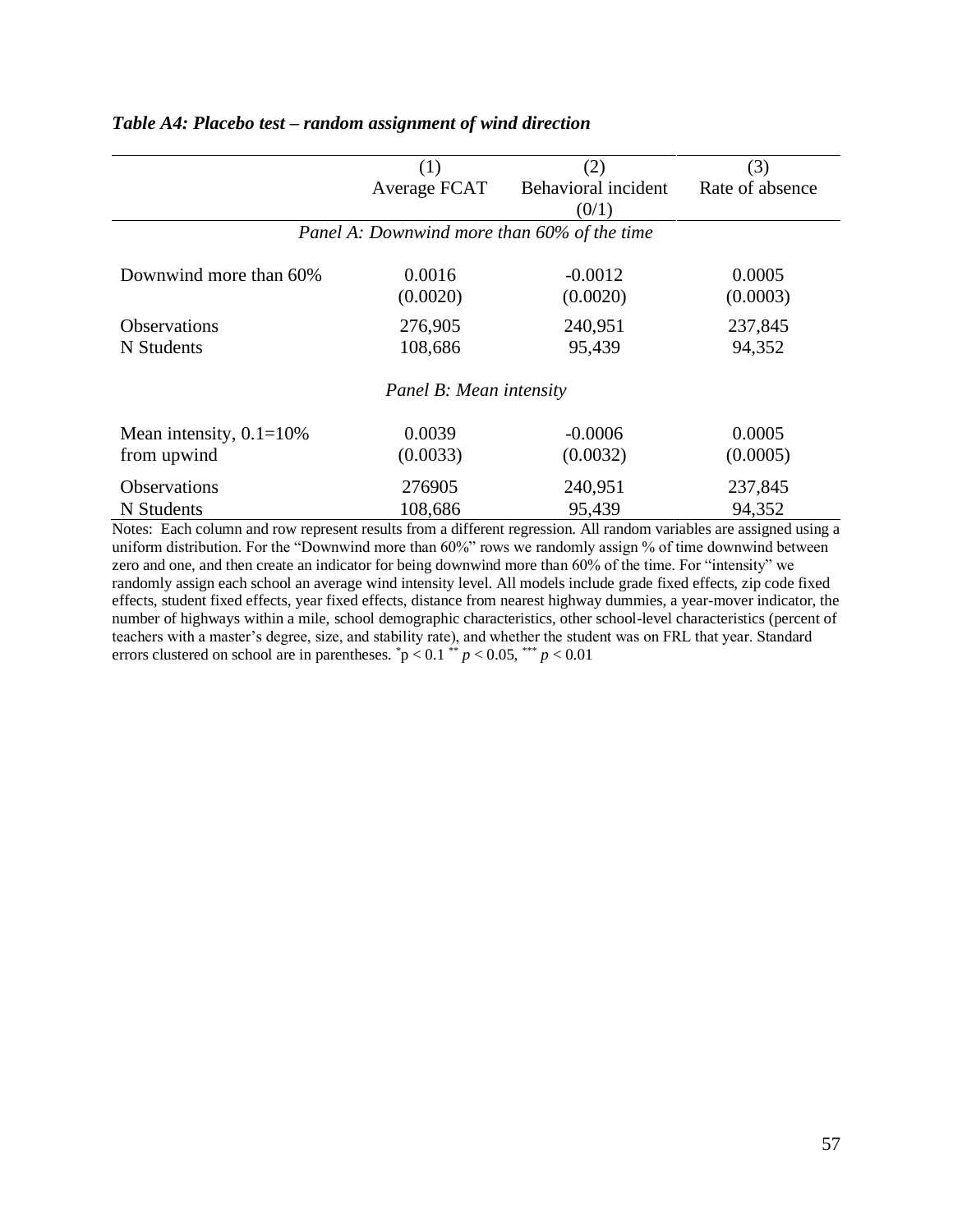***Table A4: Placebo test – random assignment of wind direction***

| | (1) Average FCAT | (2) Behavioral incident (0/1) | (3) Rate of absence |
|---|---|---|---|
| *Panel A: Downwind more than 60% of the time* | | | |
| Downwind more than 60% | 0.0016 | -0.0012 | 0.0005 |
| | (0.0020) | (0.0020) | (0.0003) |
| Observations | 276,905 | 240,951 | 237,845 |
| N Students | 108,686 | 95,439 | 94,352 |
| *Panel B: Mean intensity* | | | |
| Mean intensity, 0.1=10% from upwind | 0.0039 | -0.0006 | 0.0005 |
| | (0.0033) | (0.0032) | (0.0005) |
| Observations | 276905 | 240,951 | 237,845 |
| N Students | 108,686 | 95,439 | 94,352 |

Notes: Each column and row represent results from a different regression. All random variables are assigned using a uniform distribution. For the "Downwind more than 60%" rows we randomly assign % of time downwind between zero and one, and then create an indicator for being downwind more than 60% of the time. For "intensity" we randomly assign each school an average wind intensity level. All models include grade fixed effects, zip code fixed effects, student fixed effects, year fixed effects, distance from nearest highway dummies, a year-mover indicator, the number of highways within a mile, school demographic characteristics, other school-level characteristics (percent of teachers with a master's degree, size, and stability rate), and whether the student was on FRL that year. Standard errors clustered on school are in parentheses. * $p < 0.1$ ** $p < 0.05$, *** $p < 0.01$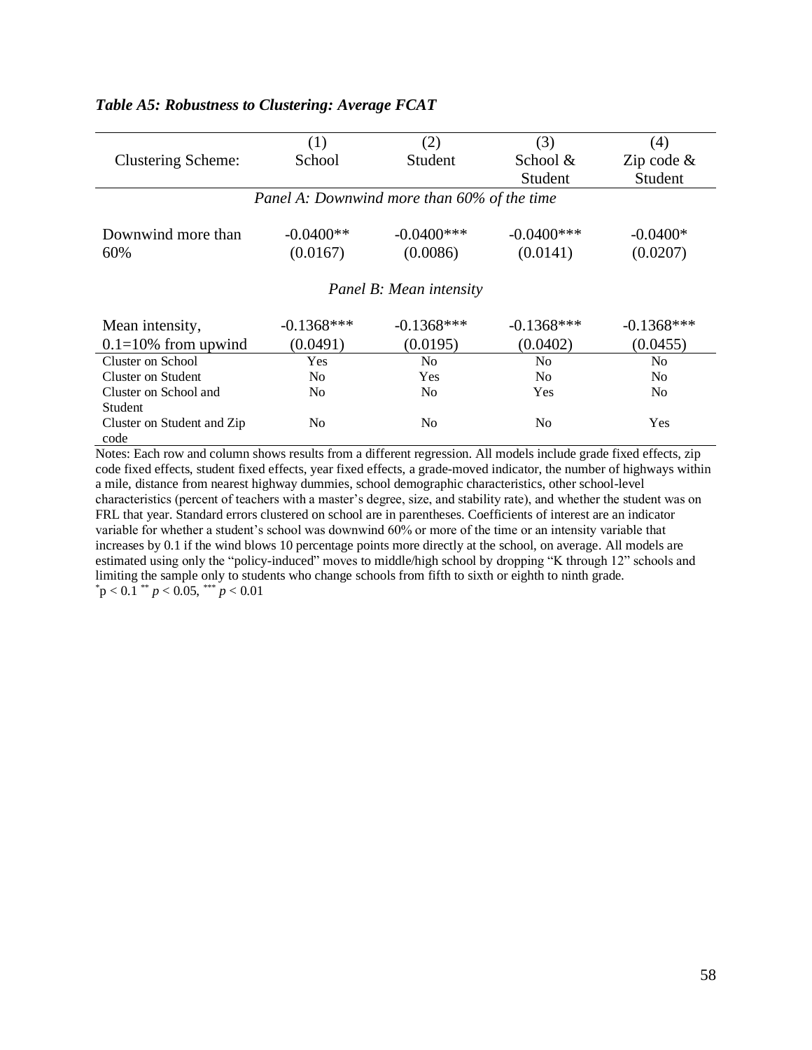*Table A5: Robustness to Clustering: Average FCAT*

| | (1) | (2) | (3) | (4) |
|---|---|---|---|---|
| Clustering Scheme: | School | Student | School & Student | Zip code & Student |
| *Panel A: Downwind more than 60% of the time* | | | | |
| Downwind more than 60% | -0.0400** | -0.0400*** | -0.0400*** | -0.0400* |
| | (0.0167) | (0.0086) | (0.0141) | (0.0207) |
| *Panel B: Mean intensity* | | | | |
| Mean intensity, 0.1=10% from upwind | -0.1368*** | -0.1368*** | -0.1368*** | -0.1368*** |
| | (0.0491) | (0.0195) | (0.0402) | (0.0455) |
| Cluster on School | Yes | No | No | No |
| Cluster on Student | No | Yes | No | No |
| Cluster on School and Student | No | No | Yes | No |
| Cluster on Student and Zip code | No | No | No | Yes |

Notes: Each row and column shows results from a different regression. All models include grade fixed effects, zip code fixed effects, student fixed effects, year fixed effects, a grade-moved indicator, the number of highways within a mile, distance from nearest highway dummies, school demographic characteristics, other school-level characteristics (percent of teachers with a master's degree, size, and stability rate), and whether the student was on FRL that year. Standard errors clustered on school are in parentheses. Coefficients of interest are an indicator variable for whether a student's school was downwind 60% or more of the time or an intensity variable that increases by 0.1 if the wind blows 10 percentage points more directly at the school, on average. All models are estimated using only the "policy-induced" moves to middle/high school by dropping "K through 12" schools and limiting the sample only to students who change schools from fifth to sixth or eighth to ninth grade.
\* $p < 0.1$ \*\* $p < 0.05$, \*\*\* $p < 0.01$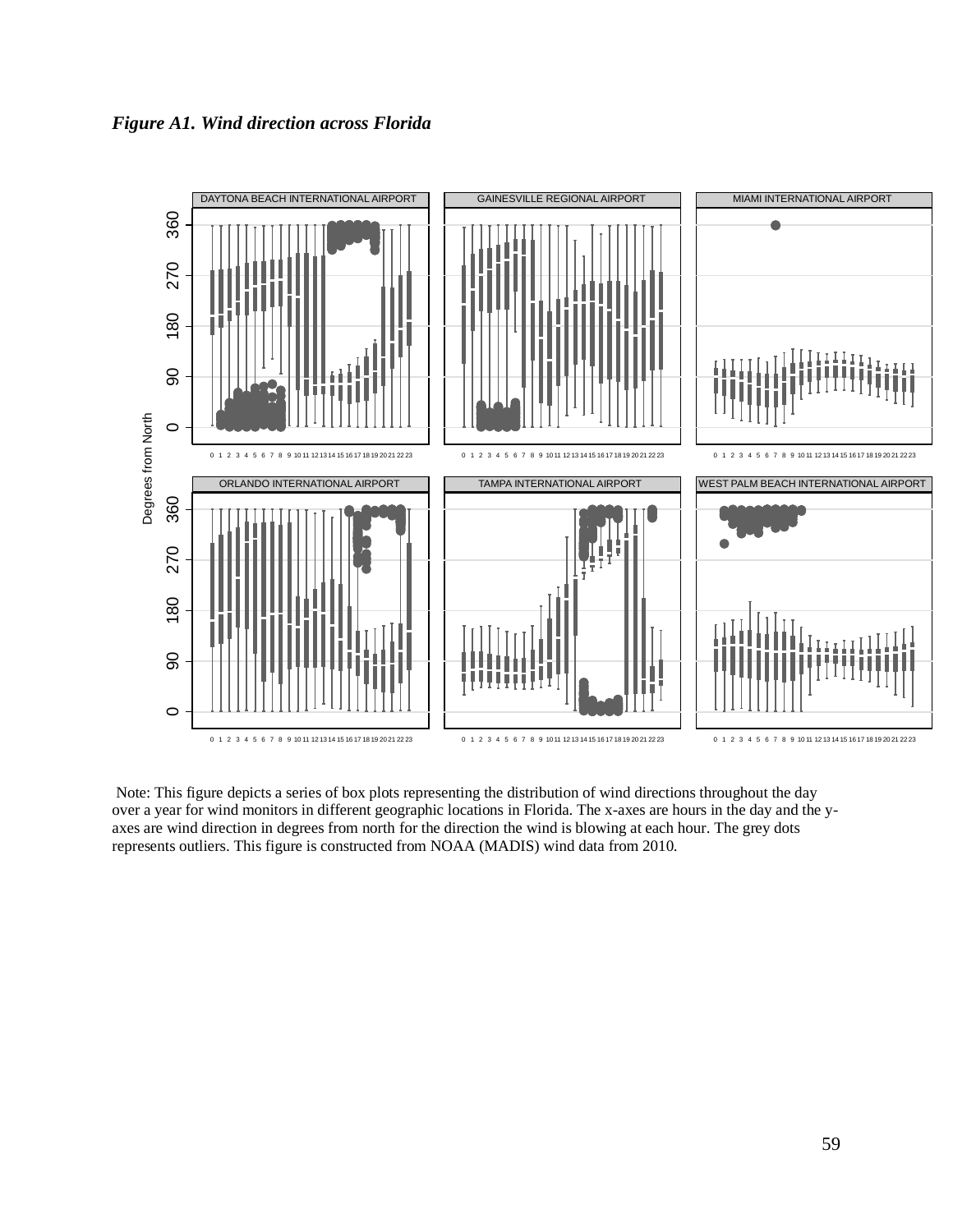*Figure A1. Wind direction across Florida*

Note: This figure depicts a series of box plots representing the distribution of wind directions throughout the day over a year for wind monitors in different geographic locations in Florida. The x-axes are hours in the day and the y-axes are wind direction in degrees from north for the direction the wind is blowing at each hour. The grey dots represents outliers. This figure is constructed from NOAA (MADIS) wind data from 2010.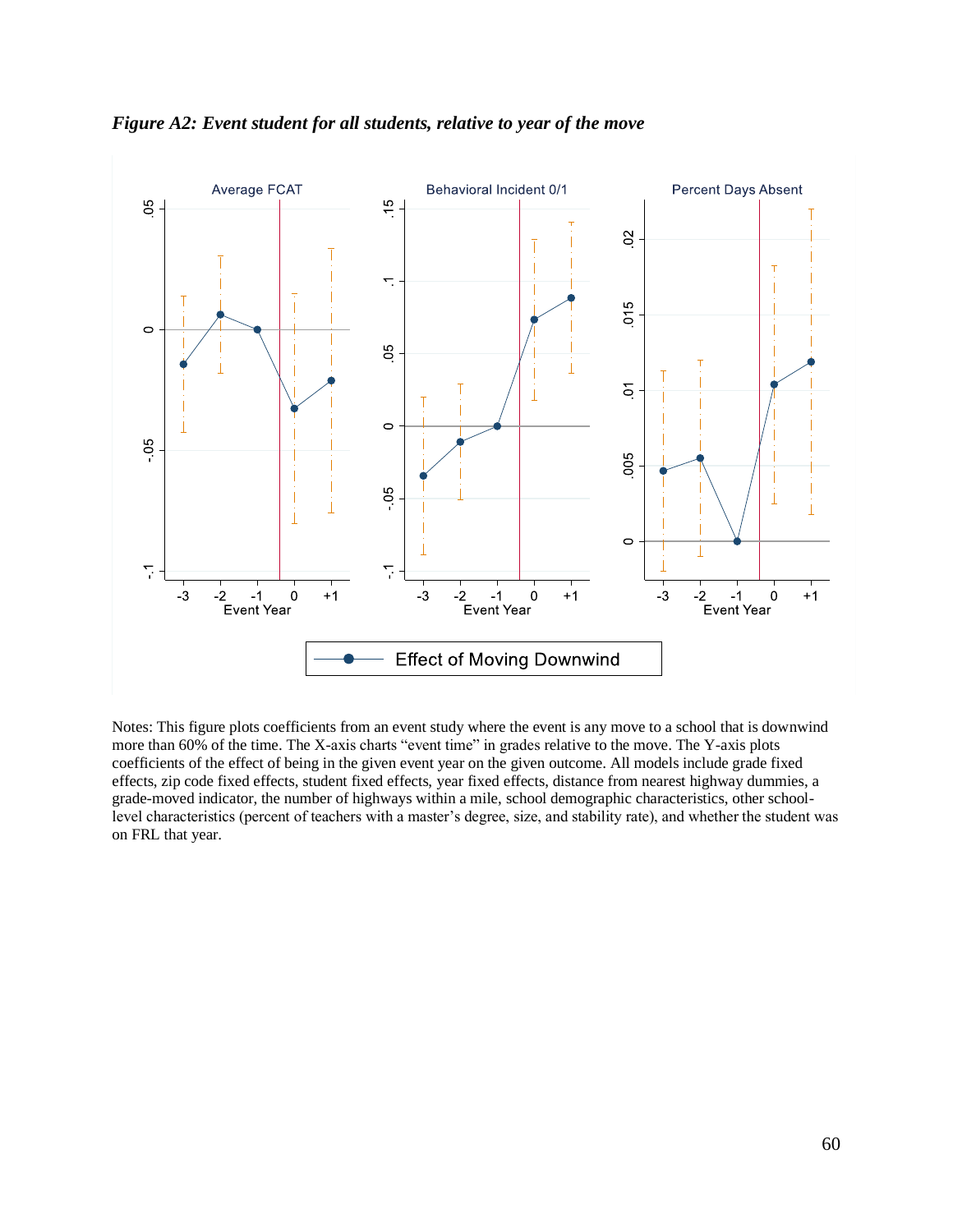***Figure A2: Event student for all students, relative to year of the move***

Notes: This figure plots coefficients from an event study where the event is any move to a school that is downwind more than 60% of the time. The X-axis charts "event time" in grades relative to the move. The Y-axis plots coefficients of the effect of being in the given event year on the given outcome. All models include grade fixed effects, zip code fixed effects, student fixed effects, year fixed effects, distance from nearest highway dummies, a grade-moved indicator, the number of highways within a mile, school demographic characteristics, other school-level characteristics (percent of teachers with a master's degree, size, and stability rate), and whether the student was on FRL that year.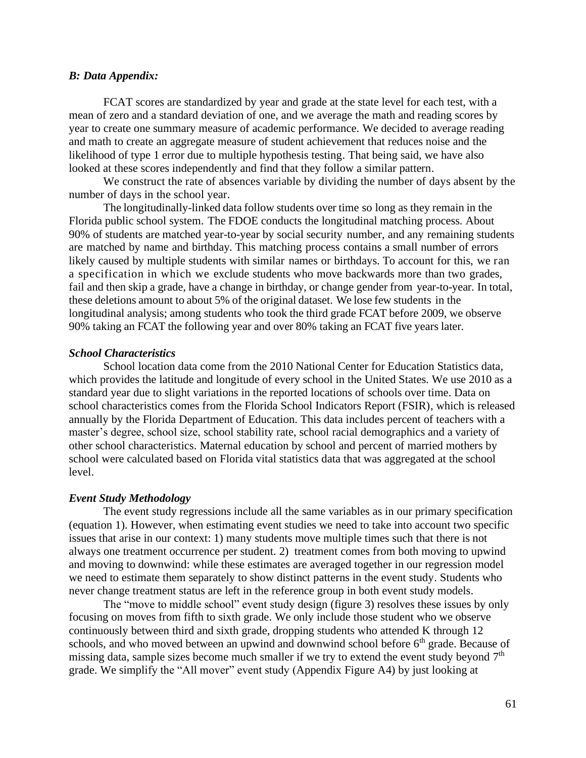### *B: Data Appendix:*

FCAT scores are standardized by year and grade at the state level for each test, with a mean of zero and a standard deviation of one, and we average the math and reading scores by year to create one summary measure of academic performance. We decided to average reading and math to create an aggregate measure of student achievement that reduces noise and the likelihood of type 1 error due to multiple hypothesis testing. That being said, we have also looked at these scores independently and find that they follow a similar pattern.

We construct the rate of absences variable by dividing the number of days absent by the number of days in the school year.

The longitudinally-linked data follow students over time so long as they remain in the Florida public school system. The FDOE conducts the longitudinal matching process. About 90% of students are matched year-to-year by social security number, and any remaining students are matched by name and birthday. This matching process contains a small number of errors likely caused by multiple students with similar names or birthdays. To account for this, we ran a specification in which we exclude students who move backwards more than two grades, fail and then skip a grade, have a change in birthday, or change gender from year-to-year. In total, these deletions amount to about 5% of the original dataset. We lose few students in the longitudinal analysis; among students who took the third grade FCAT before 2009, we observe 90% taking an FCAT the following year and over 80% taking an FCAT five years later.

### *School Characteristics*

School location data come from the 2010 National Center for Education Statistics data, which provides the latitude and longitude of every school in the United States. We use 2010 as a standard year due to slight variations in the reported locations of schools over time. Data on school characteristics comes from the Florida School Indicators Report (FSIR), which is released annually by the Florida Department of Education. This data includes percent of teachers with a master's degree, school size, school stability rate, school racial demographics and a variety of other school characteristics. Maternal education by school and percent of married mothers by school were calculated based on Florida vital statistics data that was aggregated at the school level.

### *Event Study Methodology*

The event study regressions include all the same variables as in our primary specification (equation 1). However, when estimating event studies we need to take into account two specific issues that arise in our context: 1) many students move multiple times such that there is not always one treatment occurrence per student. 2) treatment comes from both moving to upwind and moving to downwind: while these estimates are averaged together in our regression model we need to estimate them separately to show distinct patterns in the event study. Students who never change treatment status are left in the reference group in both event study models.

The "move to middle school" event study design (figure 3) resolves these issues by only focusing on moves from fifth to sixth grade. We only include those student who we observe continuously between third and sixth grade, dropping students who attended K through 12 schools, and who moved between an upwind and downwind school before 6th grade. Because of missing data, sample sizes become much smaller if we try to extend the event study beyond 7th grade. We simplify the "All mover" event study (Appendix Figure A4) by just looking at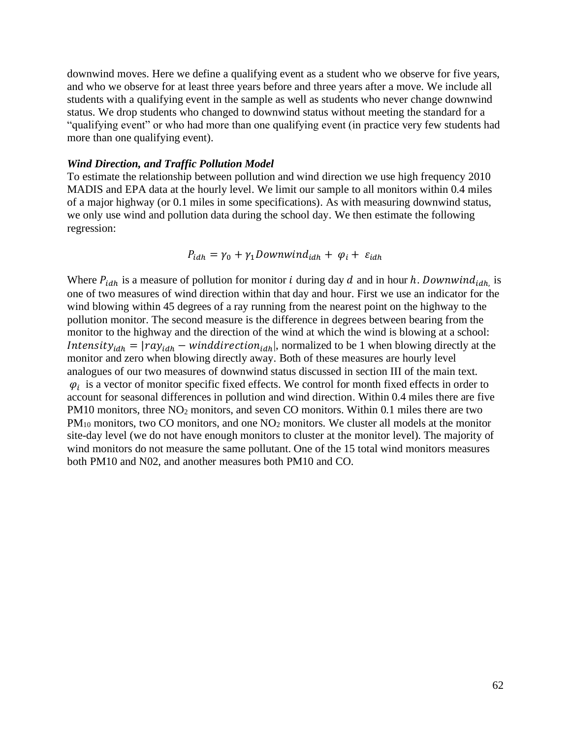downwind moves. Here we define a qualifying event as a student who we observe for five years, and who we observe for at least three years before and three years after a move. We include all students with a qualifying event in the sample as well as students who never change downwind status. We drop students who changed to downwind status without meeting the standard for a "qualifying event" or who had more than one qualifying event (in practice very few students had more than one qualifying event).

***Wind Direction, and Traffic Pollution Model***

To estimate the relationship between pollution and wind direction we use high frequency 2010 MADIS and EPA data at the hourly level. We limit our sample to all monitors within 0.4 miles of a major highway (or 0.1 miles in some specifications). As with measuring downwind status, we only use wind and pollution data during the school day. We then estimate the following regression:

$$P_{idh} = \gamma_0 + \gamma_1 Downwind_{idh} + \varphi_i + \varepsilon_{idh}$$

Where $P_{idh}$ is a measure of pollution for monitor $i$ during day $d$ and in hour $h$. $Downwind_{idh,}$ is one of two measures of wind direction within that day and hour. First we use an indicator for the wind blowing within 45 degrees of a ray running from the nearest point on the highway to the pollution monitor. The second measure is the difference in degrees between bearing from the monitor to the highway and the direction of the wind at which the wind is blowing at a school: $Intensity_{idh} = |ray_{idh} - winddirection_{idh}|$, normalized to be 1 when blowing directly at the monitor and zero when blowing directly away. Both of these measures are hourly level analogues of our two measures of downwind status discussed in section III of the main text. $\varphi_i$ is a vector of monitor specific fixed effects. We control for month fixed effects in order to account for seasonal differences in pollution and wind direction. Within 0.4 miles there are five PM10 monitors, three $NO_2$ monitors, and seven CO monitors. Within 0.1 miles there are two $PM_{10}$ monitors, two CO monitors, and one $NO_2$ monitors. We cluster all models at the monitor site-day level (we do not have enough monitors to cluster at the monitor level). The majority of wind monitors do not measure the same pollutant. One of the 15 total wind monitors measures both PM10 and N02, and another measures both PM10 and CO.